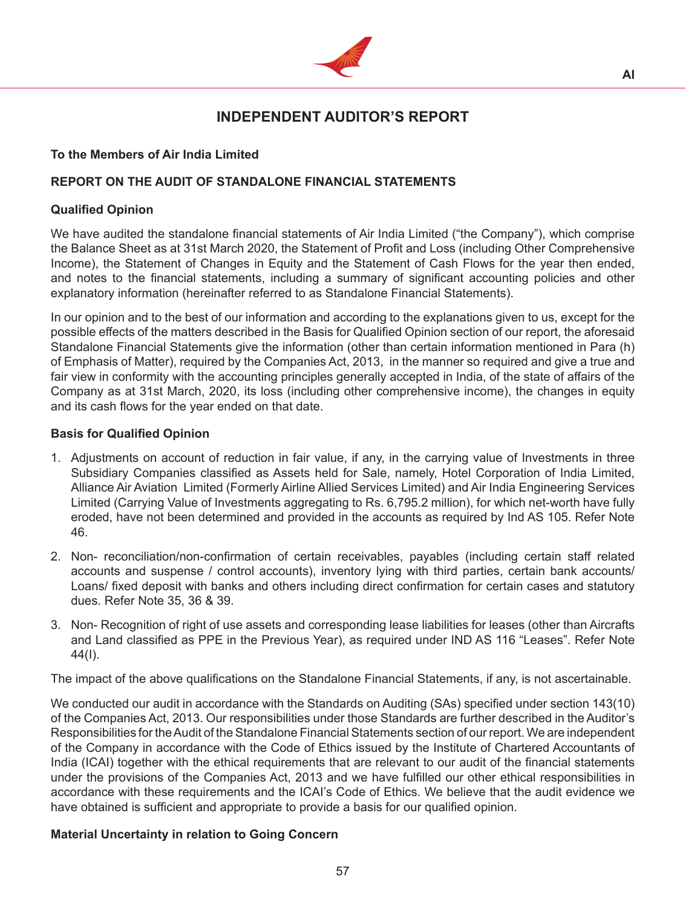# INDEPENDENT AUDITOR'S REPORT

**To the Members of Air India Limited**

**REPORT ON THE AUDIT OF STANDALONE FINANCIAL STATEMENTS**

**Qualified Opinion**

We have audited the standalone financial statements of Air India Limited ("the Company"), which comprise the Balance Sheet as at 31st March 2020, the Statement of Profit and Loss (including Other Comprehensive Income), the Statement of Changes in Equity and the Statement of Cash Flows for the year then ended, and notes to the financial statements, including a summary of significant accounting policies and other explanatory information (hereinafter referred to as Standalone Financial Statements).

In our opinion and to the best of our information and according to the explanations given to us, except for the possible effects of the matters described in the Basis for Qualified Opinion section of our report, the aforesaid Standalone Financial Statements give the information (other than certain information mentioned in Para (h) of Emphasis of Matter), required by the Companies Act, 2013, in the manner so required and give a true and fair view in conformity with the accounting principles generally accepted in India, of the state of affairs of the Company as at 31st March, 2020, its loss (including other comprehensive income), the changes in equity and its cash flows for the year ended on that date.

**Basis for Qualified Opinion**

1. Adjustments on account of reduction in fair value, if any, in the carrying value of Investments in three Subsidiary Companies classified as Assets held for Sale, namely, Hotel Corporation of India Limited, Alliance Air Aviation Limited (Formerly Airline Allied Services Limited) and Air India Engineering Services Limited (Carrying Value of Investments aggregating to Rs. 6,795.2 million), for which net-worth have fully eroded, have not been determined and provided in the accounts as required by Ind AS 105. Refer Note 46.
2. Non- reconciliation/non-confirmation of certain receivables, payables (including certain staff related accounts and suspense / control accounts), inventory lying with third parties, certain bank accounts/ Loans/ fixed deposit with banks and others including direct confirmation for certain cases and statutory dues. Refer Note 35, 36 & 39.
3. Non- Recognition of right of use assets and corresponding lease liabilities for leases (other than Aircrafts and Land classified as PPE in the Previous Year), as required under IND AS 116 "Leases". Refer Note 44(I).

The impact of the above qualifications on the Standalone Financial Statements, if any, is not ascertainable.

We conducted our audit in accordance with the Standards on Auditing (SAs) specified under section 143(10) of the Companies Act, 2013. Our responsibilities under those Standards are further described in the Auditor's Responsibilities for the Audit of the Standalone Financial Statements section of our report. We are independent of the Company in accordance with the Code of Ethics issued by the Institute of Chartered Accountants of India (ICAI) together with the ethical requirements that are relevant to our audit of the financial statements under the provisions of the Companies Act, 2013 and we have fulfilled our other ethical responsibilities in accordance with these requirements and the ICAI's Code of Ethics. We believe that the audit evidence we have obtained is sufficient and appropriate to provide a basis for our qualified opinion.

**Material Uncertainty in relation to Going Concern**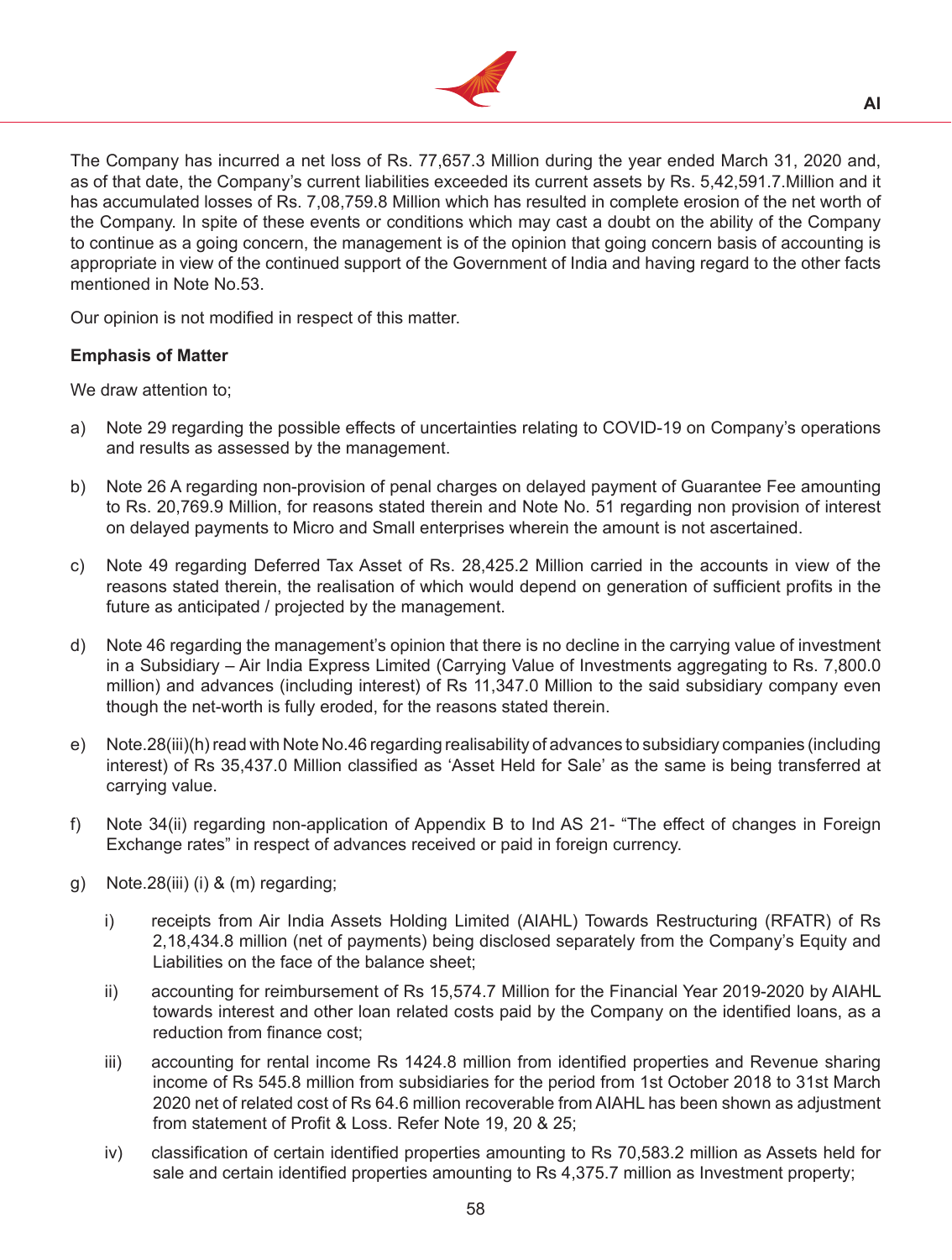The Company has incurred a net loss of Rs. 77,657.3 Million during the year ended March 31, 2020 and, as of that date, the Company's current liabilities exceeded its current assets by Rs. 5,42,591.7.Million and it has accumulated losses of Rs. 7,08,759.8 Million which has resulted in complete erosion of the net worth of the Company. In spite of these events or conditions which may cast a doubt on the ability of the Company to continue as a going concern, the management is of the opinion that going concern basis of accounting is appropriate in view of the continued support of the Government of India and having regard to the other facts mentioned in Note No.53.

Our opinion is not modified in respect of this matter.

**Emphasis of Matter**

We draw attention to;

a) Note 29 regarding the possible effects of uncertainties relating to COVID-19 on Company's operations and results as assessed by the management.

b) Note 26 A regarding non-provision of penal charges on delayed payment of Guarantee Fee amounting to Rs. 20,769.9 Million, for reasons stated therein and Note No. 51 regarding non provision of interest on delayed payments to Micro and Small enterprises wherein the amount is not ascertained.

c) Note 49 regarding Deferred Tax Asset of Rs. 28,425.2 Million carried in the accounts in view of the reasons stated therein, the realisation of which would depend on generation of sufficient profits in the future as anticipated / projected by the management.

d) Note 46 regarding the management's opinion that there is no decline in the carrying value of investment in a Subsidiary – Air India Express Limited (Carrying Value of Investments aggregating to Rs. 7,800.0 million) and advances (including interest) of Rs 11,347.0 Million to the said subsidiary company even though the net-worth is fully eroded, for the reasons stated therein.

e) Note.28(iii)(h) read with Note No.46 regarding realisability of advances to subsidiary companies (including interest) of Rs 35,437.0 Million classified as 'Asset Held for Sale' as the same is being transferred at carrying value.

f) Note 34(ii) regarding non-application of Appendix B to Ind AS 21- "The effect of changes in Foreign Exchange rates" in respect of advances received or paid in foreign currency.

g) Note.28(iii) (i) & (m) regarding;

   i) receipts from Air India Assets Holding Limited (AIAHL) Towards Restructuring (RFATR) of Rs 2,18,434.8 million (net of payments) being disclosed separately from the Company's Equity and Liabilities on the face of the balance sheet;

   ii) accounting for reimbursement of Rs 15,574.7 Million for the Financial Year 2019-2020 by AIAHL towards interest and other loan related costs paid by the Company on the identified loans, as a reduction from finance cost;

   iii) accounting for rental income Rs 1424.8 million from identified properties and Revenue sharing income of Rs 545.8 million from subsidiaries for the period from 1st October 2018 to 31st March 2020 net of related cost of Rs 64.6 million recoverable from AIAHL has been shown as adjustment from statement of Profit & Loss. Refer Note 19, 20 & 25;

   iv) classification of certain identified properties amounting to Rs 70,583.2 million as Assets held for sale and certain identified properties amounting to Rs 4,375.7 million as Investment property;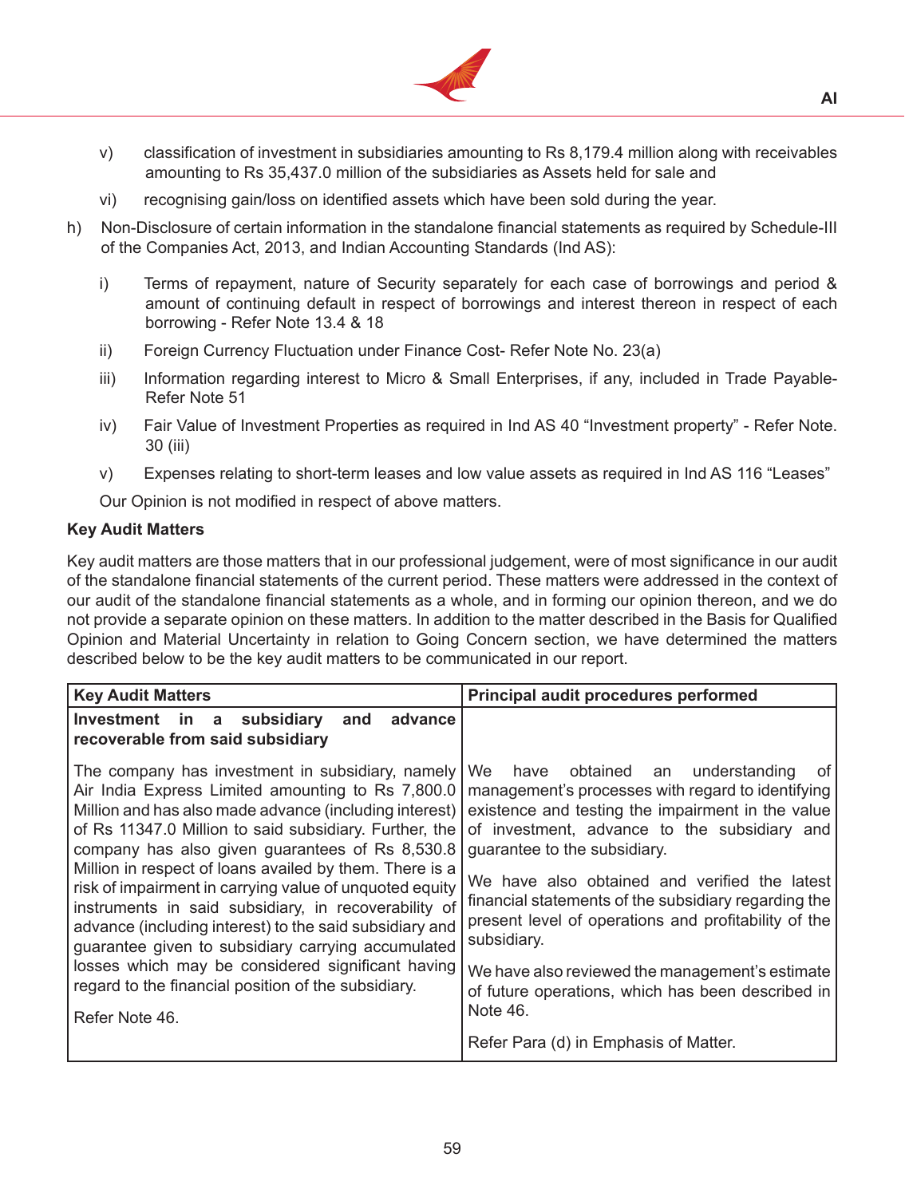v) classification of investment in subsidiaries amounting to Rs 8,179.4 million along with receivables amounting to Rs 35,437.0 million of the subsidiaries as Assets held for sale and

vi) recognising gain/loss on identified assets which have been sold during the year.

h) Non-Disclosure of certain information in the standalone financial statements as required by Schedule-III of the Companies Act, 2013, and Indian Accounting Standards (Ind AS):

i) Terms of repayment, nature of Security separately for each case of borrowings and period & amount of continuing default in respect of borrowings and interest thereon in respect of each borrowing - Refer Note 13.4 & 18

ii) Foreign Currency Fluctuation under Finance Cost- Refer Note No. 23(a)

iii) Information regarding interest to Micro & Small Enterprises, if any, included in Trade Payable- Refer Note 51

iv) Fair Value of Investment Properties as required in Ind AS 40 "Investment property" - Refer Note. 30 (iii)

v) Expenses relating to short-term leases and low value assets as required in Ind AS 116 "Leases"

Our Opinion is not modified in respect of above matters.

**Key Audit Matters**

Key audit matters are those matters that in our professional judgement, were of most significance in our audit of the standalone financial statements of the current period. These matters were addressed in the context of our audit of the standalone financial statements as a whole, and in forming our opinion thereon, and we do not provide a separate opinion on these matters. In addition to the matter described in the Basis for Qualified Opinion and Material Uncertainty in relation to Going Concern section, we have determined the matters described below to be the key audit matters to be communicated in our report.

| Key Audit Matters | Principal audit procedures performed |
|---|---|
| **Investment in a subsidiary and advance recoverable from said subsidiary** | |
| The company has investment in subsidiary, namely Air India Express Limited amounting to Rs 7,800.0 Million and has also made advance (including interest) of Rs 11347.0 Million to said subsidiary. Further, the company has also given guarantees of Rs 8,530.8 Million in respect of loans availed by them. There is a risk of impairment in carrying value of unquoted equity instruments in said subsidiary, in recoverability of advance (including interest) to the said subsidiary and guarantee given to subsidiary carrying accumulated losses which may be considered significant having regard to the financial position of the subsidiary.<br><br>Refer Note 46. | We have obtained an understanding of management's processes with regard to identifying existence and testing the impairment in the value of investment, advance to the subsidiary and guarantee to the subsidiary.<br><br>We have also obtained and verified the latest financial statements of the subsidiary regarding the present level of operations and profitability of the subsidiary.<br><br>We have also reviewed the management's estimate of future operations, which has been described in Note 46.<br><br>Refer Para (d) in Emphasis of Matter. |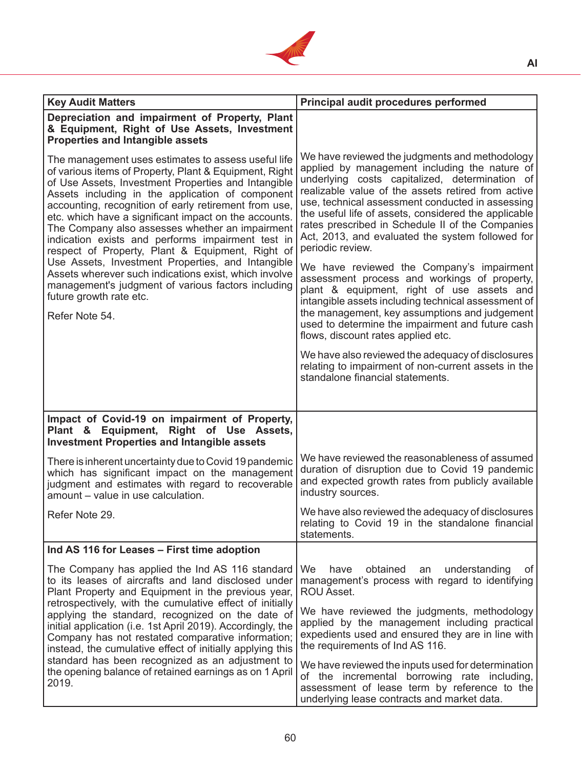| Key Audit Matters | Principal audit procedures performed |
|---|---|
| **Depreciation and impairment of Property, Plant & Equipment, Right of Use Assets, Investment Properties and Intangible assets** | |
| The management uses estimates to assess useful life of various items of Property, Plant & Equipment, Right of Use Assets, Investment Properties and Intangible Assets including in the application of component accounting, recognition of early retirement from use, etc. which have a significant impact on the accounts. The Company also assesses whether an impairment indication exists and performs impairment test in respect of Property, Plant & Equipment, Right of Use Assets, Investment Properties, and Intangible Assets wherever such indications exist, which involve management's judgment of various factors including future growth rate etc.<br><br>Refer Note 54. | We have reviewed the judgments and methodology applied by management including the nature of underlying costs capitalized, determination of realizable value of the assets retired from active use, technical assessment conducted in assessing the useful life of assets, considered the applicable rates prescribed in Schedule II of the Companies Act, 2013, and evaluated the system followed for periodic review.<br><br>We have reviewed the Company's impairment assessment process and workings of property, plant & equipment, right of use assets and intangible assets including technical assessment of the management, key assumptions and judgement used to determine the impairment and future cash flows, discount rates applied etc.<br><br>We have also reviewed the adequacy of disclosures relating to impairment of non-current assets in the standalone financial statements. |
| **Impact of Covid-19 on impairment of Property, Plant & Equipment, Right of Use Assets, Investment Properties and Intangible assets** | |
| There is inherent uncertainty due to Covid 19 pandemic which has significant impact on the management judgment and estimates with regard to recoverable amount – value in use calculation.<br><br>Refer Note 29. | We have reviewed the reasonableness of assumed duration of disruption due to Covid 19 pandemic and expected growth rates from publicly available industry sources.<br><br>We have also reviewed the adequacy of disclosures relating to Covid 19 in the standalone financial statements. |
| **Ind AS 116 for Leases – First time adoption** | |
| The Company has applied the Ind AS 116 standard to its leases of aircrafts and land disclosed under Plant Property and Equipment in the previous year, retrospectively, with the cumulative effect of initially applying the standard, recognized on the date of initial application (i.e. 1st April 2019). Accordingly, the Company has not restated comparative information; instead, the cumulative effect of initially applying this standard has been recognized as an adjustment to the opening balance of retained earnings as on 1 April 2019. | We have obtained an understanding of management's process with regard to identifying ROU Asset.<br><br>We have reviewed the judgments, methodology applied by the management including practical expedients used and ensured they are in line with the requirements of Ind AS 116.<br><br>We have reviewed the inputs used for determination of the incremental borrowing rate including, assessment of lease term by reference to the underlying lease contracts and market data. |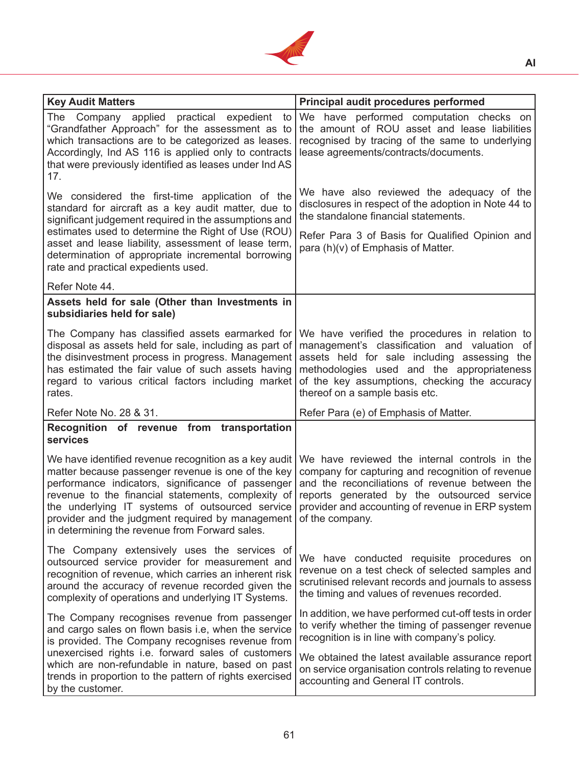| Key Audit Matters | Principal audit procedures performed |
|---|---|
| The Company applied practical expedient to "Grandfather Approach" for the assessment as to which transactions are to be categorized as leases. Accordingly, Ind AS 116 is applied only to contracts that were previously identified as leases under Ind AS 17.<br><br>We considered the first-time application of the standard for aircraft as a key audit matter, due to significant judgement required in the assumptions and estimates used to determine the Right of Use (ROU) asset and lease liability, assessment of lease term, determination of appropriate incremental borrowing rate and practical expedients used.<br><br>Refer Note 44. | We have performed computation checks on the amount of ROU asset and lease liabilities recognised by tracing of the same to underlying lease agreements/contracts/documents.<br><br>We have also reviewed the adequacy of the disclosures in respect of the adoption in Note 44 to the standalone financial statements.<br><br>Refer Para 3 of Basis for Qualified Opinion and para (h)(v) of Emphasis of Matter. |
| **Assets held for sale (Other than Investments in subsidiaries held for sale)**<br><br>The Company has classified assets earmarked for disposal as assets held for sale, including as part of the disinvestment process in progress. Management has estimated the fair value of such assets having regard to various critical factors including market rates.<br><br>Refer Note No. 28 & 31. | We have verified the procedures in relation to management's classification and valuation of assets held for sale including assessing the methodologies used and the appropriateness of the key assumptions, checking the accuracy thereof on a sample basis etc.<br><br>Refer Para (e) of Emphasis of Matter. |
| **Recognition of revenue from transportation services**<br><br>We have identified revenue recognition as a key audit matter because passenger revenue is one of the key performance indicators, significance of passenger revenue to the financial statements, complexity of the underlying IT systems of outsourced service provider and the judgment required by management in determining the revenue from Forward sales.<br><br>The Company extensively uses the services of outsourced service provider for measurement and recognition of revenue, which carries an inherent risk around the accuracy of revenue recorded given the complexity of operations and underlying IT Systems.<br><br>The Company recognises revenue from passenger and cargo sales on flown basis i.e, when the service is provided. The Company recognises revenue from unexercised rights i.e. forward sales of customers which are non-refundable in nature, based on past trends in proportion to the pattern of rights exercised by the customer. | We have reviewed the internal controls in the company for capturing and recognition of revenue and the reconciliations of revenue between the reports generated by the outsourced service provider and accounting of revenue in ERP system of the company.<br><br>We have conducted requisite procedures on revenue on a test check of selected samples and scrutinised relevant records and journals to assess the timing and values of revenues recorded.<br><br>In addition, we have performed cut-off tests in order to verify whether the timing of passenger revenue recognition is in line with company's policy.<br><br>We obtained the latest available assurance report on service organisation controls relating to revenue accounting and General IT controls. |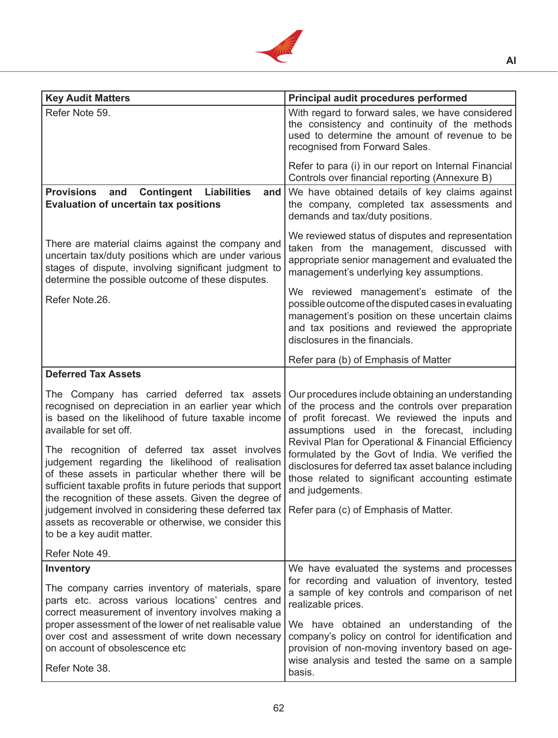| Key Audit Matters | Principal audit procedures performed |
|---|---|
| Refer Note 59. | With regard to forward sales, we have considered the consistency and continuity of the methods used to determine the amount of revenue to be recognised from Forward Sales.<br><br>Refer to para (i) in our report on Internal Financial Controls over financial reporting (Annexure B) |
| **Provisions and Contingent Liabilities and Evaluation of uncertain tax positions**<br><br>There are material claims against the company and uncertain tax/duty positions which are under various stages of dispute, involving significant judgment to determine the possible outcome of these disputes.<br><br>Refer Note.26. | We have obtained details of key claims against the company, completed tax assessments and demands and tax/duty positions.<br><br>We reviewed status of disputes and representation taken from the management, discussed with appropriate senior management and evaluated the management's underlying key assumptions.<br><br>We reviewed management's estimate of the possible outcome of the disputed cases in evaluating management's position on these uncertain claims and tax positions and reviewed the appropriate disclosures in the financials.<br><br>Refer para (b) of Emphasis of Matter |
| **Deferred Tax Assets**<br><br>The Company has carried deferred tax assets recognised on depreciation in an earlier year which is based on the likelihood of future taxable income available for set off.<br><br>The recognition of deferred tax asset involves judgement regarding the likelihood of realisation of these assets in particular whether there will be sufficient taxable profits in future periods that support the recognition of these assets. Given the degree of judgement involved in considering these deferred tax assets as recoverable or otherwise, we consider this to be a key audit matter.<br><br>Refer Note 49. | Our procedures include obtaining an understanding of the process and the controls over preparation of profit forecast. We reviewed the inputs and assumptions used in the forecast, including Revival Plan for Operational & Financial Efficiency formulated by the Govt of India. We verified the disclosures for deferred tax asset balance including those related to significant accounting estimate and judgements.<br><br>Refer para (c) of Emphasis of Matter. |
| **Inventory**<br><br>The company carries inventory of materials, spare parts etc. across various locations' centres and correct measurement of inventory involves making a proper assessment of the lower of net realisable value over cost and assessment of write down necessary on account of obsolescence etc<br><br>Refer Note 38. | We have evaluated the systems and processes for recording and valuation of inventory, tested a sample of key controls and comparison of net realizable prices.<br><br>We have obtained an understanding of the company's policy on control for identification and provision of non-moving inventory based on age-wise analysis and tested the same on a sample basis. |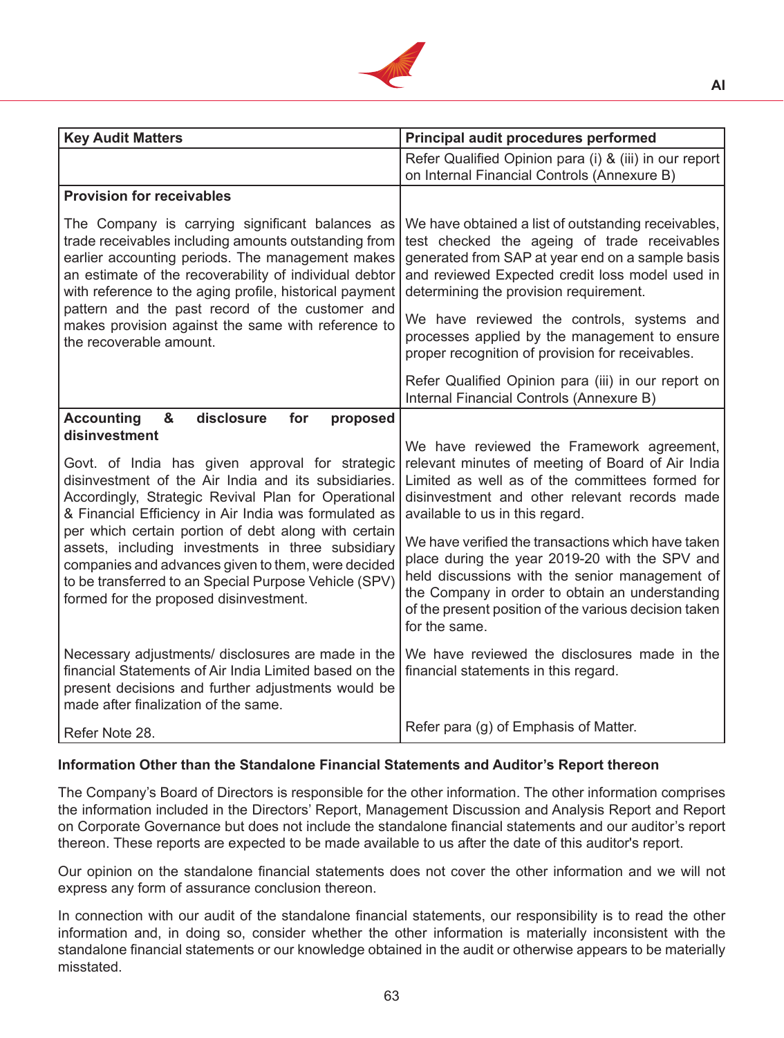| Key Audit Matters | Principal audit procedures performed |
|---|---|
| | Refer Qualified Opinion para (i) & (iii) in our report on Internal Financial Controls (Annexure B) |
| **Provision for receivables**<br><br>The Company is carrying significant balances as trade receivables including amounts outstanding from earlier accounting periods. The management makes an estimate of the recoverability of individual debtor with reference to the aging profile, historical payment pattern and the past record of the customer and makes provision against the same with reference to the recoverable amount. | We have obtained a list of outstanding receivables, test checked the ageing of trade receivables generated from SAP at year end on a sample basis and reviewed Expected credit loss model used in determining the provision requirement.<br><br>We have reviewed the controls, systems and processes applied by the management to ensure proper recognition of provision for receivables.<br><br>Refer Qualified Opinion para (iii) in our report on Internal Financial Controls (Annexure B) |
| **Accounting & disclosure for proposed disinvestment**<br><br>Govt. of India has given approval for strategic disinvestment of the Air India and its subsidiaries. Accordingly, Strategic Revival Plan for Operational & Financial Efficiency in Air India was formulated as per which certain portion of debt along with certain assets, including investments in three subsidiary companies and advances given to them, were decided to be transferred to an Special Purpose Vehicle (SPV) formed for the proposed disinvestment.<br><br>Necessary adjustments/ disclosures are made in the financial Statements of Air India Limited based on the present decisions and further adjustments would be made after finalization of the same.<br><br>Refer Note 28. | We have reviewed the Framework agreement, relevant minutes of meeting of Board of Air India Limited as well as of the committees formed for disinvestment and other relevant records made available to us in this regard.<br><br>We have verified the transactions which have taken place during the year 2019-20 with the SPV and held discussions with the senior management of the Company in order to obtain an understanding of the present position of the various decision taken for the same.<br><br>We have reviewed the disclosures made in the financial statements in this regard.<br><br>Refer para (g) of Emphasis of Matter. |

**Information Other than the Standalone Financial Statements and Auditor's Report thereon**

The Company's Board of Directors is responsible for the other information. The other information comprises the information included in the Directors' Report, Management Discussion and Analysis Report and Report on Corporate Governance but does not include the standalone financial statements and our auditor's report thereon. These reports are expected to be made available to us after the date of this auditor's report.

Our opinion on the standalone financial statements does not cover the other information and we will not express any form of assurance conclusion thereon.

In connection with our audit of the standalone financial statements, our responsibility is to read the other information and, in doing so, consider whether the other information is materially inconsistent with the standalone financial statements or our knowledge obtained in the audit or otherwise appears to be materially misstated.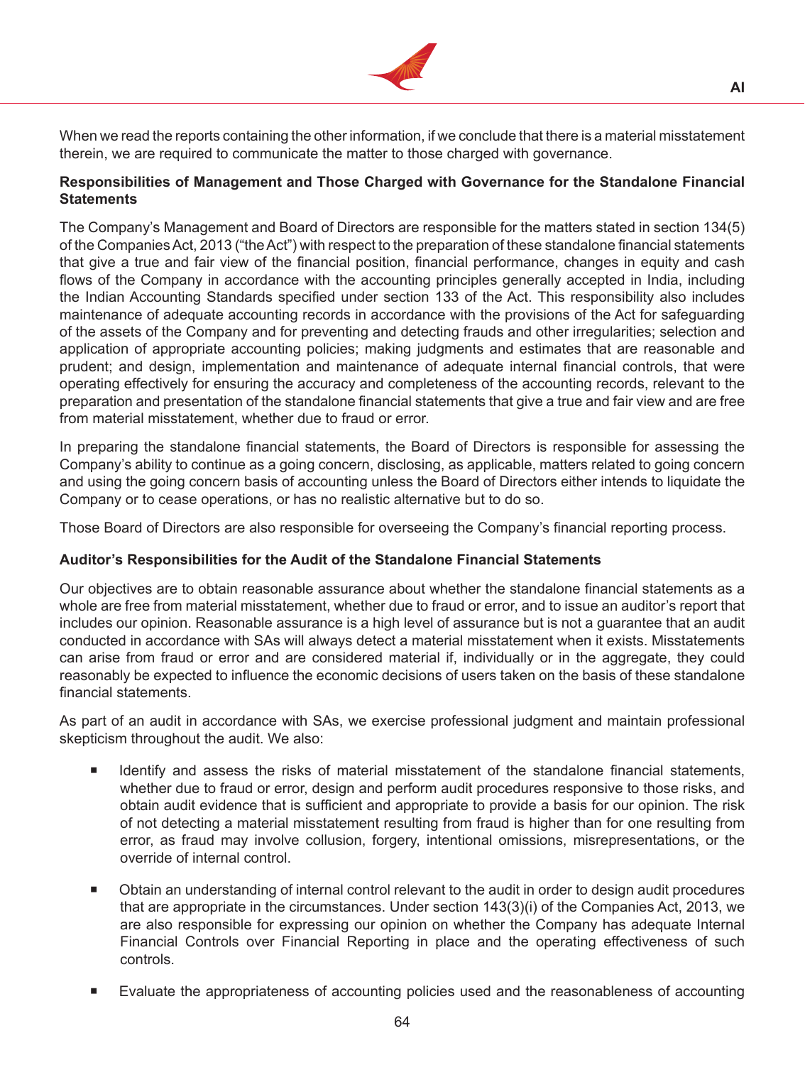When we read the reports containing the other information, if we conclude that there is a material misstatement therein, we are required to communicate the matter to those charged with governance.

**Responsibilities of Management and Those Charged with Governance for the Standalone Financial Statements**

The Company's Management and Board of Directors are responsible for the matters stated in section 134(5) of the Companies Act, 2013 ("the Act") with respect to the preparation of these standalone financial statements that give a true and fair view of the financial position, financial performance, changes in equity and cash flows of the Company in accordance with the accounting principles generally accepted in India, including the Indian Accounting Standards specified under section 133 of the Act. This responsibility also includes maintenance of adequate accounting records in accordance with the provisions of the Act for safeguarding of the assets of the Company and for preventing and detecting frauds and other irregularities; selection and application of appropriate accounting policies; making judgments and estimates that are reasonable and prudent; and design, implementation and maintenance of adequate internal financial controls, that were operating effectively for ensuring the accuracy and completeness of the accounting records, relevant to the preparation and presentation of the standalone financial statements that give a true and fair view and are free from material misstatement, whether due to fraud or error.

In preparing the standalone financial statements, the Board of Directors is responsible for assessing the Company's ability to continue as a going concern, disclosing, as applicable, matters related to going concern and using the going concern basis of accounting unless the Board of Directors either intends to liquidate the Company or to cease operations, or has no realistic alternative but to do so.

Those Board of Directors are also responsible for overseeing the Company's financial reporting process.

**Auditor's Responsibilities for the Audit of the Standalone Financial Statements**

Our objectives are to obtain reasonable assurance about whether the standalone financial statements as a whole are free from material misstatement, whether due to fraud or error, and to issue an auditor's report that includes our opinion. Reasonable assurance is a high level of assurance but is not a guarantee that an audit conducted in accordance with SAs will always detect a material misstatement when it exists. Misstatements can arise from fraud or error and are considered material if, individually or in the aggregate, they could reasonably be expected to influence the economic decisions of users taken on the basis of these standalone financial statements.

As part of an audit in accordance with SAs, we exercise professional judgment and maintain professional skepticism throughout the audit. We also:

- Identify and assess the risks of material misstatement of the standalone financial statements, whether due to fraud or error, design and perform audit procedures responsive to those risks, and obtain audit evidence that is sufficient and appropriate to provide a basis for our opinion. The risk of not detecting a material misstatement resulting from fraud is higher than for one resulting from error, as fraud may involve collusion, forgery, intentional omissions, misrepresentations, or the override of internal control.

- Obtain an understanding of internal control relevant to the audit in order to design audit procedures that are appropriate in the circumstances. Under section 143(3)(i) of the Companies Act, 2013, we are also responsible for expressing our opinion on whether the Company has adequate Internal Financial Controls over Financial Reporting in place and the operating effectiveness of such controls.

- Evaluate the appropriateness of accounting policies used and the reasonableness of accounting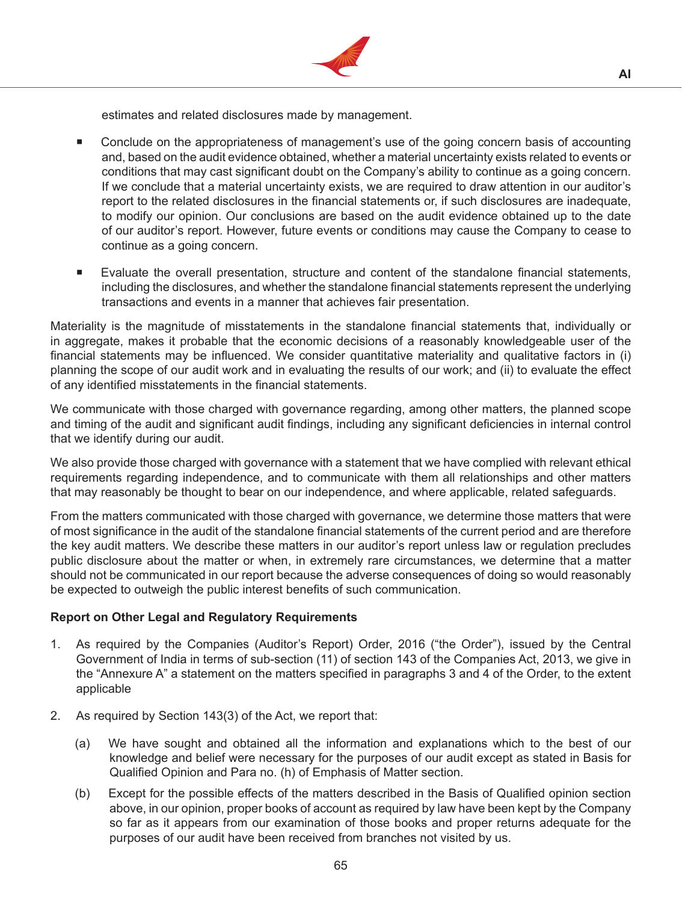estimates and related disclosures made by management.

- Conclude on the appropriateness of management's use of the going concern basis of accounting and, based on the audit evidence obtained, whether a material uncertainty exists related to events or conditions that may cast significant doubt on the Company's ability to continue as a going concern. If we conclude that a material uncertainty exists, we are required to draw attention in our auditor's report to the related disclosures in the financial statements or, if such disclosures are inadequate, to modify our opinion. Our conclusions are based on the audit evidence obtained up to the date of our auditor's report. However, future events or conditions may cause the Company to cease to continue as a going concern.

- Evaluate the overall presentation, structure and content of the standalone financial statements, including the disclosures, and whether the standalone financial statements represent the underlying transactions and events in a manner that achieves fair presentation.

Materiality is the magnitude of misstatements in the standalone financial statements that, individually or in aggregate, makes it probable that the economic decisions of a reasonably knowledgeable user of the financial statements may be influenced. We consider quantitative materiality and qualitative factors in (i) planning the scope of our audit work and in evaluating the results of our work; and (ii) to evaluate the effect of any identified misstatements in the financial statements.

We communicate with those charged with governance regarding, among other matters, the planned scope and timing of the audit and significant audit findings, including any significant deficiencies in internal control that we identify during our audit.

We also provide those charged with governance with a statement that we have complied with relevant ethical requirements regarding independence, and to communicate with them all relationships and other matters that may reasonably be thought to bear on our independence, and where applicable, related safeguards.

From the matters communicated with those charged with governance, we determine those matters that were of most significance in the audit of the standalone financial statements of the current period and are therefore the key audit matters. We describe these matters in our auditor's report unless law or regulation precludes public disclosure about the matter or when, in extremely rare circumstances, we determine that a matter should not be communicated in our report because the adverse consequences of doing so would reasonably be expected to outweigh the public interest benefits of such communication.

**Report on Other Legal and Regulatory Requirements**

1. As required by the Companies (Auditor's Report) Order, 2016 ("the Order"), issued by the Central Government of India in terms of sub-section (11) of section 143 of the Companies Act, 2013, we give in the "Annexure A" a statement on the matters specified in paragraphs 3 and 4 of the Order, to the extent applicable

2. As required by Section 143(3) of the Act, we report that:

   (a) We have sought and obtained all the information and explanations which to the best of our knowledge and belief were necessary for the purposes of our audit except as stated in Basis for Qualified Opinion and Para no. (h) of Emphasis of Matter section.

   (b) Except for the possible effects of the matters described in the Basis of Qualified opinion section above, in our opinion, proper books of account as required by law have been kept by the Company so far as it appears from our examination of those books and proper returns adequate for the purposes of our audit have been received from branches not visited by us.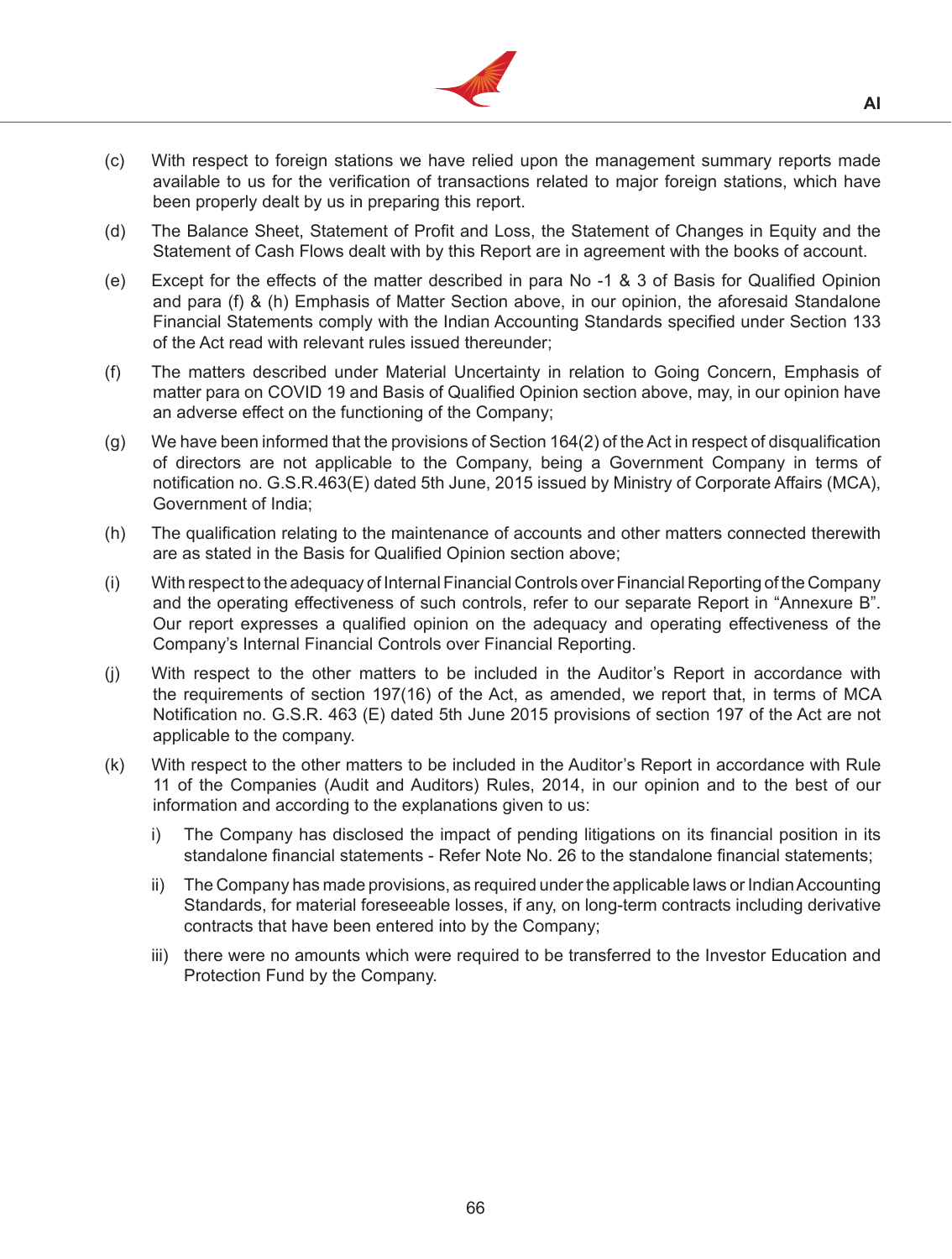(c) With respect to foreign stations we have relied upon the management summary reports made available to us for the verification of transactions related to major foreign stations, which have been properly dealt by us in preparing this report.

(d) The Balance Sheet, Statement of Profit and Loss, the Statement of Changes in Equity and the Statement of Cash Flows dealt with by this Report are in agreement with the books of account.

(e) Except for the effects of the matter described in para No -1 & 3 of Basis for Qualified Opinion and para (f) & (h) Emphasis of Matter Section above, in our opinion, the aforesaid Standalone Financial Statements comply with the Indian Accounting Standards specified under Section 133 of the Act read with relevant rules issued thereunder;

(f) The matters described under Material Uncertainty in relation to Going Concern, Emphasis of matter para on COVID 19 and Basis of Qualified Opinion section above, may, in our opinion have an adverse effect on the functioning of the Company;

(g) We have been informed that the provisions of Section 164(2) of the Act in respect of disqualification of directors are not applicable to the Company, being a Government Company in terms of notification no. G.S.R.463(E) dated 5th June, 2015 issued by Ministry of Corporate Affairs (MCA), Government of India;

(h) The qualification relating to the maintenance of accounts and other matters connected therewith are as stated in the Basis for Qualified Opinion section above;

(i) With respect to the adequacy of Internal Financial Controls over Financial Reporting of the Company and the operating effectiveness of such controls, refer to our separate Report in "Annexure B". Our report expresses a qualified opinion on the adequacy and operating effectiveness of the Company's Internal Financial Controls over Financial Reporting.

(j) With respect to the other matters to be included in the Auditor's Report in accordance with the requirements of section 197(16) of the Act, as amended, we report that, in terms of MCA Notification no. G.S.R. 463 (E) dated 5th June 2015 provisions of section 197 of the Act are not applicable to the company.

(k) With respect to the other matters to be included in the Auditor's Report in accordance with Rule 11 of the Companies (Audit and Auditors) Rules, 2014, in our opinion and to the best of our information and according to the explanations given to us:

   i) The Company has disclosed the impact of pending litigations on its financial position in its standalone financial statements - Refer Note No. 26 to the standalone financial statements;

   ii) The Company has made provisions, as required under the applicable laws or Indian Accounting Standards, for material foreseeable losses, if any, on long-term contracts including derivative contracts that have been entered into by the Company;

   iii) there were no amounts which were required to be transferred to the Investor Education and Protection Fund by the Company.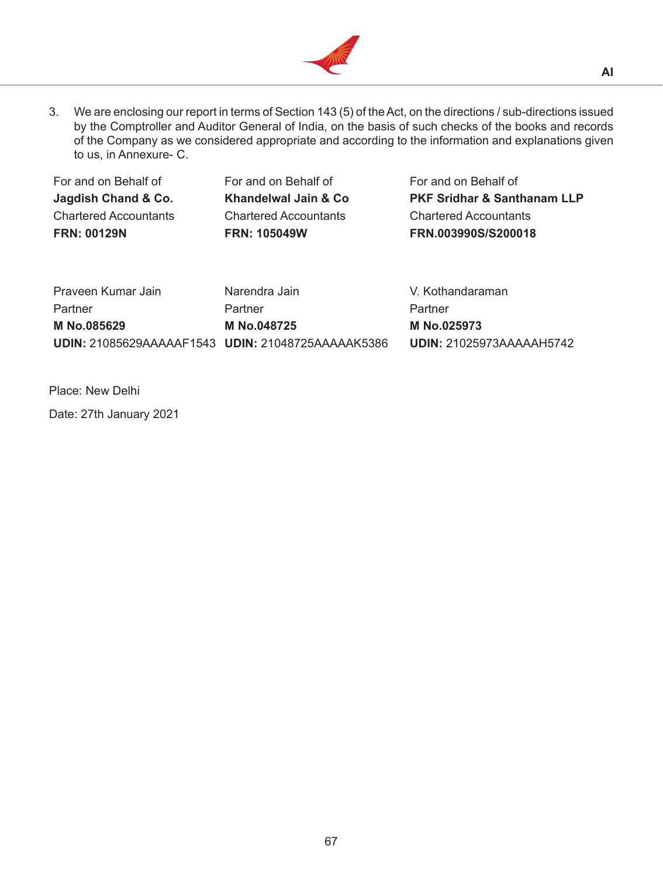3. We are enclosing our report in terms of Section 143 (5) of the Act, on the directions / sub-directions issued by the Comptroller and Auditor General of India, on the basis of such checks of the books and records of the Company as we considered appropriate and according to the information and explanations given to us, in Annexure- C.

| For and on Behalf of | For and on Behalf of | For and on Behalf of |
|---|---|---|
| **Jagdish Chand & Co.** | **Khandelwal Jain & Co** | **PKF Sridhar & Santhanam LLP** |
| Chartered Accountants | Chartered Accountants | Chartered Accountants |
| **FRN: 00129N** | **FRN: 105049W** | **FRN.003990S/S200018** |
| | | |
| Praveen Kumar Jain | Narendra Jain | V. Kothandaraman |
| Partner | Partner | Partner |
| **M No.085629** | **M No.048725** | **M No.025973** |
| **UDIN:** 21085629AAAAAF1543 | **UDIN:** 21048725AAAAAK5386 | **UDIN:** 21025973AAAAAH5742 |

Place: New Delhi

Date: 27th January 2021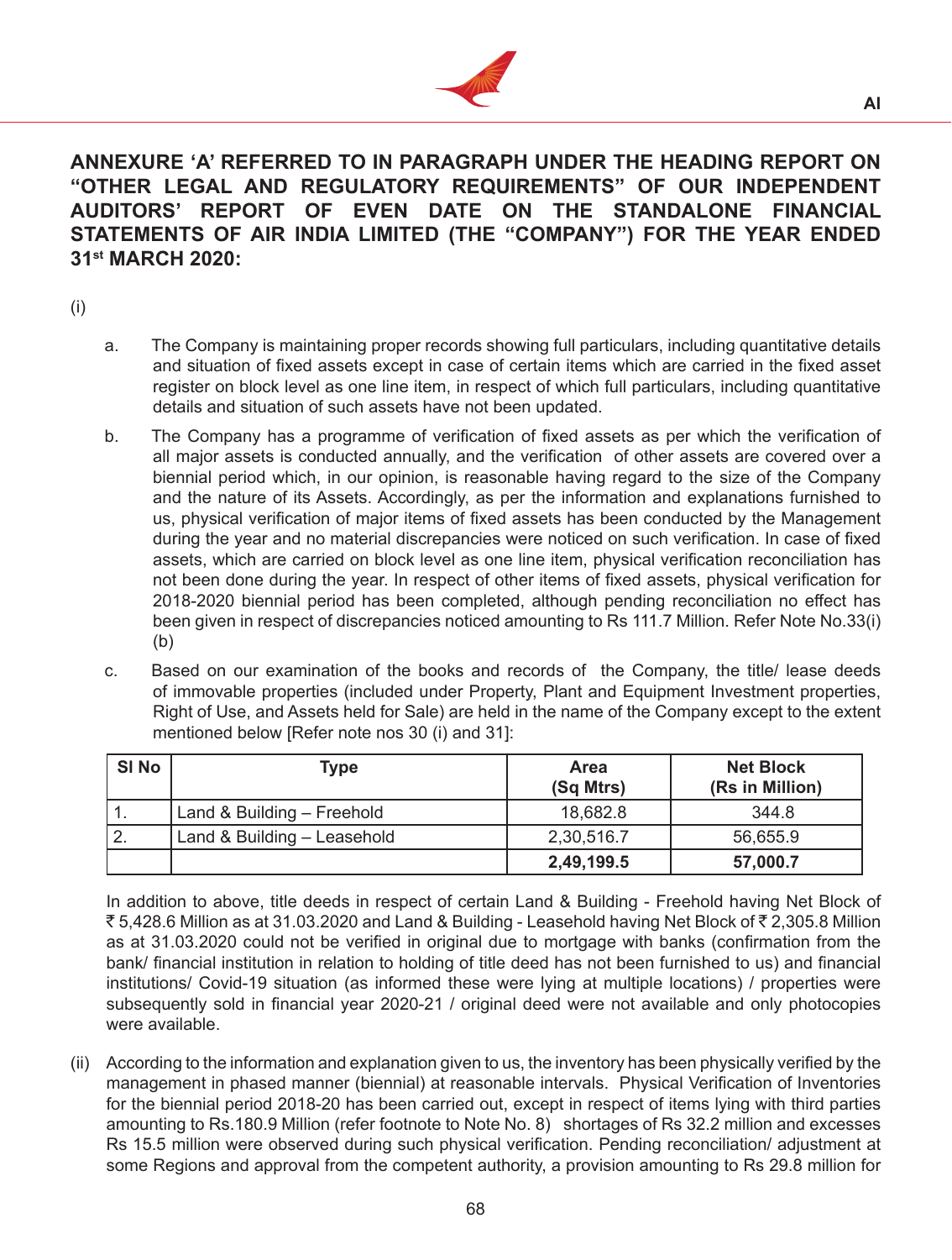## ANNEXURE 'A' REFERRED TO IN PARAGRAPH UNDER THE HEADING REPORT ON "OTHER LEGAL AND REGULATORY REQUIREMENTS" OF OUR INDEPENDENT AUDITORS' REPORT OF EVEN DATE ON THE STANDALONE FINANCIAL STATEMENTS OF AIR INDIA LIMITED (THE "COMPANY") FOR THE YEAR ENDED 31st MARCH 2020:

(i)

a. The Company is maintaining proper records showing full particulars, including quantitative details and situation of fixed assets except in case of certain items which are carried in the fixed asset register on block level as one line item, in respect of which full particulars, including quantitative details and situation of such assets have not been updated.

b. The Company has a programme of verification of fixed assets as per which the verification of all major assets is conducted annually, and the verification of other assets are covered over a biennial period which, in our opinion, is reasonable having regard to the size of the Company and the nature of its Assets. Accordingly, as per the information and explanations furnished to us, physical verification of major items of fixed assets has been conducted by the Management during the year and no material discrepancies were noticed on such verification. In case of fixed assets, which are carried on block level as one line item, physical verification reconciliation has not been done during the year. In respect of other items of fixed assets, physical verification for 2018-2020 biennial period has been completed, although pending reconciliation no effect has been given in respect of discrepancies noticed amounting to Rs 111.7 Million. Refer Note No.33(i)(b)

c. Based on our examination of the books and records of the Company, the title/ lease deeds of immovable properties (included under Property, Plant and Equipment Investment properties, Right of Use, and Assets held for Sale) are held in the name of the Company except to the extent mentioned below [Refer note nos 30 (i) and 31]:

| Sl No | Type | Area (Sq Mtrs) | Net Block (Rs in Million) |
|---|---|---|---|
| 1. | Land & Building – Freehold | 18,682.8 | 344.8 |
| 2. | Land & Building – Leasehold | 2,30,516.7 | 56,655.9 |
| | | **2,49,199.5** | **57,000.7** |

In addition to above, title deeds in respect of certain Land & Building - Freehold having Net Block of ₹ 5,428.6 Million as at 31.03.2020 and Land & Building - Leasehold having Net Block of ₹ 2,305.8 Million as at 31.03.2020 could not be verified in original due to mortgage with banks (confirmation from the bank/ financial institution in relation to holding of title deed has not been furnished to us) and financial institutions/ Covid-19 situation (as informed these were lying at multiple locations) / properties were subsequently sold in financial year 2020-21 / original deed were not available and only photocopies were available.

(ii) According to the information and explanation given to us, the inventory has been physically verified by the management in phased manner (biennial) at reasonable intervals. Physical Verification of Inventories for the biennial period 2018-20 has been carried out, except in respect of items lying with third parties amounting to Rs.180.9 Million (refer footnote to Note No. 8) shortages of Rs 32.2 million and excesses Rs 15.5 million were observed during such physical verification. Pending reconciliation/ adjustment at some Regions and approval from the competent authority, a provision amounting to Rs 29.8 million for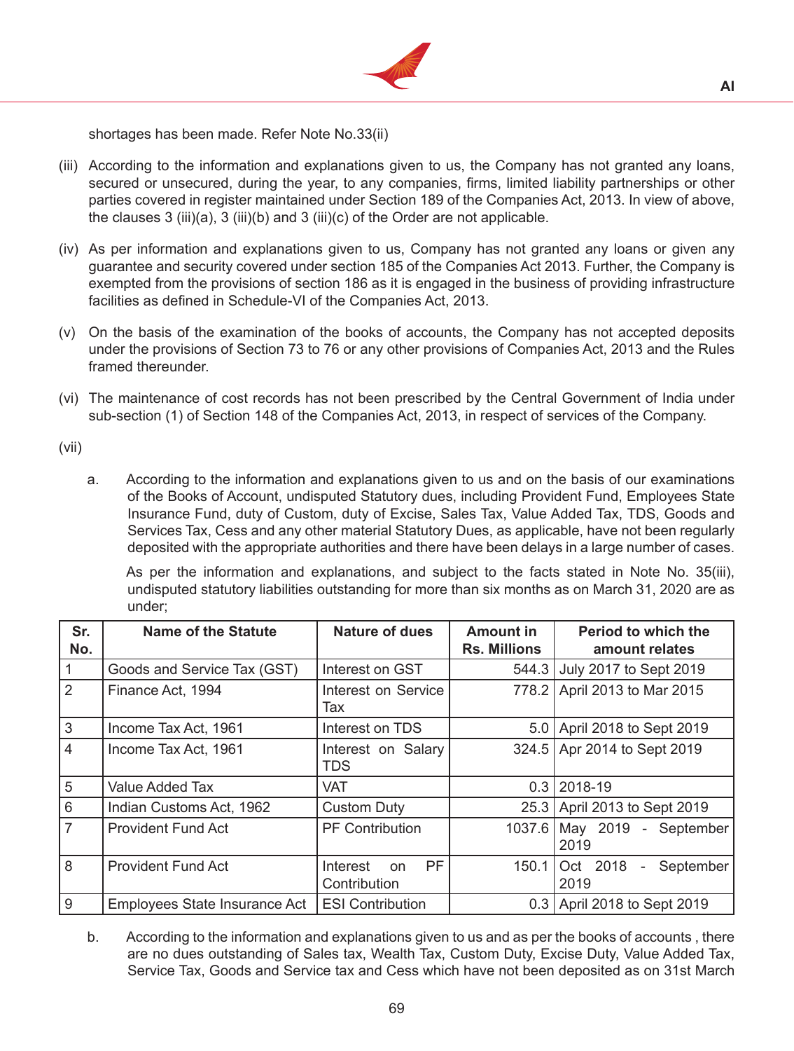shortages has been made. Refer Note No.33(ii)

(iii) According to the information and explanations given to us, the Company has not granted any loans, secured or unsecured, during the year, to any companies, firms, limited liability partnerships or other parties covered in register maintained under Section 189 of the Companies Act, 2013. In view of above, the clauses 3 (iii)(a), 3 (iii)(b) and 3 (iii)(c) of the Order are not applicable.

(iv) As per information and explanations given to us, Company has not granted any loans or given any guarantee and security covered under section 185 of the Companies Act 2013. Further, the Company is exempted from the provisions of section 186 as it is engaged in the business of providing infrastructure facilities as defined in Schedule-VI of the Companies Act, 2013.

(v) On the basis of the examination of the books of accounts, the Company has not accepted deposits under the provisions of Section 73 to 76 or any other provisions of Companies Act, 2013 and the Rules framed thereunder.

(vi) The maintenance of cost records has not been prescribed by the Central Government of India under sub-section (1) of Section 148 of the Companies Act, 2013, in respect of services of the Company.

(vii)

a. According to the information and explanations given to us and on the basis of our examinations of the Books of Account, undisputed Statutory dues, including Provident Fund, Employees State Insurance Fund, duty of Custom, duty of Excise, Sales Tax, Value Added Tax, TDS, Goods and Services Tax, Cess and any other material Statutory Dues, as applicable, have not been regularly deposited with the appropriate authorities and there have been delays in a large number of cases.

As per the information and explanations, and subject to the facts stated in Note No. 35(iii), undisputed statutory liabilities outstanding for more than six months as on March 31, 2020 are as under;

| Sr. No. | Name of the Statute | Nature of dues | Amount in Rs. Millions | Period to which the amount relates |
|---|---|---|---|---|
| 1 | Goods and Service Tax (GST) | Interest on GST | 544.3 | July 2017 to Sept 2019 |
| 2 | Finance Act, 1994 | Interest on Service Tax | 778.2 | April 2013 to Mar 2015 |
| 3 | Income Tax Act, 1961 | Interest on TDS | 5.0 | April 2018 to Sept 2019 |
| 4 | Income Tax Act, 1961 | Interest on Salary TDS | 324.5 | Apr 2014 to Sept 2019 |
| 5 | Value Added Tax | VAT | 0.3 | 2018-19 |
| 6 | Indian Customs Act, 1962 | Custom Duty | 25.3 | April 2013 to Sept 2019 |
| 7 | Provident Fund Act | PF Contribution | 1037.6 | May 2019 - September 2019 |
| 8 | Provident Fund Act | Interest on PF Contribution | 150.1 | Oct 2018 - September 2019 |
| 9 | Employees State Insurance Act | ESI Contribution | 0.3 | April 2018 to Sept 2019 |

b. According to the information and explanations given to us and as per the books of accounts , there are no dues outstanding of Sales tax, Wealth Tax, Custom Duty, Excise Duty, Value Added Tax, Service Tax, Goods and Service tax and Cess which have not been deposited as on 31st March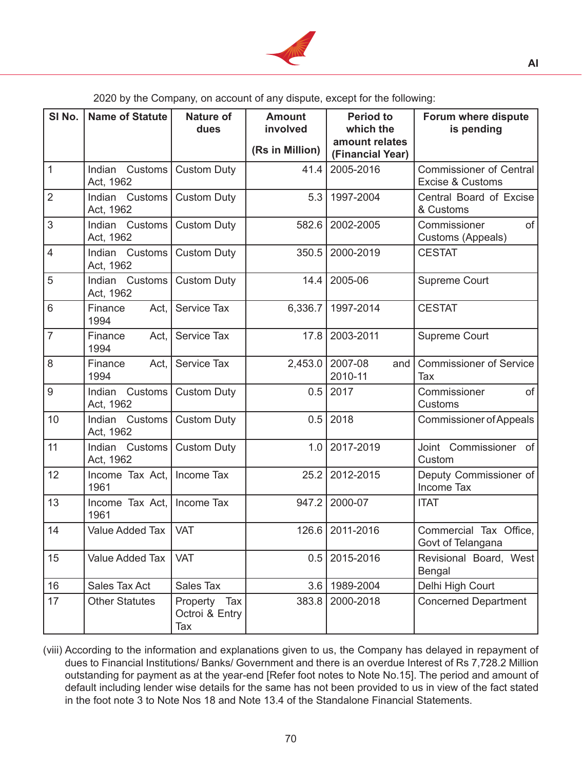2020 by the Company, on account of any dispute, except for the following:

| Sl No. | Name of Statute | Nature of dues | Amount involved (Rs in Million) | Period to which the amount relates (Financial Year) | Forum where dispute is pending |
|---|---|---|---|---|---|
| 1 | Indian Customs Act, 1962 | Custom Duty | 41.4 | 2005-2016 | Commissioner of Central Excise & Customs |
| 2 | Indian Customs Act, 1962 | Custom Duty | 5.3 | 1997-2004 | Central Board of Excise & Customs |
| 3 | Indian Customs Act, 1962 | Custom Duty | 582.6 | 2002-2005 | Commissioner of Customs (Appeals) |
| 4 | Indian Customs Act, 1962 | Custom Duty | 350.5 | 2000-2019 | CESTAT |
| 5 | Indian Customs Act, 1962 | Custom Duty | 14.4 | 2005-06 | Supreme Court |
| 6 | Finance Act, 1994 | Service Tax | 6,336.7 | 1997-2014 | CESTAT |
| 7 | Finance Act, 1994 | Service Tax | 17.8 | 2003-2011 | Supreme Court |
| 8 | Finance Act, 1994 | Service Tax | 2,453.0 | 2007-08 and 2010-11 | Commissioner of Service Tax |
| 9 | Indian Customs Act, 1962 | Custom Duty | 0.5 | 2017 | Commissioner of Customs |
| 10 | Indian Customs Act, 1962 | Custom Duty | 0.5 | 2018 | Commissioner of Appeals |
| 11 | Indian Customs Act, 1962 | Custom Duty | 1.0 | 2017-2019 | Joint Commissioner of Custom |
| 12 | Income Tax Act, 1961 | Income Tax | 25.2 | 2012-2015 | Deputy Commissioner of Income Tax |
| 13 | Income Tax Act, 1961 | Income Tax | 947.2 | 2000-07 | ITAT |
| 14 | Value Added Tax | VAT | 126.6 | 2011-2016 | Commercial Tax Office, Govt of Telangana |
| 15 | Value Added Tax | VAT | 0.5 | 2015-2016 | Revisional Board, West Bengal |
| 16 | Sales Tax Act | Sales Tax | 3.6 | 1989-2004 | Delhi High Court |
| 17 | Other Statutes | Property Tax Octroi & Entry Tax | 383.8 | 2000-2018 | Concerned Department |

(viii) According to the information and explanations given to us, the Company has delayed in repayment of dues to Financial Institutions/ Banks/ Government and there is an overdue Interest of Rs 7,728.2 Million outstanding for payment as at the year-end [Refer foot notes to Note No.15]. The period and amount of default including lender wise details for the same has not been provided to us in view of the fact stated in the foot note 3 to Note Nos 18 and Note 13.4 of the Standalone Financial Statements.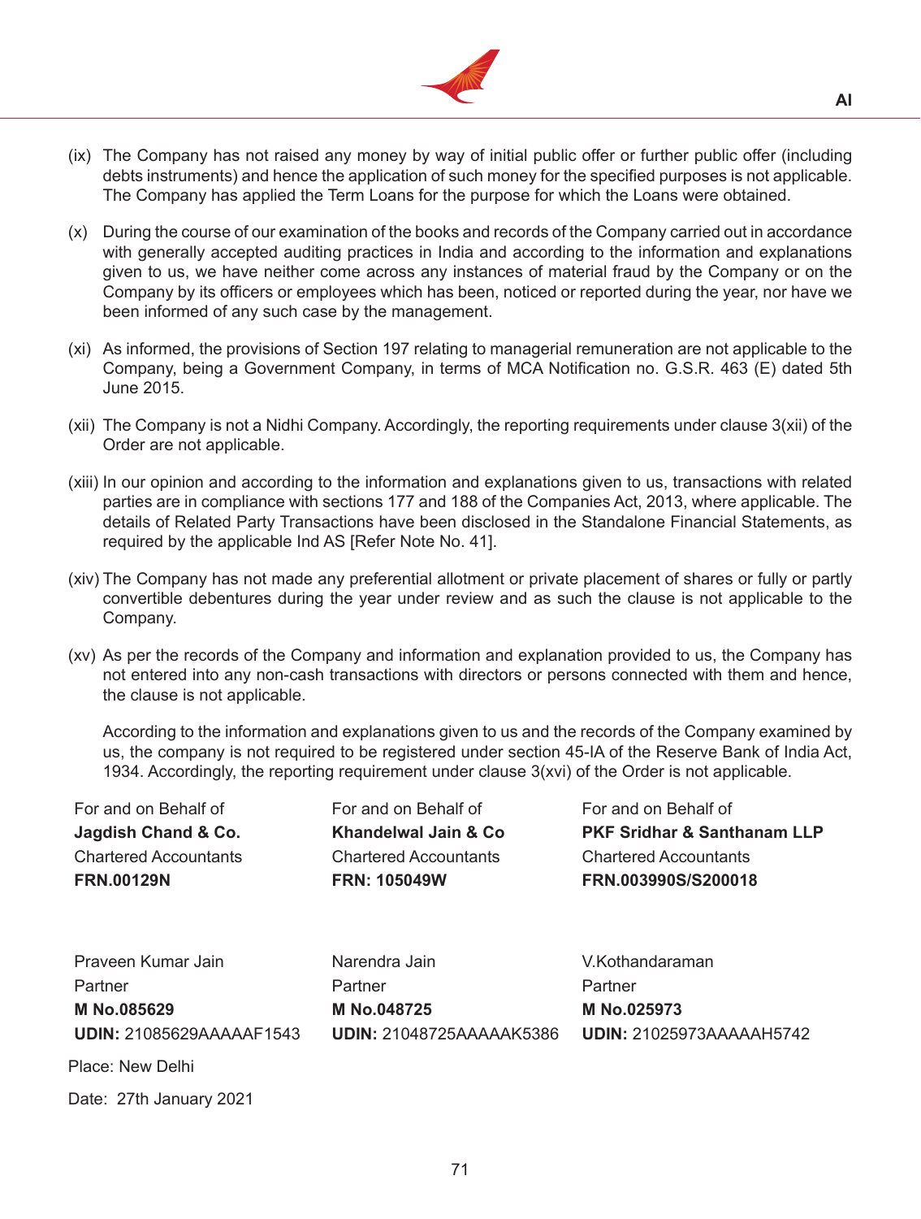(ix) The Company has not raised any money by way of initial public offer or further public offer (including debts instruments) and hence the application of such money for the specified purposes is not applicable. The Company has applied the Term Loans for the purpose for which the Loans were obtained.

(x) During the course of our examination of the books and records of the Company carried out in accordance with generally accepted auditing practices in India and according to the information and explanations given to us, we have neither come across any instances of material fraud by the Company or on the Company by its officers or employees which has been, noticed or reported during the year, nor have we been informed of any such case by the management.

(xi) As informed, the provisions of Section 197 relating to managerial remuneration are not applicable to the Company, being a Government Company, in terms of MCA Notification no. G.S.R. 463 (E) dated 5th June 2015.

(xii) The Company is not a Nidhi Company. Accordingly, the reporting requirements under clause 3(xii) of the Order are not applicable.

(xiii) In our opinion and according to the information and explanations given to us, transactions with related parties are in compliance with sections 177 and 188 of the Companies Act, 2013, where applicable. The details of Related Party Transactions have been disclosed in the Standalone Financial Statements, as required by the applicable Ind AS [Refer Note No. 41].

(xiv) The Company has not made any preferential allotment or private placement of shares or fully or partly convertible debentures during the year under review and as such the clause is not applicable to the Company.

(xv) As per the records of the Company and information and explanation provided to us, the Company has not entered into any non-cash transactions with directors or persons connected with them and hence, the clause is not applicable.

According to the information and explanations given to us and the records of the Company examined by us, the company is not required to be registered under section 45-IA of the Reserve Bank of India Act, 1934. Accordingly, the reporting requirement under clause 3(xvi) of the Order is not applicable.

| For and on Behalf of | For and on Behalf of | For and on Behalf of |
|---|---|---|
| **Jagdish Chand & Co.** | **Khandelwal Jain & Co** | **PKF Sridhar & Santhanam LLP** |
| Chartered Accountants | Chartered Accountants | Chartered Accountants |
| **FRN.00129N** | **FRN: 105049W** | **FRN.003990S/S200018** |
| | | |
| Praveen Kumar Jain | Narendra Jain | V.Kothandaraman |
| Partner | Partner | Partner |
| **M No.085629** | **M No.048725** | **M No.025973** |
| **UDIN:** 21085629AAAAAF1543 | **UDIN:** 21048725AAAAAK5386 | **UDIN:** 21025973AAAAAH5742 |

Place: New Delhi

Date: 27th January 2021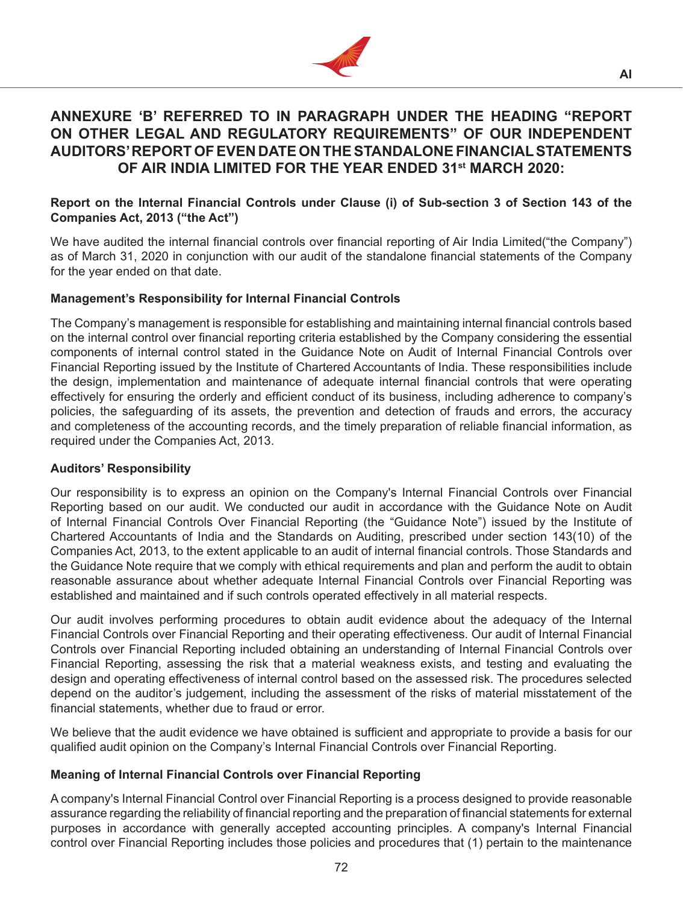# ANNEXURE 'B' REFERRED TO IN PARAGRAPH UNDER THE HEADING "REPORT ON OTHER LEGAL AND REGULATORY REQUIREMENTS" OF OUR INDEPENDENT AUDITORS' REPORT OF EVEN DATE ON THE STANDALONE FINANCIAL STATEMENTS OF AIR INDIA LIMITED FOR THE YEAR ENDED 31st MARCH 2020:

**Report on the Internal Financial Controls under Clause (i) of Sub-section 3 of Section 143 of the Companies Act, 2013 ("the Act")**

We have audited the internal financial controls over financial reporting of Air India Limited("the Company") as of March 31, 2020 in conjunction with our audit of the standalone financial statements of the Company for the year ended on that date.

**Management's Responsibility for Internal Financial Controls**

The Company's management is responsible for establishing and maintaining internal financial controls based on the internal control over financial reporting criteria established by the Company considering the essential components of internal control stated in the Guidance Note on Audit of Internal Financial Controls over Financial Reporting issued by the Institute of Chartered Accountants of India. These responsibilities include the design, implementation and maintenance of adequate internal financial controls that were operating effectively for ensuring the orderly and efficient conduct of its business, including adherence to company's policies, the safeguarding of its assets, the prevention and detection of frauds and errors, the accuracy and completeness of the accounting records, and the timely preparation of reliable financial information, as required under the Companies Act, 2013.

**Auditors' Responsibility**

Our responsibility is to express an opinion on the Company's Internal Financial Controls over Financial Reporting based on our audit. We conducted our audit in accordance with the Guidance Note on Audit of Internal Financial Controls Over Financial Reporting (the "Guidance Note") issued by the Institute of Chartered Accountants of India and the Standards on Auditing, prescribed under section 143(10) of the Companies Act, 2013, to the extent applicable to an audit of internal financial controls. Those Standards and the Guidance Note require that we comply with ethical requirements and plan and perform the audit to obtain reasonable assurance about whether adequate Internal Financial Controls over Financial Reporting was established and maintained and if such controls operated effectively in all material respects.

Our audit involves performing procedures to obtain audit evidence about the adequacy of the Internal Financial Controls over Financial Reporting and their operating effectiveness. Our audit of Internal Financial Controls over Financial Reporting included obtaining an understanding of Internal Financial Controls over Financial Reporting, assessing the risk that a material weakness exists, and testing and evaluating the design and operating effectiveness of internal control based on the assessed risk. The procedures selected depend on the auditor's judgement, including the assessment of the risks of material misstatement of the financial statements, whether due to fraud or error.

We believe that the audit evidence we have obtained is sufficient and appropriate to provide a basis for our qualified audit opinion on the Company's Internal Financial Controls over Financial Reporting.

**Meaning of Internal Financial Controls over Financial Reporting**

A company's Internal Financial Control over Financial Reporting is a process designed to provide reasonable assurance regarding the reliability of financial reporting and the preparation of financial statements for external purposes in accordance with generally accepted accounting principles. A company's Internal Financial control over Financial Reporting includes those policies and procedures that (1) pertain to the maintenance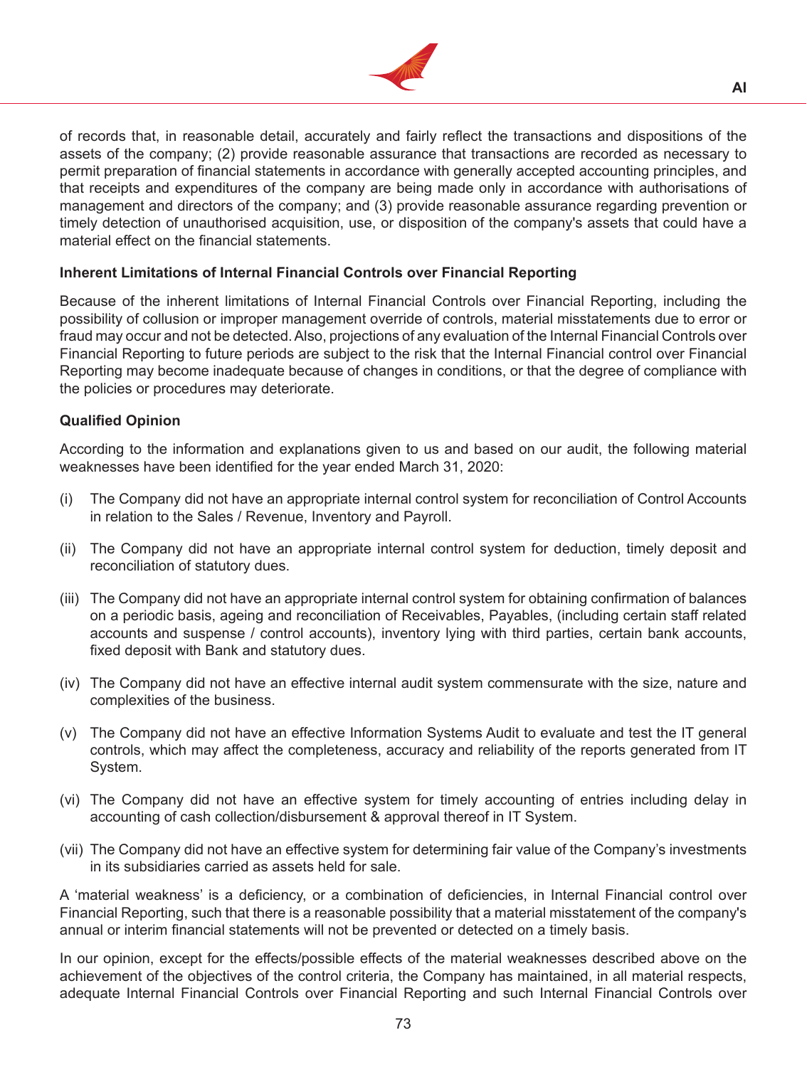of records that, in reasonable detail, accurately and fairly reflect the transactions and dispositions of the assets of the company; (2) provide reasonable assurance that transactions are recorded as necessary to permit preparation of financial statements in accordance with generally accepted accounting principles, and that receipts and expenditures of the company are being made only in accordance with authorisations of management and directors of the company; and (3) provide reasonable assurance regarding prevention or timely detection of unauthorised acquisition, use, or disposition of the company's assets that could have a material effect on the financial statements.

**Inherent Limitations of Internal Financial Controls over Financial Reporting**

Because of the inherent limitations of Internal Financial Controls over Financial Reporting, including the possibility of collusion or improper management override of controls, material misstatements due to error or fraud may occur and not be detected. Also, projections of any evaluation of the Internal Financial Controls over Financial Reporting to future periods are subject to the risk that the Internal Financial control over Financial Reporting may become inadequate because of changes in conditions, or that the degree of compliance with the policies or procedures may deteriorate.

**Qualified Opinion**

According to the information and explanations given to us and based on our audit, the following material weaknesses have been identified for the year ended March 31, 2020:

(i) The Company did not have an appropriate internal control system for reconciliation of Control Accounts in relation to the Sales / Revenue, Inventory and Payroll.

(ii) The Company did not have an appropriate internal control system for deduction, timely deposit and reconciliation of statutory dues.

(iii) The Company did not have an appropriate internal control system for obtaining confirmation of balances on a periodic basis, ageing and reconciliation of Receivables, Payables, (including certain staff related accounts and suspense / control accounts), inventory lying with third parties, certain bank accounts, fixed deposit with Bank and statutory dues.

(iv) The Company did not have an effective internal audit system commensurate with the size, nature and complexities of the business.

(v) The Company did not have an effective Information Systems Audit to evaluate and test the IT general controls, which may affect the completeness, accuracy and reliability of the reports generated from IT System.

(vi) The Company did not have an effective system for timely accounting of entries including delay in accounting of cash collection/disbursement & approval thereof in IT System.

(vii) The Company did not have an effective system for determining fair value of the Company's investments in its subsidiaries carried as assets held for sale.

A 'material weakness' is a deficiency, or a combination of deficiencies, in Internal Financial control over Financial Reporting, such that there is a reasonable possibility that a material misstatement of the company's annual or interim financial statements will not be prevented or detected on a timely basis.

In our opinion, except for the effects/possible effects of the material weaknesses described above on the achievement of the objectives of the control criteria, the Company has maintained, in all material respects, adequate Internal Financial Controls over Financial Reporting and such Internal Financial Controls over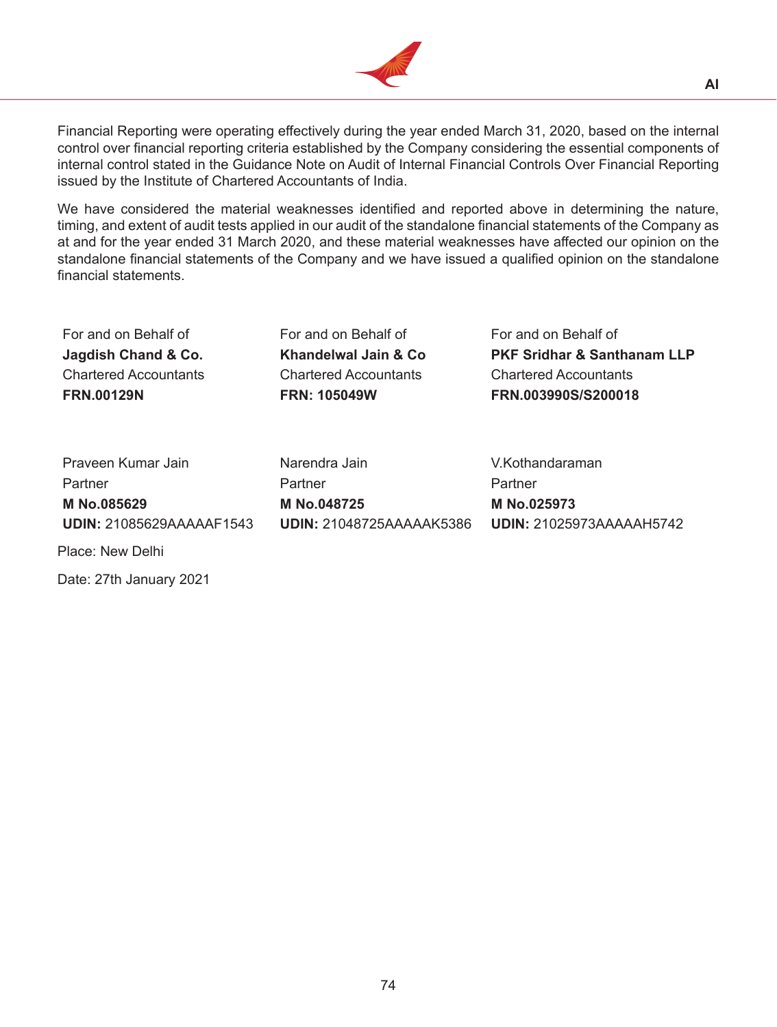Financial Reporting were operating effectively during the year ended March 31, 2020, based on the internal control over financial reporting criteria established by the Company considering the essential components of internal control stated in the Guidance Note on Audit of Internal Financial Controls Over Financial Reporting issued by the Institute of Chartered Accountants of India.

We have considered the material weaknesses identified and reported above in determining the nature, timing, and extent of audit tests applied in our audit of the standalone financial statements of the Company as at and for the year ended 31 March 2020, and these material weaknesses have affected our opinion on the standalone financial statements of the Company and we have issued a qualified opinion on the standalone financial statements.

| | | |
|---|---|---|
| For and on Behalf of | For and on Behalf of | For and on Behalf of |
| **Jagdish Chand & Co.** | **Khandelwal Jain & Co** | **PKF Sridhar & Santhanam LLP** |
| Chartered Accountants | Chartered Accountants | Chartered Accountants |
| **FRN.00129N** | **FRN: 105049W** | **FRN.003990S/S200018** |
| | | |
| Praveen Kumar Jain | Narendra Jain | V.Kothandaraman |
| Partner | Partner | Partner |
| **M No.085629** | **M No.048725** | **M No.025973** |
| **UDIN:** 21085629AAAAAF1543 | **UDIN:** 21048725AAAAAK5386 | **UDIN:** 21025973AAAAAH5742 |

Place: New Delhi

Date: 27th January 2021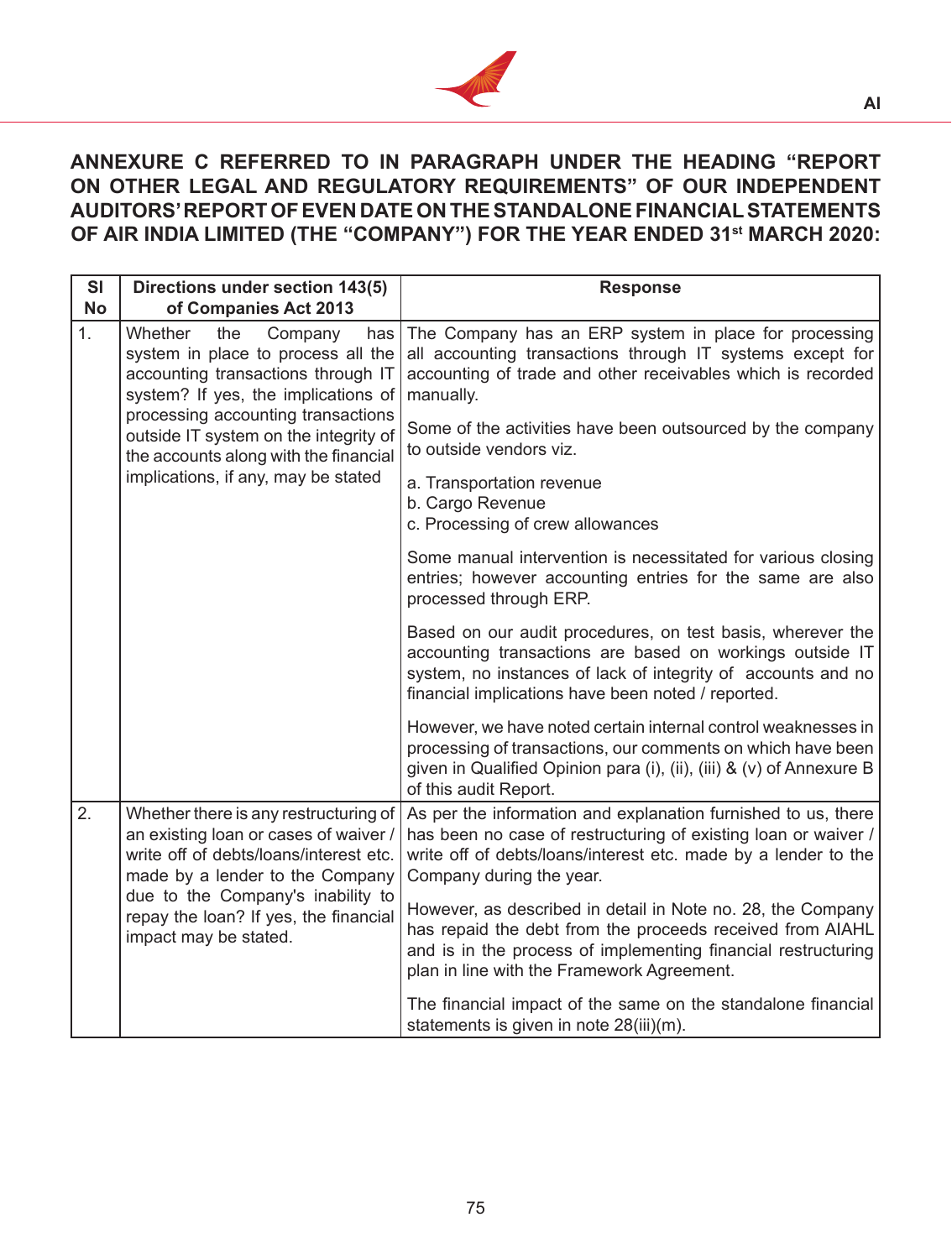## ANNEXURE C REFERRED TO IN PARAGRAPH UNDER THE HEADING "REPORT ON OTHER LEGAL AND REGULATORY REQUIREMENTS" OF OUR INDEPENDENT AUDITORS' REPORT OF EVEN DATE ON THE STANDALONE FINANCIAL STATEMENTS OF AIR INDIA LIMITED (THE "COMPANY") FOR THE YEAR ENDED 31st MARCH 2020:

| Sl No | Directions under section 143(5) of Companies Act 2013 | Response |
|---|---|---|
| 1. | Whether the Company has system in place to process all the accounting transactions through IT system? If yes, the implications of processing accounting transactions outside IT system on the integrity of the accounts along with the financial implications, if any, may be stated | The Company has an ERP system in place for processing all accounting transactions through IT systems except for accounting of trade and other receivables which is recorded manually.<br><br>Some of the activities have been outsourced by the company to outside vendors viz.<br><br>a. Transportation revenue<br>b. Cargo Revenue<br>c. Processing of crew allowances<br><br>Some manual intervention is necessitated for various closing entries; however accounting entries for the same are also processed through ERP.<br><br>Based on our audit procedures, on test basis, wherever the accounting transactions are based on workings outside IT system, no instances of lack of integrity of accounts and no financial implications have been noted / reported.<br><br>However, we have noted certain internal control weaknesses in processing of transactions, our comments on which have been given in Qualified Opinion para (i), (ii), (iii) & (v) of Annexure B of this audit Report. |
| 2. | Whether there is any restructuring of an existing loan or cases of waiver / write off of debts/loans/interest etc. made by a lender to the Company due to the Company's inability to repay the loan? If yes, the financial impact may be stated. | As per the information and explanation furnished to us, there has been no case of restructuring of existing loan or waiver / write off of debts/loans/interest etc. made by a lender to the Company during the year.<br><br>However, as described in detail in Note no. 28, the Company has repaid the debt from the proceeds received from AIAHL and is in the process of implementing financial restructuring plan in line with the Framework Agreement.<br><br>The financial impact of the same on the standalone financial statements is given in note 28(iii)(m). |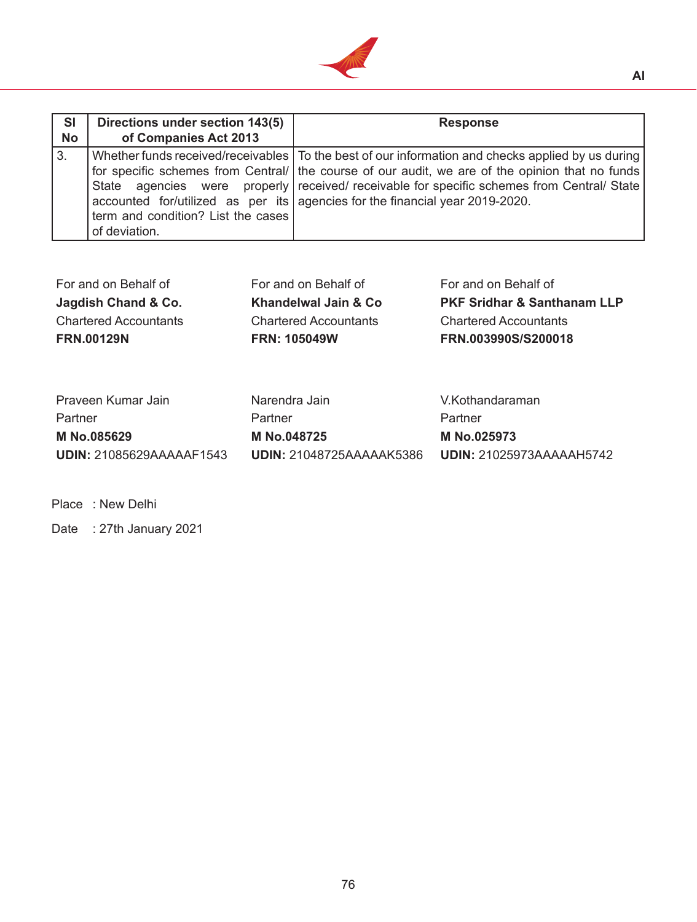| Sl No | Directions under section 143(5) of Companies Act 2013 | Response |
|---|---|---|
| 3. | Whether funds received/receivables for specific schemes from Central/ State agencies were properly accounted for/utilized as per its term and condition? List the cases of deviation. | To the best of our information and checks applied by us during the course of our audit, we are of the opinion that no funds received/ receivable for specific schemes from Central/ State agencies for the financial year 2019-2020. |

For and on Behalf of
**Jagdish Chand & Co.**
Chartered Accountants
**FRN.00129N**

Praveen Kumar Jain
Partner
**M No.085629**
**UDIN:** 21085629AAAAAF1543

For and on Behalf of
**Khandelwal Jain & Co**
Chartered Accountants
**FRN: 105049W**

Narendra Jain
Partner
**M No.048725**
**UDIN:** 21048725AAAAAK5386

For and on Behalf of
**PKF Sridhar & Santhanam LLP**
Chartered Accountants
**FRN.003990S/S200018**

V.Kothandaraman
Partner
**M No.025973**
**UDIN:** 21025973AAAAAH5742

Place : New Delhi

Date : 27th January 2021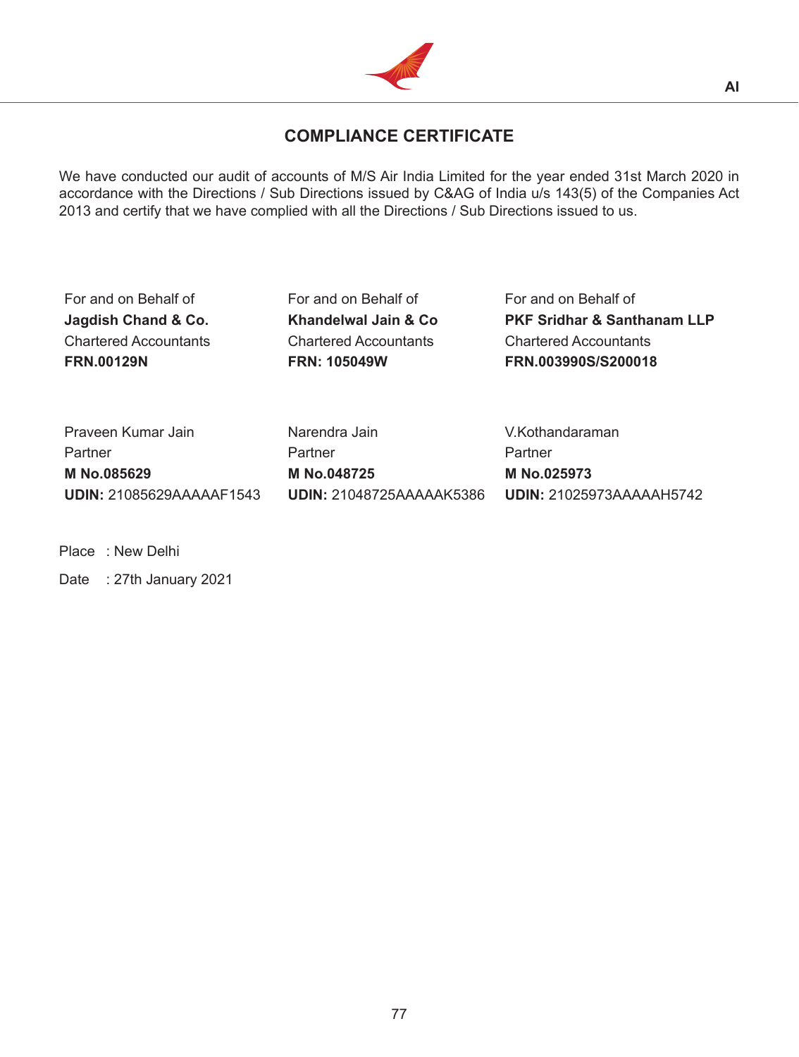## COMPLIANCE CERTIFICATE

We have conducted our audit of accounts of M/S Air India Limited for the year ended 31st March 2020 in accordance with the Directions / Sub Directions issued by C&AG of India u/s 143(5) of the Companies Act 2013 and certify that we have complied with all the Directions / Sub Directions issued to us.

For and on Behalf of
**Jagdish Chand & Co.**
Chartered Accountants
**FRN.00129N**

Praveen Kumar Jain
Partner
**M No.085629**
**UDIN:** 21085629AAAAAF1543

For and on Behalf of
**Khandelwal Jain & Co**
Chartered Accountants
**FRN: 105049W**

Narendra Jain
Partner
**M No.048725**
**UDIN:** 21048725AAAAAK5386

For and on Behalf of
**PKF Sridhar & Santhanam LLP**
Chartered Accountants
**FRN.003990S/S200018**

V.Kothandaraman
Partner
**M No.025973**
**UDIN:** 21025973AAAAAH5742

Place : New Delhi

Date : 27th January 2021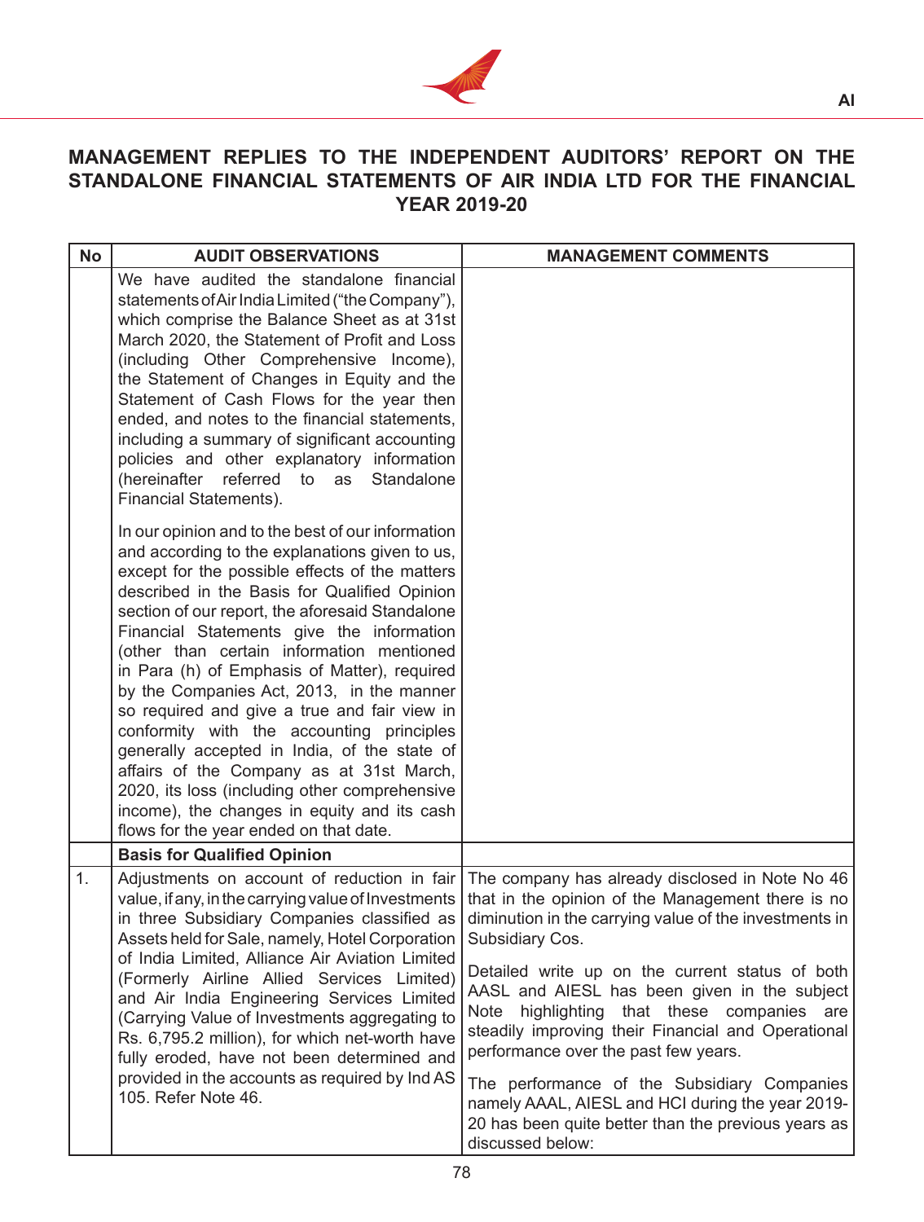## MANAGEMENT REPLIES TO THE INDEPENDENT AUDITORS' REPORT ON THE STANDALONE FINANCIAL STATEMENTS OF AIR INDIA LTD FOR THE FINANCIAL YEAR 2019-20

| No | AUDIT OBSERVATIONS | MANAGEMENT COMMENTS |
|---|---|---|
| | We have audited the standalone financial statements of Air India Limited ("the Company"), which comprise the Balance Sheet as at 31st March 2020, the Statement of Profit and Loss (including Other Comprehensive Income), the Statement of Changes in Equity and the Statement of Cash Flows for the year then ended, and notes to the financial statements, including a summary of significant accounting policies and other explanatory information (hereinafter referred to as Standalone Financial Statements).<br><br>In our opinion and to the best of our information and according to the explanations given to us, except for the possible effects of the matters described in the Basis for Qualified Opinion section of our report, the aforesaid Standalone Financial Statements give the information (other than certain information mentioned in Para (h) of Emphasis of Matter), required by the Companies Act, 2013, in the manner so required and give a true and fair view in conformity with the accounting principles generally accepted in India, of the state of affairs of the Company as at 31st March, 2020, its loss (including other comprehensive income), the changes in equity and its cash flows for the year ended on that date. | |
| | **Basis for Qualified Opinion** | |
| 1. | Adjustments on account of reduction in fair value, if any, in the carrying value of Investments in three Subsidiary Companies classified as Assets held for Sale, namely, Hotel Corporation of India Limited, Alliance Air Aviation Limited (Formerly Airline Allied Services Limited) and Air India Engineering Services Limited (Carrying Value of Investments aggregating to Rs. 6,795.2 million), for which net-worth have fully eroded, have not been determined and provided in the accounts as required by Ind AS 105. Refer Note 46. | The company has already disclosed in Note No 46 that in the opinion of the Management there is no diminution in the carrying value of the investments in Subsidiary Cos.<br><br>Detailed write up on the current status of both AASL and AIESL has been given in the subject Note highlighting that these companies are steadily improving their Financial and Operational performance over the past few years.<br><br>The performance of the Subsidiary Companies namely AAAL, AIESL and HCI during the year 2019-20 has been quite better than the previous years as discussed below: |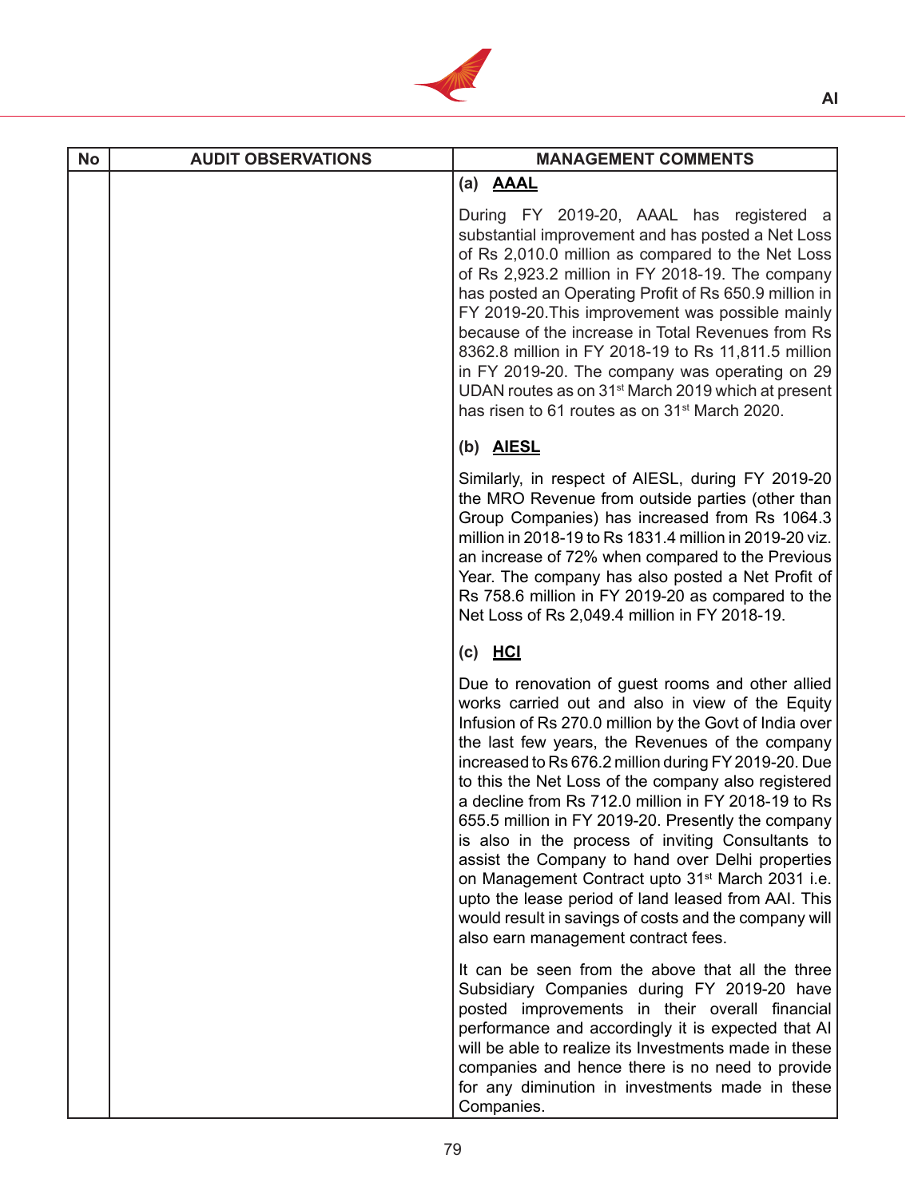| No | AUDIT OBSERVATIONS | MANAGEMENT COMMENTS |
|---|---|---|
| | | **(a) AAAL**<br><br>During FY 2019-20, AAAL has registered a substantial improvement and has posted a Net Loss of Rs 2,010.0 million as compared to the Net Loss of Rs 2,923.2 million in FY 2018-19. The company has posted an Operating Profit of Rs 650.9 million in FY 2019-20.This improvement was possible mainly because of the increase in Total Revenues from Rs 8362.8 million in FY 2018-19 to Rs 11,811.5 million in FY 2019-20. The company was operating on 29 UDAN routes as on 31st March 2019 which at present has risen to 61 routes as on 31st March 2020.<br><br>**(b) AIESL**<br><br>Similarly, in respect of AIESL, during FY 2019-20 the MRO Revenue from outside parties (other than Group Companies) has increased from Rs 1064.3 million in 2018-19 to Rs 1831.4 million in 2019-20 viz. an increase of 72% when compared to the Previous Year. The company has also posted a Net Profit of Rs 758.6 million in FY 2019-20 as compared to the Net Loss of Rs 2,049.4 million in FY 2018-19.<br><br>**(c) HCI**<br><br>Due to renovation of guest rooms and other allied works carried out and also in view of the Equity Infusion of Rs 270.0 million by the Govt of India over the last few years, the Revenues of the company increased to Rs 676.2 million during FY 2019-20. Due to this the Net Loss of the company also registered a decline from Rs 712.0 million in FY 2018-19 to Rs 655.5 million in FY 2019-20. Presently the company is also in the process of inviting Consultants to assist the Company to hand over Delhi properties on Management Contract upto 31st March 2031 i.e. upto the lease period of land leased from AAI. This would result in savings of costs and the company will also earn management contract fees.<br><br>It can be seen from the above that all the three Subsidiary Companies during FY 2019-20 have posted improvements in their overall financial performance and accordingly it is expected that AI will be able to realize its Investments made in these companies and hence there is no need to provide for any diminution in investments made in these Companies. |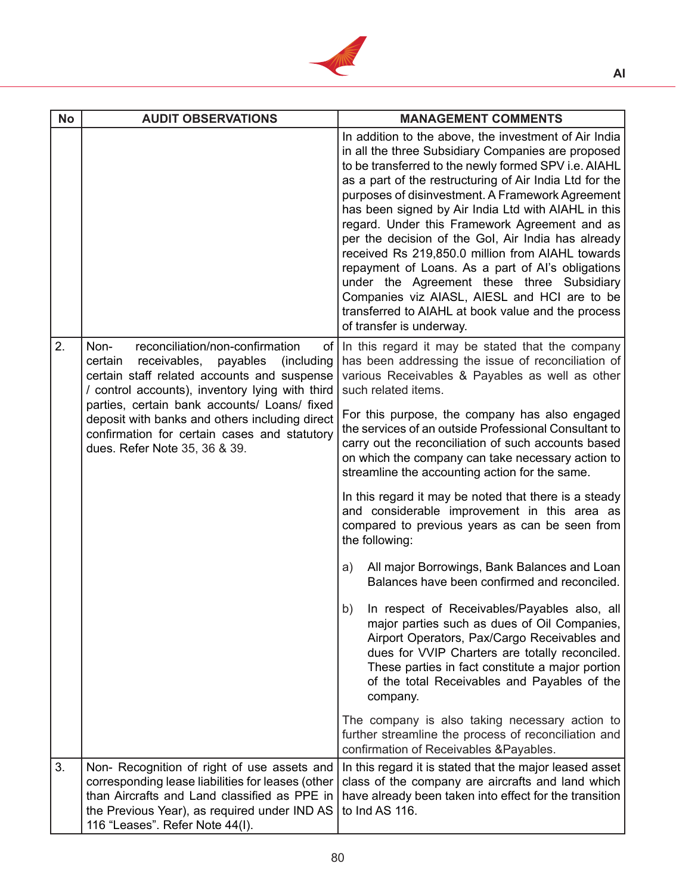| No | AUDIT OBSERVATIONS | MANAGEMENT COMMENTS |
|---|---|---|
| | | In addition to the above, the investment of Air India in all the three Subsidiary Companies are proposed to be transferred to the newly formed SPV i.e. AIAHL as a part of the restructuring of Air India Ltd for the purposes of disinvestment. A Framework Agreement has been signed by Air India Ltd with AIAHL in this regard. Under this Framework Agreement and as per the decision of the GoI, Air India has already received Rs 219,850.0 million from AIAHL towards repayment of Loans. As a part of AI's obligations under the Agreement these three Subsidiary Companies viz AIASL, AIESL and HCI are to be transferred to AIAHL at book value and the process of transfer is underway. |
| 2. | Non- reconciliation/non-confirmation of certain receivables, payables (including certain staff related accounts and suspense / control accounts), inventory lying with third parties, certain bank accounts/ Loans/ fixed deposit with banks and others including direct confirmation for certain cases and statutory dues. Refer Note 35, 36 & 39. | In this regard it may be stated that the company has been addressing the issue of reconciliation of various Receivables & Payables as well as other such related items.<br><br>For this purpose, the company has also engaged the services of an outside Professional Consultant to carry out the reconciliation of such accounts based on which the company can take necessary action to streamline the accounting action for the same.<br><br>In this regard it may be noted that there is a steady and considerable improvement in this area as compared to previous years as can be seen from the following:<br><br>a) All major Borrowings, Bank Balances and Loan Balances have been confirmed and reconciled.<br><br>b) In respect of Receivables/Payables also, all major parties such as dues of Oil Companies, Airport Operators, Pax/Cargo Receivables and dues for VVIP Charters are totally reconciled. These parties in fact constitute a major portion of the total Receivables and Payables of the company.<br><br>The company is also taking necessary action to further streamline the process of reconciliation and confirmation of Receivables &Payables. |
| 3. | Non- Recognition of right of use assets and corresponding lease liabilities for leases (other than Aircrafts and Land classified as PPE in the Previous Year), as required under IND AS 116 "Leases". Refer Note 44(I). | In this regard it is stated that the major leased asset class of the company are aircrafts and land which have already been taken into effect for the transition to Ind AS 116. |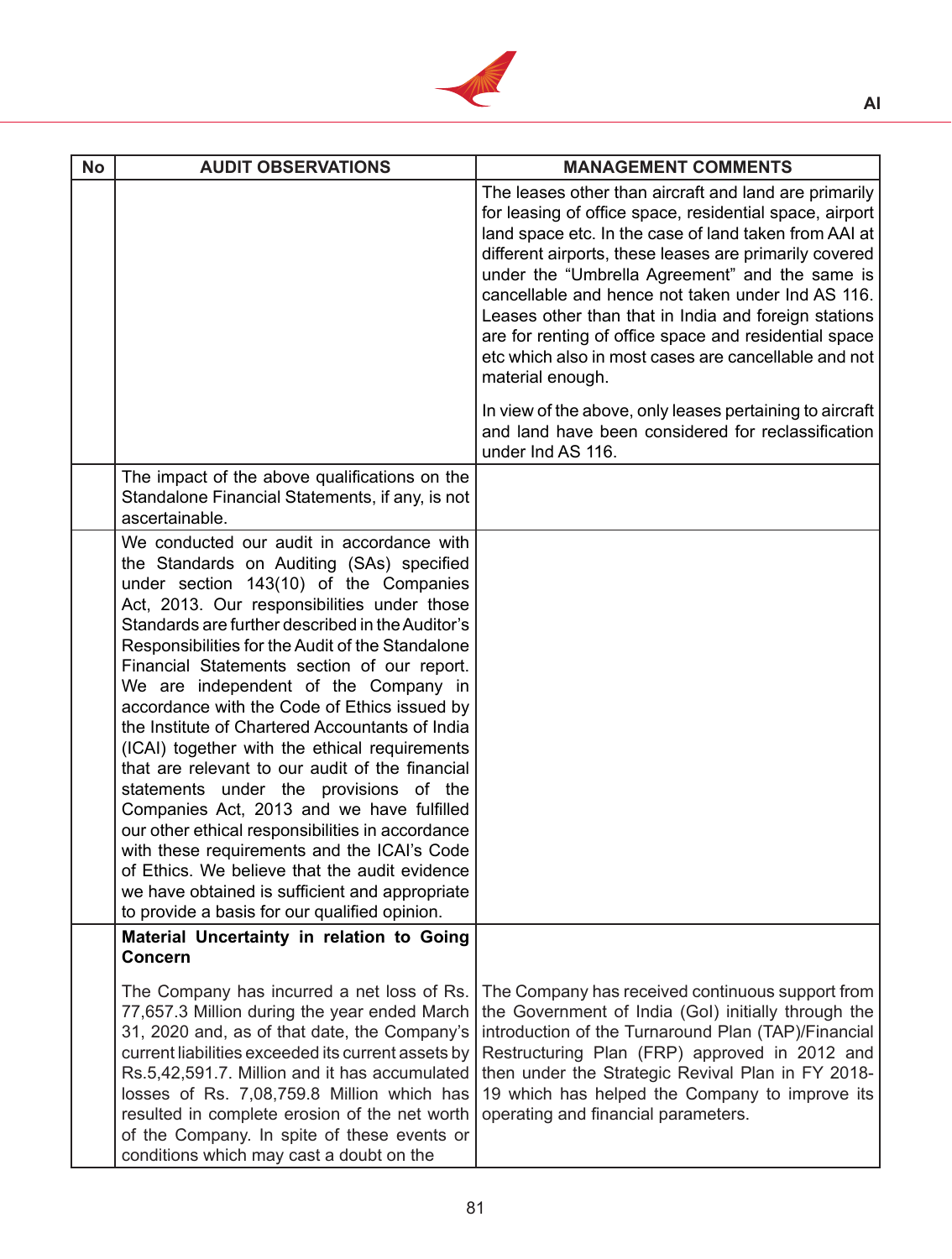| No | AUDIT OBSERVATIONS | MANAGEMENT COMMENTS |
|---|---|---|
| | | The leases other than aircraft and land are primarily for leasing of office space, residential space, airport land space etc. In the case of land taken from AAI at different airports, these leases are primarily covered under the "Umbrella Agreement" and the same is cancellable and hence not taken under Ind AS 116. Leases other than that in India and foreign stations are for renting of office space and residential space etc which also in most cases are cancellable and not material enough.<br><br>In view of the above, only leases pertaining to aircraft and land have been considered for reclassification under Ind AS 116. |
| | The impact of the above qualifications on the Standalone Financial Statements, if any, is not ascertainable. | |
| | We conducted our audit in accordance with the Standards on Auditing (SAs) specified under section 143(10) of the Companies Act, 2013. Our responsibilities under those Standards are further described in the Auditor's Responsibilities for the Audit of the Standalone Financial Statements section of our report. We are independent of the Company in accordance with the Code of Ethics issued by the Institute of Chartered Accountants of India (ICAI) together with the ethical requirements that are relevant to our audit of the financial statements under the provisions of the Companies Act, 2013 and we have fulfilled our other ethical responsibilities in accordance with these requirements and the ICAI's Code of Ethics. We believe that the audit evidence we have obtained is sufficient and appropriate to provide a basis for our qualified opinion. | |
| | **Material Uncertainty in relation to Going Concern**<br><br>The Company has incurred a net loss of Rs. 77,657.3 Million during the year ended March 31, 2020 and, as of that date, the Company's current liabilities exceeded its current assets by Rs.5,42,591.7. Million and it has accumulated losses of Rs. 7,08,759.8 Million which has resulted in complete erosion of the net worth of the Company. In spite of these events or conditions which may cast a doubt on the | The Company has received continuous support from the Government of India (GoI) initially through the introduction of the Turnaround Plan (TAP)/Financial Restructuring Plan (FRP) approved in 2012 and then under the Strategic Revival Plan in FY 2018-19 which has helped the Company to improve its operating and financial parameters. |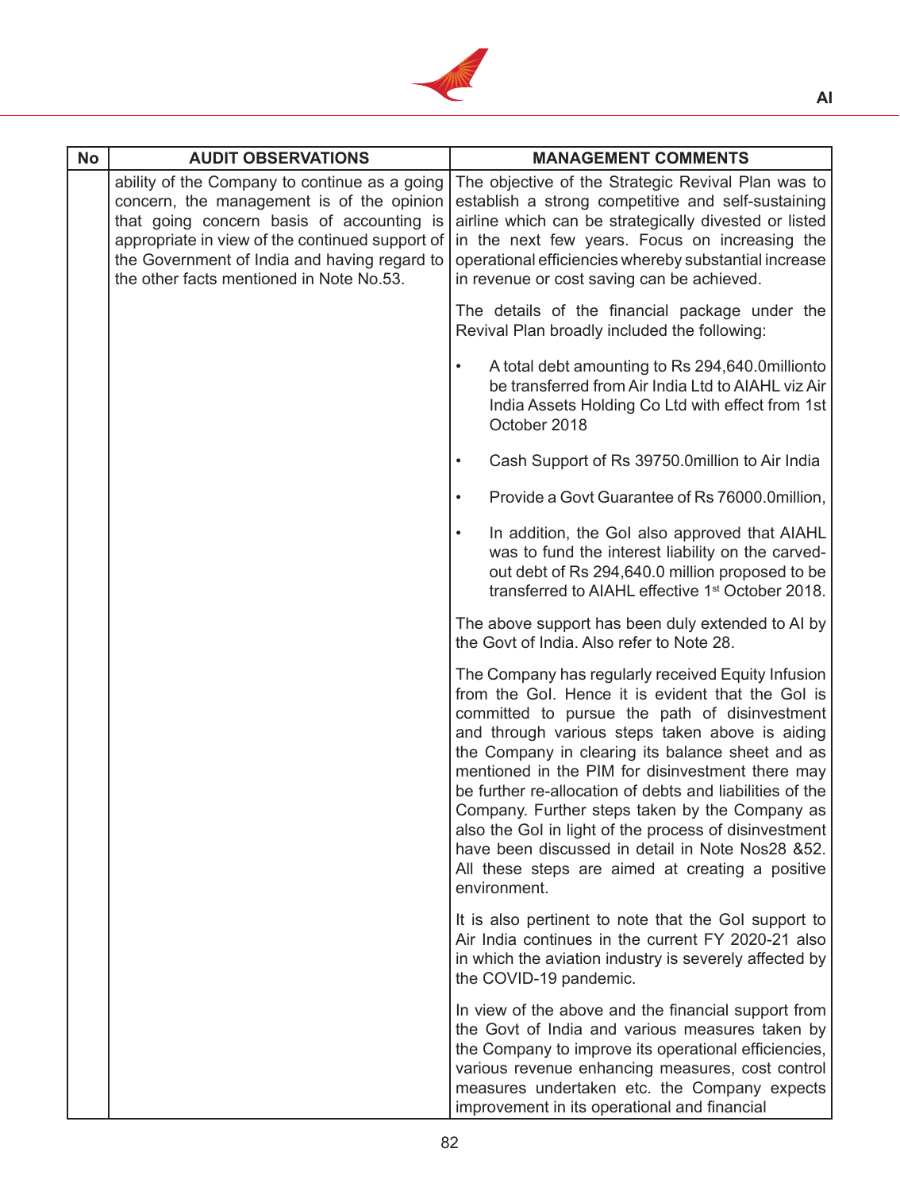| No | AUDIT OBSERVATIONS | MANAGEMENT COMMENTS |
|---|---|---|
| | ability of the Company to continue as a going concern, the management is of the opinion that going concern basis of accounting is appropriate in view of the continued support of the Government of India and having regard to the other facts mentioned in Note No.53. | The objective of the Strategic Revival Plan was to establish a strong competitive and self-sustaining airline which can be strategically divested or listed in the next few years. Focus on increasing the operational efficiencies whereby substantial increase in revenue or cost saving can be achieved.<br><br>The details of the financial package under the Revival Plan broadly included the following:<br><br>• A total debt amounting to Rs 294,640.0millionto be transferred from Air India Ltd to AIAHL viz Air India Assets Holding Co Ltd with effect from 1st October 2018<br><br>• Cash Support of Rs 39750.0million to Air India<br><br>• Provide a Govt Guarantee of Rs 76000.0million,<br><br>• In addition, the GoI also approved that AIAHL was to fund the interest liability on the carved-out debt of Rs 294,640.0 million proposed to be transferred to AIAHL effective 1st October 2018.<br><br>The above support has been duly extended to AI by the Govt of India. Also refer to Note 28.<br><br>The Company has regularly received Equity Infusion from the GoI. Hence it is evident that the GoI is committed to pursue the path of disinvestment and through various steps taken above is aiding the Company in clearing its balance sheet and as mentioned in the PIM for disinvestment there may be further re-allocation of debts and liabilities of the Company. Further steps taken by the Company as also the GoI in light of the process of disinvestment have been discussed in detail in Note Nos28 &52. All these steps are aimed at creating a positive environment.<br><br>It is also pertinent to note that the GoI support to Air India continues in the current FY 2020-21 also in which the aviation industry is severely affected by the COVID-19 pandemic.<br><br>In view of the above and the financial support from the Govt of India and various measures taken by the Company to improve its operational efficiencies, various revenue enhancing measures, cost control measures undertaken etc. the Company expects improvement in its operational and financial |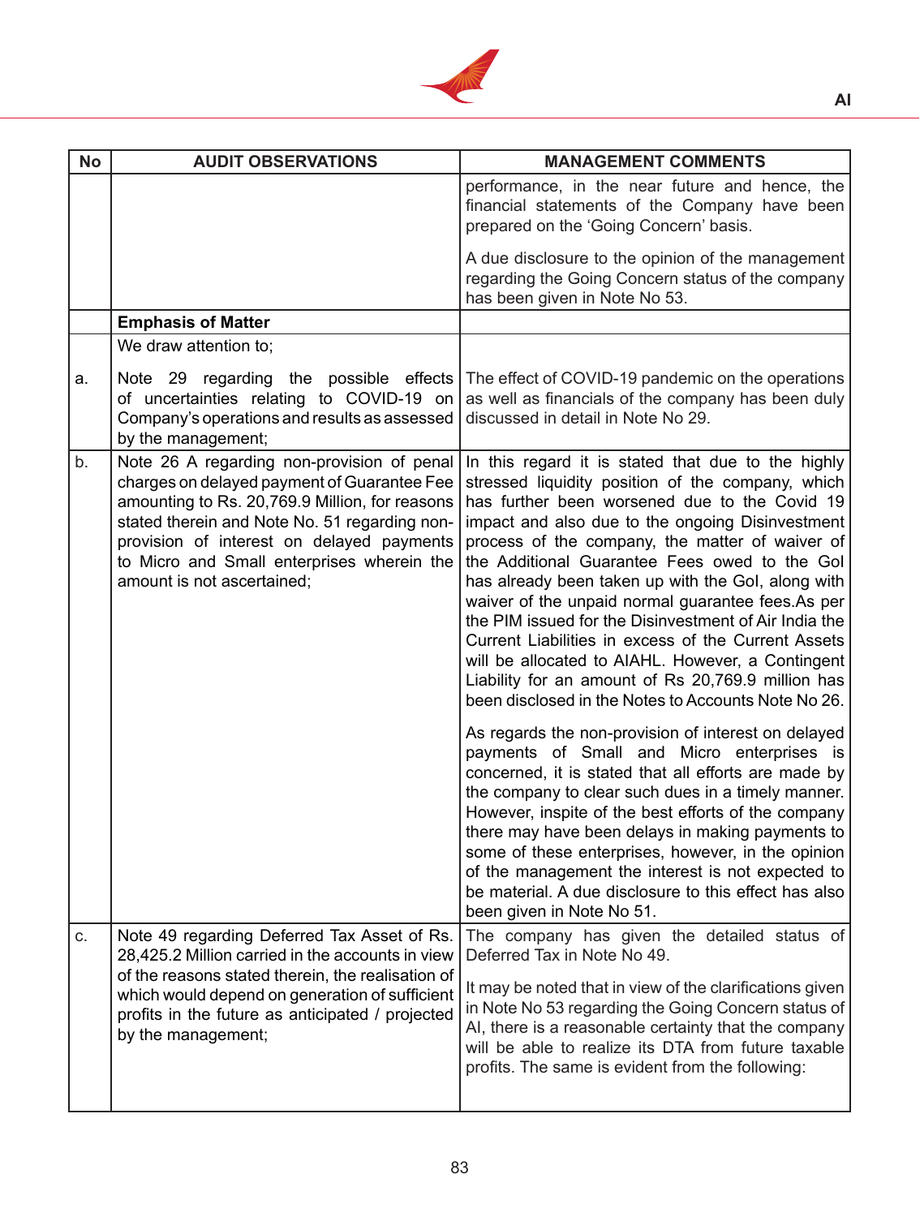| No | AUDIT OBSERVATIONS | MANAGEMENT COMMENTS |
|---|---|---|
| | | performance, in the near future and hence, the financial statements of the Company have been prepared on the 'Going Concern' basis.<br><br>A due disclosure to the opinion of the management regarding the Going Concern status of the company has been given in Note No 53. |
| | **Emphasis of Matter** | |
| | We draw attention to; | |
| a. | Note 29 regarding the possible effects of uncertainties relating to COVID-19 on Company's operations and results as assessed by the management; | The effect of COVID-19 pandemic on the operations as well as financials of the company has been duly discussed in detail in Note No 29. |
| b. | Note 26 A regarding non-provision of penal charges on delayed payment of Guarantee Fee amounting to Rs. 20,769.9 Million, for reasons stated therein and Note No. 51 regarding non-provision of interest on delayed payments to Micro and Small enterprises wherein the amount is not ascertained; | In this regard it is stated that due to the highly stressed liquidity position of the company, which has further been worsened due to the Covid 19 impact and also due to the ongoing Disinvestment process of the company, the matter of waiver of the Additional Guarantee Fees owed to the GoI has already been taken up with the GoI, along with waiver of the unpaid normal guarantee fees.As per the PIM issued for the Disinvestment of Air India the Current Liabilities in excess of the Current Assets will be allocated to AIAHL. However, a Contingent Liability for an amount of Rs 20,769.9 million has been disclosed in the Notes to Accounts Note No 26.<br><br>As regards the non-provision of interest on delayed payments of Small and Micro enterprises is concerned, it is stated that all efforts are made by the company to clear such dues in a timely manner. However, inspite of the best efforts of the company there may have been delays in making payments to some of these enterprises, however, in the opinion of the management the interest is not expected to be material. A due disclosure to this effect has also been given in Note No 51. |
| c. | Note 49 regarding Deferred Tax Asset of Rs. 28,425.2 Million carried in the accounts in view of the reasons stated therein, the realisation of which would depend on generation of sufficient profits in the future as anticipated / projected by the management; | The company has given the detailed status of Deferred Tax in Note No 49.<br><br>It may be noted that in view of the clarifications given in Note No 53 regarding the Going Concern status of AI, there is a reasonable certainty that the company will be able to realize its DTA from future taxable profits. The same is evident from the following: |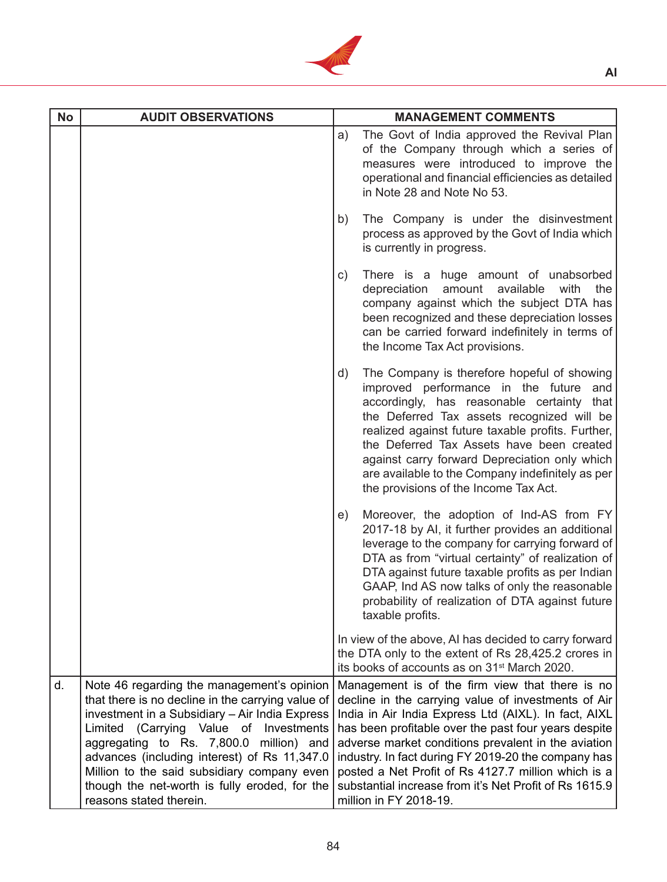| No | AUDIT OBSERVATIONS | MANAGEMENT COMMENTS |
|---|---|---|
| | | a) The Govt of India approved the Revival Plan of the Company through which a series of measures were introduced to improve the operational and financial efficiencies as detailed in Note 28 and Note No 53.<br><br>b) The Company is under the disinvestment process as approved by the Govt of India which is currently in progress.<br><br>c) There is a huge amount of unabsorbed depreciation amount available with the company against which the subject DTA has been recognized and these depreciation losses can be carried forward indefinitely in terms of the Income Tax Act provisions.<br><br>d) The Company is therefore hopeful of showing improved performance in the future and accordingly, has reasonable certainty that the Deferred Tax assets recognized will be realized against future taxable profits. Further, the Deferred Tax Assets have been created against carry forward Depreciation only which are available to the Company indefinitely as per the provisions of the Income Tax Act.<br><br>e) Moreover, the adoption of Ind-AS from FY 2017-18 by AI, it further provides an additional leverage to the company for carrying forward of DTA as from "virtual certainty" of realization of DTA against future taxable profits as per Indian GAAP, Ind AS now talks of only the reasonable probability of realization of DTA against future taxable profits.<br><br>In view of the above, AI has decided to carry forward the DTA only to the extent of Rs 28,425.2 crores in its books of accounts as on 31st March 2020. |
| d. | Note 46 regarding the management's opinion that there is no decline in the carrying value of investment in a Subsidiary – Air India Express Limited (Carrying Value of Investments aggregating to Rs. 7,800.0 million) and advances (including interest) of Rs 11,347.0 Million to the said subsidiary company even though the net-worth is fully eroded, for the reasons stated therein. | Management is of the firm view that there is no decline in the carrying value of investments of Air India in Air India Express Ltd (AIXL). In fact, AIXL has been profitable over the past four years despite adverse market conditions prevalent in the aviation industry. In fact during FY 2019-20 the company has posted a Net Profit of Rs 4127.7 million which is a substantial increase from it's Net Profit of Rs 1615.9 million in FY 2018-19. |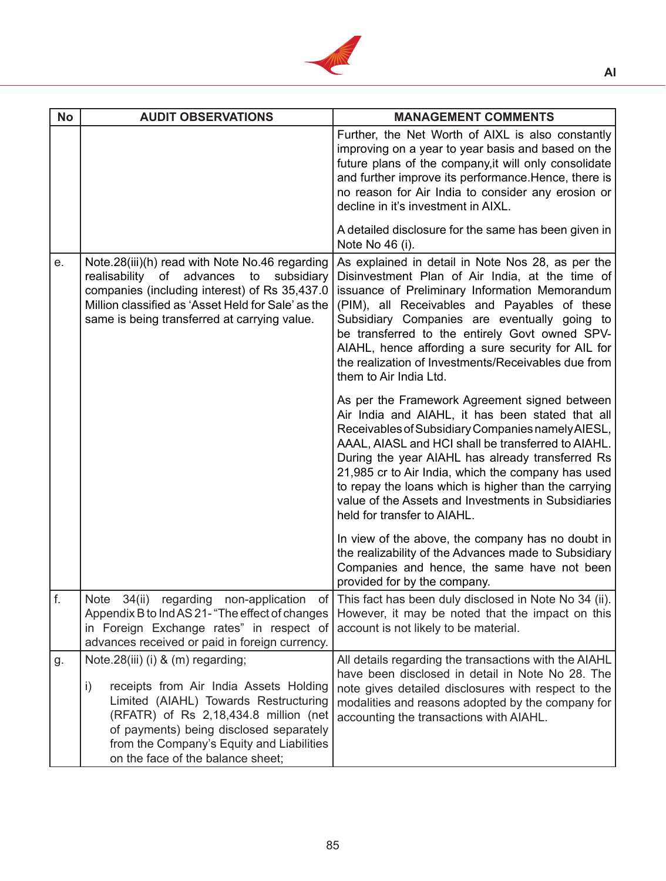| No | AUDIT OBSERVATIONS | MANAGEMENT COMMENTS |
|---|---|---|
| | | Further, the Net Worth of AIXL is also constantly improving on a year to year basis and based on the future plans of the company,it will only consolidate and further improve its performance.Hence, there is no reason for Air India to consider any erosion or decline in it's investment in AIXL.<br><br>A detailed disclosure for the same has been given in Note No 46 (i). |
| e. | Note.28(iii)(h) read with Note No.46 regarding realisability of advances to subsidiary companies (including interest) of Rs 35,437.0 Million classified as 'Asset Held for Sale' as the same is being transferred at carrying value. | As explained in detail in Note Nos 28, as per the Disinvestment Plan of Air India, at the time of issuance of Preliminary Information Memorandum (PIM), all Receivables and Payables of these Subsidiary Companies are eventually going to be transferred to the entirely Govt owned SPV-AIAHL, hence affording a sure security for AIL for the realization of Investments/Receivables due from them to Air India Ltd.<br><br>As per the Framework Agreement signed between Air India and AIAHL, it has been stated that all Receivables of Subsidiary Companies namely AIESL, AAAL, AIASL and HCI shall be transferred to AIAHL. During the year AIAHL has already transferred Rs 21,985 cr to Air India, which the company has used to repay the loans which is higher than the carrying value of the Assets and Investments in Subsidiaries held for transfer to AIAHL.<br><br>In view of the above, the company has no doubt in the realizability of the Advances made to Subsidiary Companies and hence, the same have not been provided for by the company. |
| f. | Note 34(ii) regarding non-application of Appendix B to Ind AS 21- "The effect of changes in Foreign Exchange rates" in respect of advances received or paid in foreign currency. | This fact has been duly disclosed in Note No 34 (ii). However, it may be noted that the impact on this account is not likely to be material. |
| g. | Note.28(iii) (i) & (m) regarding;<br><br>i) receipts from Air India Assets Holding Limited (AIAHL) Towards Restructuring (RFATR) of Rs 2,18,434.8 million (net of payments) being disclosed separately from the Company's Equity and Liabilities on the face of the balance sheet; | All details regarding the transactions with the AIAHL have been disclosed in detail in Note No 28. The note gives detailed disclosures with respect to the modalities and reasons adopted by the company for accounting the transactions with AIAHL. |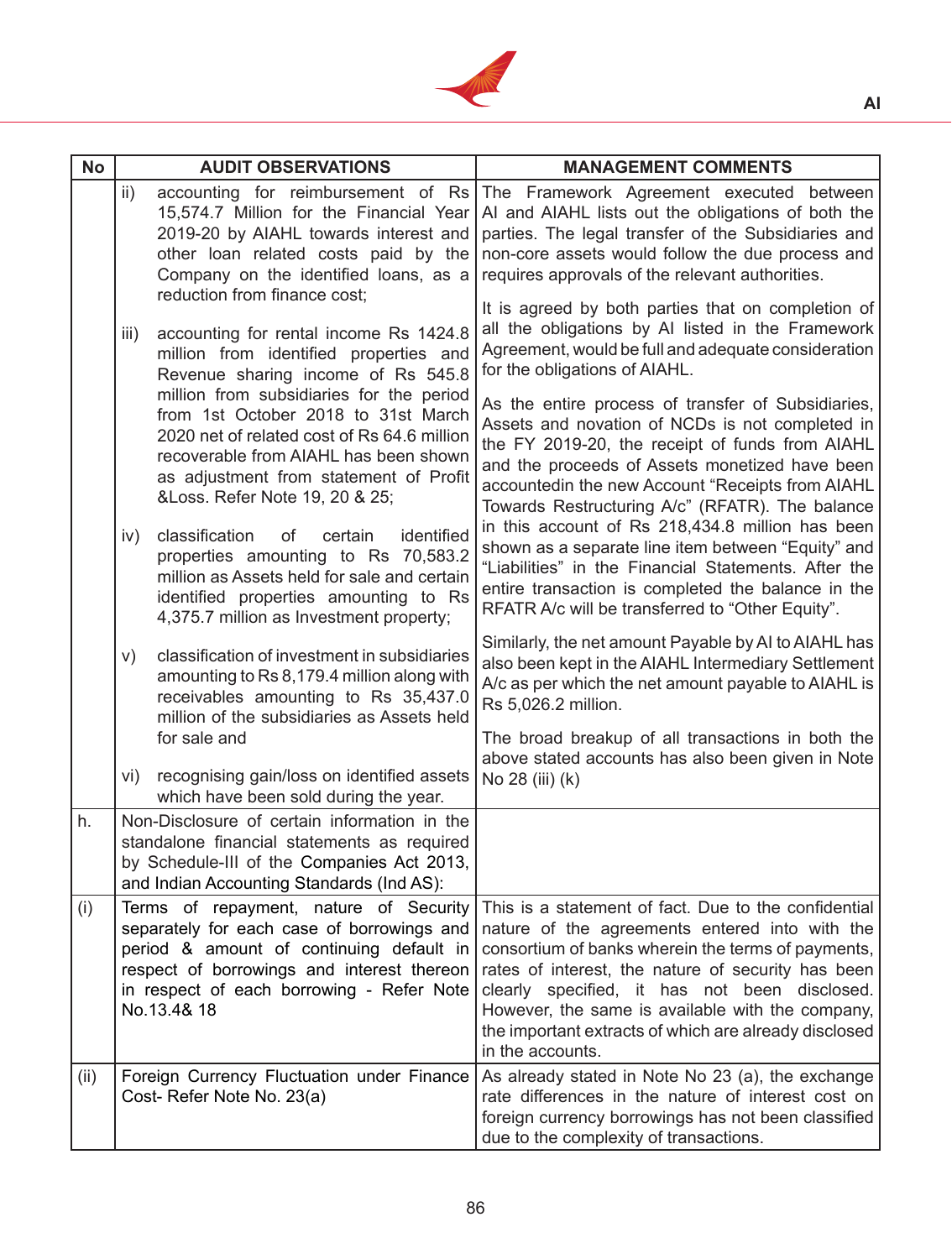| No | AUDIT OBSERVATIONS | MANAGEMENT COMMENTS |
|---|---|---|
| | ii) accounting for reimbursement of Rs 15,574.7 Million for the Financial Year 2019-20 by AIAHL towards interest and other loan related costs paid by the Company on the identified loans, as a reduction from finance cost;<br><br>iii) accounting for rental income Rs 1424.8 million from identified properties and Revenue sharing income of Rs 545.8 million from subsidiaries for the period from 1st October 2018 to 31st March 2020 net of related cost of Rs 64.6 million recoverable from AIAHL has been shown as adjustment from statement of Profit &Loss. Refer Note 19, 20 & 25;<br><br>iv) classification of certain identified properties amounting to Rs 70,583.2 million as Assets held for sale and certain identified properties amounting to Rs 4,375.7 million as Investment property;<br><br>v) classification of investment in subsidiaries amounting to Rs 8,179.4 million along with receivables amounting to Rs 35,437.0 million of the subsidiaries as Assets held for sale and<br><br>vi) recognising gain/loss on identified assets which have been sold during the year. | The Framework Agreement executed between AI and AIAHL lists out the obligations of both the parties. The legal transfer of the Subsidiaries and non-core assets would follow the due process and requires approvals of the relevant authorities.<br><br>It is agreed by both parties that on completion of all the obligations by AI listed in the Framework Agreement, would be full and adequate consideration for the obligations of AIAHL.<br><br>As the entire process of transfer of Subsidiaries, Assets and novation of NCDs is not completed in the FY 2019-20, the receipt of funds from AIAHL and the proceeds of Assets monetized have been accountedin the new Account "Receipts from AIAHL Towards Restructuring A/c" (RFATR). The balance in this account of Rs 218,434.8 million has been shown as a separate line item between "Equity" and "Liabilities" in the Financial Statements. After the entire transaction is completed the balance in the RFATR A/c will be transferred to "Other Equity".<br><br>Similarly, the net amount Payable by AI to AIAHL has also been kept in the AIAHL Intermediary Settlement A/c as per which the net amount payable to AIAHL is Rs 5,026.2 million.<br><br>The broad breakup of all transactions in both the above stated accounts has also been given in Note No 28 (iii) (k) |
| h. | Non-Disclosure of certain information in the standalone financial statements as required by Schedule-III of the Companies Act 2013, and Indian Accounting Standards (Ind AS): | |
| (i) | Terms of repayment, nature of Security separately for each case of borrowings and period & amount of continuing default in respect of borrowings and interest thereon in respect of each borrowing - Refer Note No.13.4& 18 | This is a statement of fact. Due to the confidential nature of the agreements entered into with the consortium of banks wherein the terms of payments, rates of interest, the nature of security has been clearly specified, it has not been disclosed. However, the same is available with the company, the important extracts of which are already disclosed in the accounts. |
| (ii) | Foreign Currency Fluctuation under Finance Cost- Refer Note No. 23(a) | As already stated in Note No 23 (a), the exchange rate differences in the nature of interest cost on foreign currency borrowings has not been classified due to the complexity of transactions. |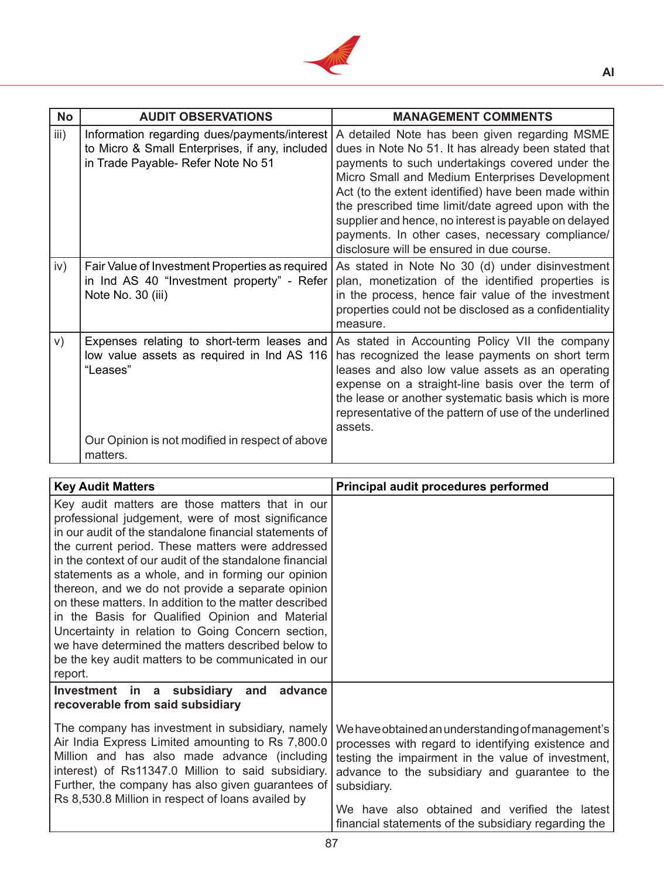| No | AUDIT OBSERVATIONS | MANAGEMENT COMMENTS |
|---|---|---|
| iii) | Information regarding dues/payments/interest to Micro & Small Enterprises, if any, included in Trade Payable- Refer Note No 51 | A detailed Note has been given regarding MSME dues in Note No 51. It has already been stated that payments to such undertakings covered under the Micro Small and Medium Enterprises Development Act (to the extent identified) have been made within the prescribed time limit/date agreed upon with the supplier and hence, no interest is payable on delayed payments. In other cases, necessary compliance/ disclosure will be ensured in due course. |
| iv) | Fair Value of Investment Properties as required in Ind AS 40 "Investment property" - Refer Note No. 30 (iii) | As stated in Note No 30 (d) under disinvestment plan, monetization of the identified properties is in the process, hence fair value of the investment properties could not be disclosed as a confidentiality measure. |
| v) | Expenses relating to short-term leases and low value assets as required in Ind AS 116 "Leases"<br><br>Our Opinion is not modified in respect of above matters. | As stated in Accounting Policy VII the company has recognized the lease payments on short term leases and also low value assets as an operating expense on a straight-line basis over the term of the lease or another systematic basis which is more representative of the pattern of use of the underlined assets. |

| Key Audit Matters | Principal audit procedures performed |
|---|---|
| Key audit matters are those matters that in our professional judgement, were of most significance in our audit of the standalone financial statements of the current period. These matters were addressed in the context of our audit of the standalone financial statements as a whole, and in forming our opinion thereon, and we do not provide a separate opinion on these matters. In addition to the matter described in the Basis for Qualified Opinion and Material Uncertainty in relation to Going Concern section, we have determined the matters described below to be the key audit matters to be communicated in our report. | |
| **Investment in a subsidiary and advance recoverable from said subsidiary**<br><br>The company has investment in subsidiary, namely Air India Express Limited amounting to Rs 7,800.0 Million and has also made advance (including interest) of Rs11347.0 Million to said subsidiary. Further, the company has also given guarantees of Rs 8,530.8 Million in respect of loans availed by | We have obtained an understanding of management's processes with regard to identifying existence and testing the impairment in the value of investment, advance to the subsidiary and guarantee to the subsidiary.<br><br>We have also obtained and verified the latest financial statements of the subsidiary regarding the |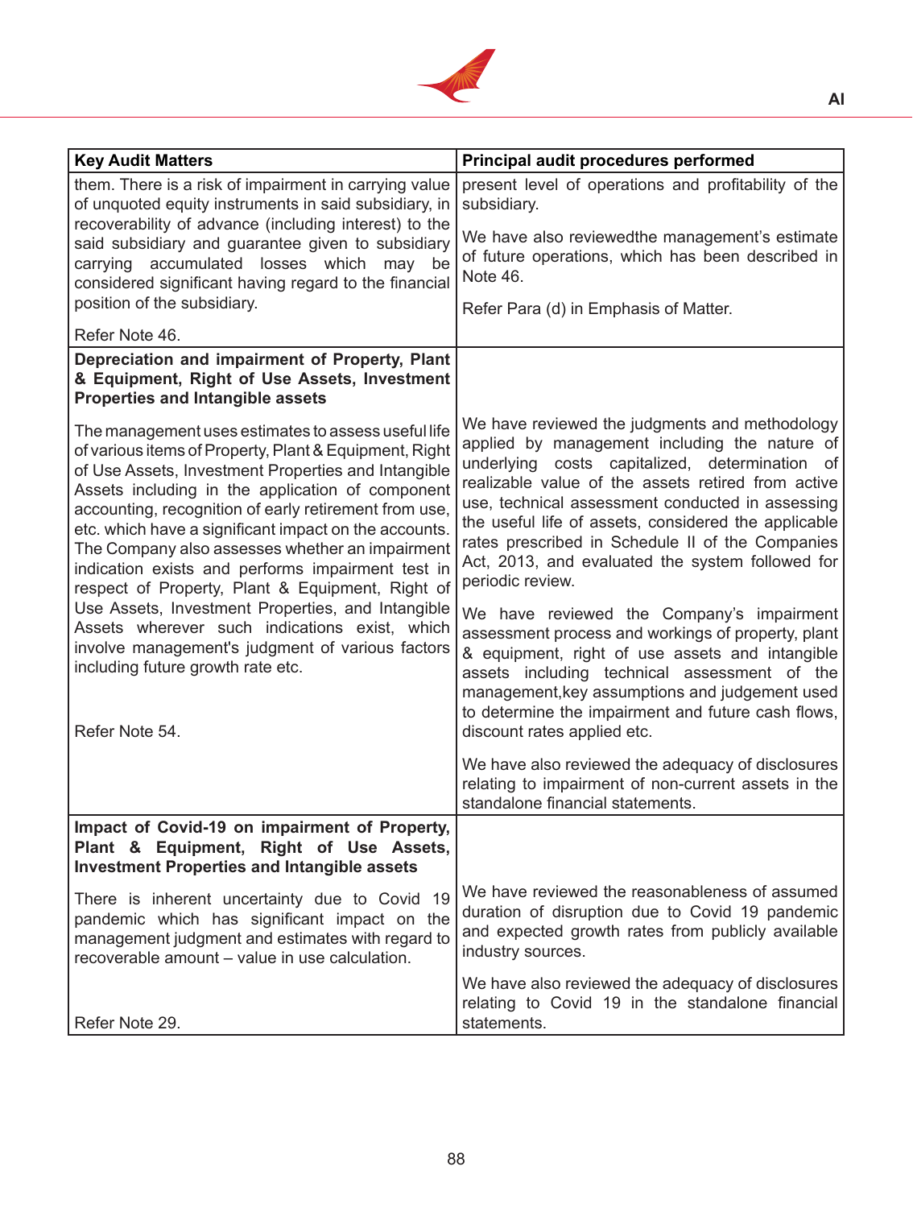| Key Audit Matters | Principal audit procedures performed |
|---|---|
| them. There is a risk of impairment in carrying value of unquoted equity instruments in said subsidiary, in recoverability of advance (including interest) to the said subsidiary and guarantee given to subsidiary carrying accumulated losses which may be considered significant having regard to the financial position of the subsidiary.<br><br>Refer Note 46. | present level of operations and profitability of the subsidiary.<br><br>We have also reviewedthe management's estimate of future operations, which has been described in Note 46.<br><br>Refer Para (d) in Emphasis of Matter. |
| **Depreciation and impairment of Property, Plant & Equipment, Right of Use Assets, Investment Properties and Intangible assets**<br><br>The management uses estimates to assess useful life of various items of Property, Plant & Equipment, Right of Use Assets, Investment Properties and Intangible Assets including in the application of component accounting, recognition of early retirement from use, etc. which have a significant impact on the accounts. The Company also assesses whether an impairment indication exists and performs impairment test in respect of Property, Plant & Equipment, Right of Use Assets, Investment Properties, and Intangible Assets wherever such indications exist, which involve management's judgment of various factors including future growth rate etc.<br><br>Refer Note 54. | We have reviewed the judgments and methodology applied by management including the nature of underlying costs capitalized, determination of realizable value of the assets retired from active use, technical assessment conducted in assessing the useful life of assets, considered the applicable rates prescribed in Schedule II of the Companies Act, 2013, and evaluated the system followed for periodic review.<br><br>We have reviewed the Company's impairment assessment process and workings of property, plant & equipment, right of use assets and intangible assets including technical assessment of the management,key assumptions and judgement used to determine the impairment and future cash flows, discount rates applied etc.<br><br>We have also reviewed the adequacy of disclosures relating to impairment of non-current assets in the standalone financial statements. |
| **Impact of Covid-19 on impairment of Property, Plant & Equipment, Right of Use Assets, Investment Properties and Intangible assets**<br><br>There is inherent uncertainty due to Covid 19 pandemic which has significant impact on the management judgment and estimates with regard to recoverable amount – value in use calculation.<br><br>Refer Note 29. | We have reviewed the reasonableness of assumed duration of disruption due to Covid 19 pandemic and expected growth rates from publicly available industry sources.<br><br>We have also reviewed the adequacy of disclosures relating to Covid 19 in the standalone financial statements. |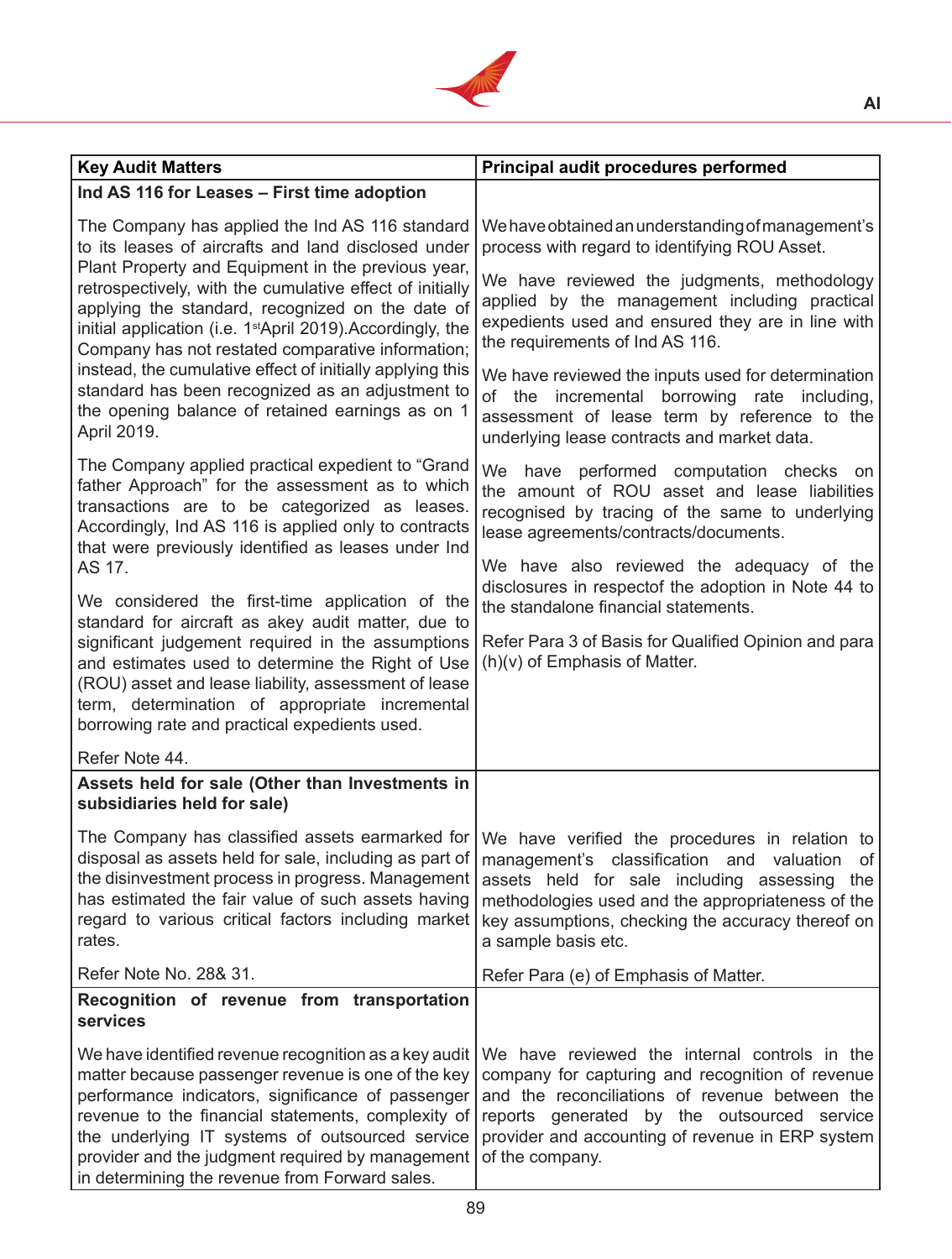| Key Audit Matters | Principal audit procedures performed |
|---|---|
| **Ind AS 116 for Leases – First time adoption** | |
| The Company has applied the Ind AS 116 standard to its leases of aircrafts and land disclosed under Plant Property and Equipment in the previous year, retrospectively, with the cumulative effect of initially applying the standard, recognized on the date of initial application (i.e. 1st April 2019).Accordingly, the Company has not restated comparative information; instead, the cumulative effect of initially applying this standard has been recognized as an adjustment to the opening balance of retained earnings as on 1 April 2019.<br><br>The Company applied practical expedient to "Grand father Approach" for the assessment as to which transactions are to be categorized as leases. Accordingly, Ind AS 116 is applied only to contracts that were previously identified as leases under Ind AS 17.<br><br>We considered the first-time application of the standard for aircraft as akey audit matter, due to significant judgement required in the assumptions and estimates used to determine the Right of Use (ROU) asset and lease liability, assessment of lease term, determination of appropriate incremental borrowing rate and practical expedients used.<br><br>Refer Note 44. | We have obtained an understanding of management's process with regard to identifying ROU Asset.<br><br>We have reviewed the judgments, methodology applied by the management including practical expedients used and ensured they are in line with the requirements of Ind AS 116.<br><br>We have reviewed the inputs used for determination of the incremental borrowing rate including, assessment of lease term by reference to the underlying lease contracts and market data.<br><br>We have performed computation checks on the amount of ROU asset and lease liabilities recognised by tracing of the same to underlying lease agreements/contracts/documents.<br><br>We have also reviewed the adequacy of the disclosures in respectof the adoption in Note 44 to the standalone financial statements.<br><br>Refer Para 3 of Basis for Qualified Opinion and para (h)(v) of Emphasis of Matter. |
| **Assets held for sale (Other than Investments in subsidiaries held for sale)** | |
| The Company has classified assets earmarked for disposal as assets held for sale, including as part of the disinvestment process in progress. Management has estimated the fair value of such assets having regard to various critical factors including market rates.<br><br>Refer Note No. 28& 31. | We have verified the procedures in relation to management's classification and valuation of assets held for sale including assessing the methodologies used and the appropriateness of the key assumptions, checking the accuracy thereof on a sample basis etc.<br><br>Refer Para (e) of Emphasis of Matter. |
| **Recognition of revenue from transportation services** | |
| We have identified revenue recognition as a key audit matter because passenger revenue is one of the key performance indicators, significance of passenger revenue to the financial statements, complexity of the underlying IT systems of outsourced service provider and the judgment required by management in determining the revenue from Forward sales. | We have reviewed the internal controls in the company for capturing and recognition of revenue and the reconciliations of revenue between the reports generated by the outsourced service provider and accounting of revenue in ERP system of the company. |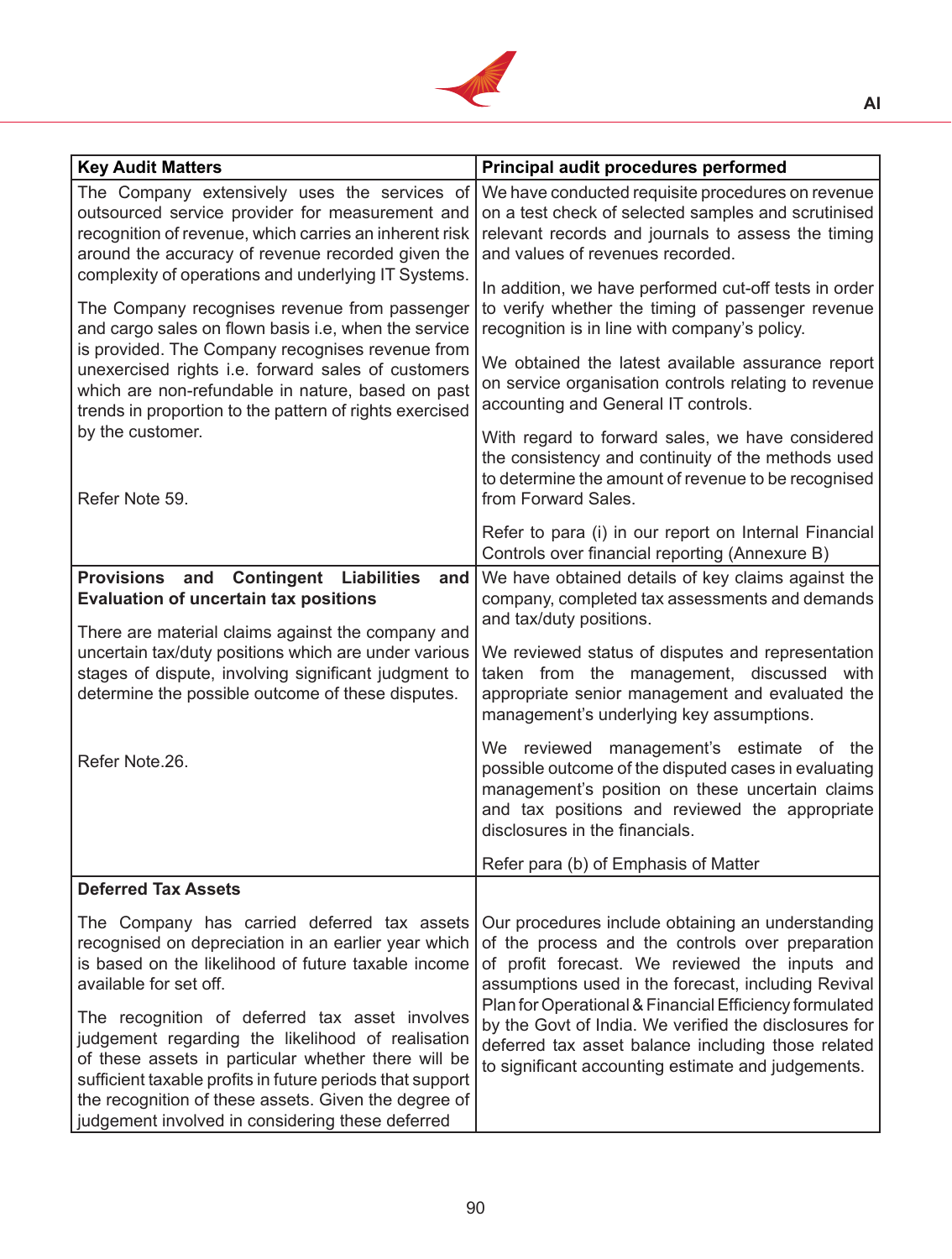| Key Audit Matters | Principal audit procedures performed |
|---|---|
| The Company extensively uses the services of outsourced service provider for measurement and recognition of revenue, which carries an inherent risk around the accuracy of revenue recorded given the complexity of operations and underlying IT Systems.<br><br>The Company recognises revenue from passenger and cargo sales on flown basis i.e, when the service is provided. The Company recognises revenue from unexercised rights i.e. forward sales of customers which are non-refundable in nature, based on past trends in proportion to the pattern of rights exercised by the customer.<br><br>Refer Note 59. | We have conducted requisite procedures on revenue on a test check of selected samples and scrutinised relevant records and journals to assess the timing and values of revenues recorded.<br><br>In addition, we have performed cut-off tests in order to verify whether the timing of passenger revenue recognition is in line with company's policy.<br><br>We obtained the latest available assurance report on service organisation controls relating to revenue accounting and General IT controls.<br><br>With regard to forward sales, we have considered the consistency and continuity of the methods used to determine the amount of revenue to be recognised from Forward Sales.<br><br>Refer to para (i) in our report on Internal Financial Controls over financial reporting (Annexure B) |
| **Provisions and Contingent Liabilities and Evaluation of uncertain tax positions**<br><br>There are material claims against the company and uncertain tax/duty positions which are under various stages of dispute, involving significant judgment to determine the possible outcome of these disputes.<br><br>Refer Note.26. | We have obtained details of key claims against the company, completed tax assessments and demands and tax/duty positions.<br><br>We reviewed status of disputes and representation taken from the management, discussed with appropriate senior management and evaluated the management's underlying key assumptions.<br><br>We reviewed management's estimate of the possible outcome of the disputed cases in evaluating management's position on these uncertain claims and tax positions and reviewed the appropriate disclosures in the financials.<br><br>Refer para (b) of Emphasis of Matter |
| **Deferred Tax Assets**<br><br>The Company has carried deferred tax assets recognised on depreciation in an earlier year which is based on the likelihood of future taxable income available for set off.<br><br>The recognition of deferred tax asset involves judgement regarding the likelihood of realisation of these assets in particular whether there will be sufficient taxable profits in future periods that support the recognition of these assets. Given the degree of judgement involved in considering these deferred | Our procedures include obtaining an understanding of the process and the controls over preparation of profit forecast. We reviewed the inputs and assumptions used in the forecast, including Revival Plan for Operational & Financial Efficiency formulated by the Govt of India. We verified the disclosures for deferred tax asset balance including those related to significant accounting estimate and judgements. |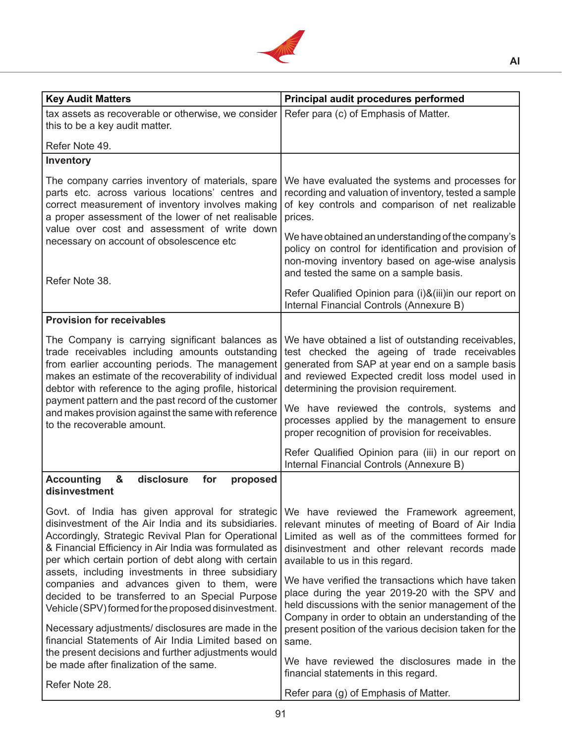| Key Audit Matters | Principal audit procedures performed |
|---|---|
| tax assets as recoverable or otherwise, we consider this to be a key audit matter.<br><br>Refer Note 49. | Refer para (c) of Emphasis of Matter. |
| **Inventory**<br><br>The company carries inventory of materials, spare parts etc. across various locations' centres and correct measurement of inventory involves making a proper assessment of the lower of net realisable value over cost and assessment of write down necessary on account of obsolescence etc<br><br>Refer Note 38. | We have evaluated the systems and processes for recording and valuation of inventory, tested a sample of key controls and comparison of net realizable prices.<br><br>We have obtained an understanding of the company's policy on control for identification and provision of non-moving inventory based on age-wise analysis and tested the same on a sample basis.<br><br>Refer Qualified Opinion para (i)&(iii)in our report on Internal Financial Controls (Annexure B) |
| **Provision for receivables**<br><br>The Company is carrying significant balances as trade receivables including amounts outstanding from earlier accounting periods. The management makes an estimate of the recoverability of individual debtor with reference to the aging profile, historical payment pattern and the past record of the customer and makes provision against the same with reference to the recoverable amount. | We have obtained a list of outstanding receivables, test checked the ageing of trade receivables generated from SAP at year end on a sample basis and reviewed Expected credit loss model used in determining the provision requirement.<br><br>We have reviewed the controls, systems and processes applied by the management to ensure proper recognition of provision for receivables.<br><br>Refer Qualified Opinion para (iii) in our report on Internal Financial Controls (Annexure B) |
| **Accounting & disclosure for proposed disinvestment**<br><br>Govt. of India has given approval for strategic disinvestment of the Air India and its subsidiaries. Accordingly, Strategic Revival Plan for Operational & Financial Efficiency in Air India was formulated as per which certain portion of debt along with certain assets, including investments in three subsidiary companies and advances given to them, were decided to be transferred to an Special Purpose Vehicle (SPV) formed for the proposed disinvestment.<br><br>Necessary adjustments/ disclosures are made in the financial Statements of Air India Limited based on the present decisions and further adjustments would be made after finalization of the same.<br><br>Refer Note 28. | We have reviewed the Framework agreement, relevant minutes of meeting of Board of Air India Limited as well as of the committees formed for disinvestment and other relevant records made available to us in this regard.<br><br>We have verified the transactions which have taken place during the year 2019-20 with the SPV and held discussions with the senior management of the Company in order to obtain an understanding of the present position of the various decision taken for the same.<br><br>We have reviewed the disclosures made in the financial statements in this regard.<br><br>Refer para (g) of Emphasis of Matter. |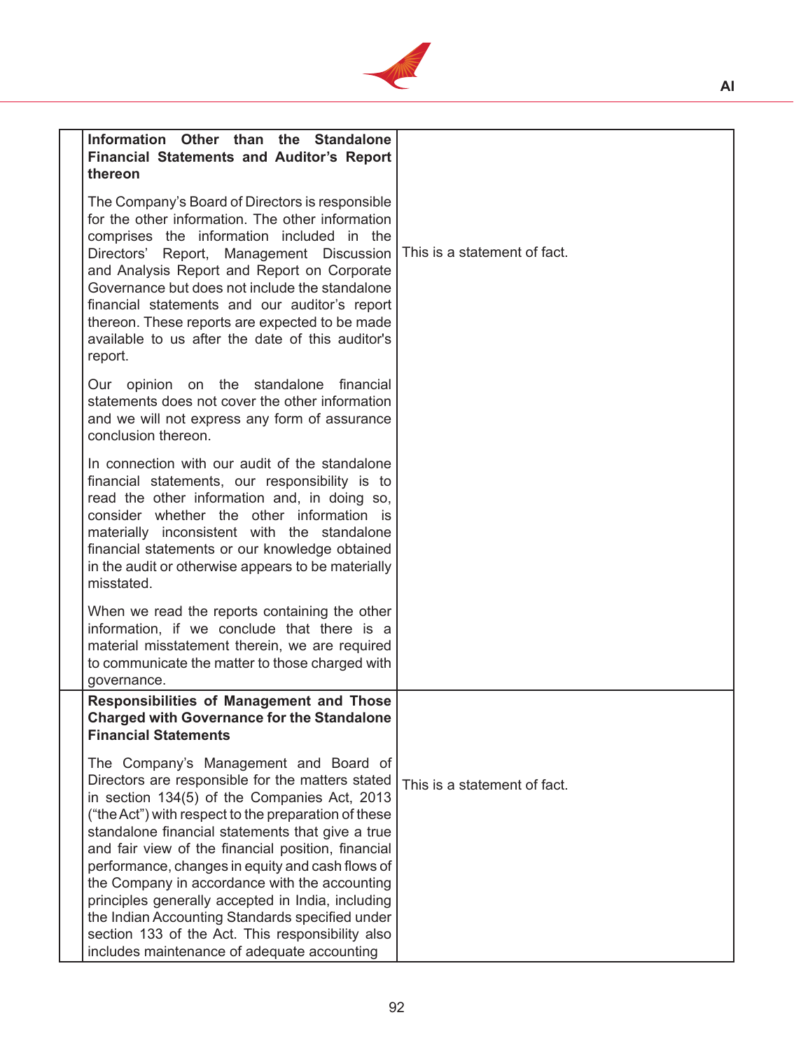| | | |
|---|---|---|
| | **Information Other than the Standalone Financial Statements and Auditor's Report thereon**<br><br>The Company's Board of Directors is responsible for the other information. The other information comprises the information included in the Directors' Report, Management Discussion and Analysis Report and Report on Corporate Governance but does not include the standalone financial statements and our auditor's report thereon. These reports are expected to be made available to us after the date of this auditor's report.<br><br>Our opinion on the standalone financial statements does not cover the other information and we will not express any form of assurance conclusion thereon.<br><br>In connection with our audit of the standalone financial statements, our responsibility is to read the other information and, in doing so, consider whether the other information is materially inconsistent with the standalone financial statements or our knowledge obtained in the audit or otherwise appears to be materially misstated.<br><br>When we read the reports containing the other information, if we conclude that there is a material misstatement therein, we are required to communicate the matter to those charged with governance. | This is a statement of fact. |
| | **Responsibilities of Management and Those Charged with Governance for the Standalone Financial Statements**<br><br>The Company's Management and Board of Directors are responsible for the matters stated in section 134(5) of the Companies Act, 2013 ("the Act") with respect to the preparation of these standalone financial statements that give a true and fair view of the financial position, financial performance, changes in equity and cash flows of the Company in accordance with the accounting principles generally accepted in India, including the Indian Accounting Standards specified under section 133 of the Act. This responsibility also includes maintenance of adequate accounting | This is a statement of fact. |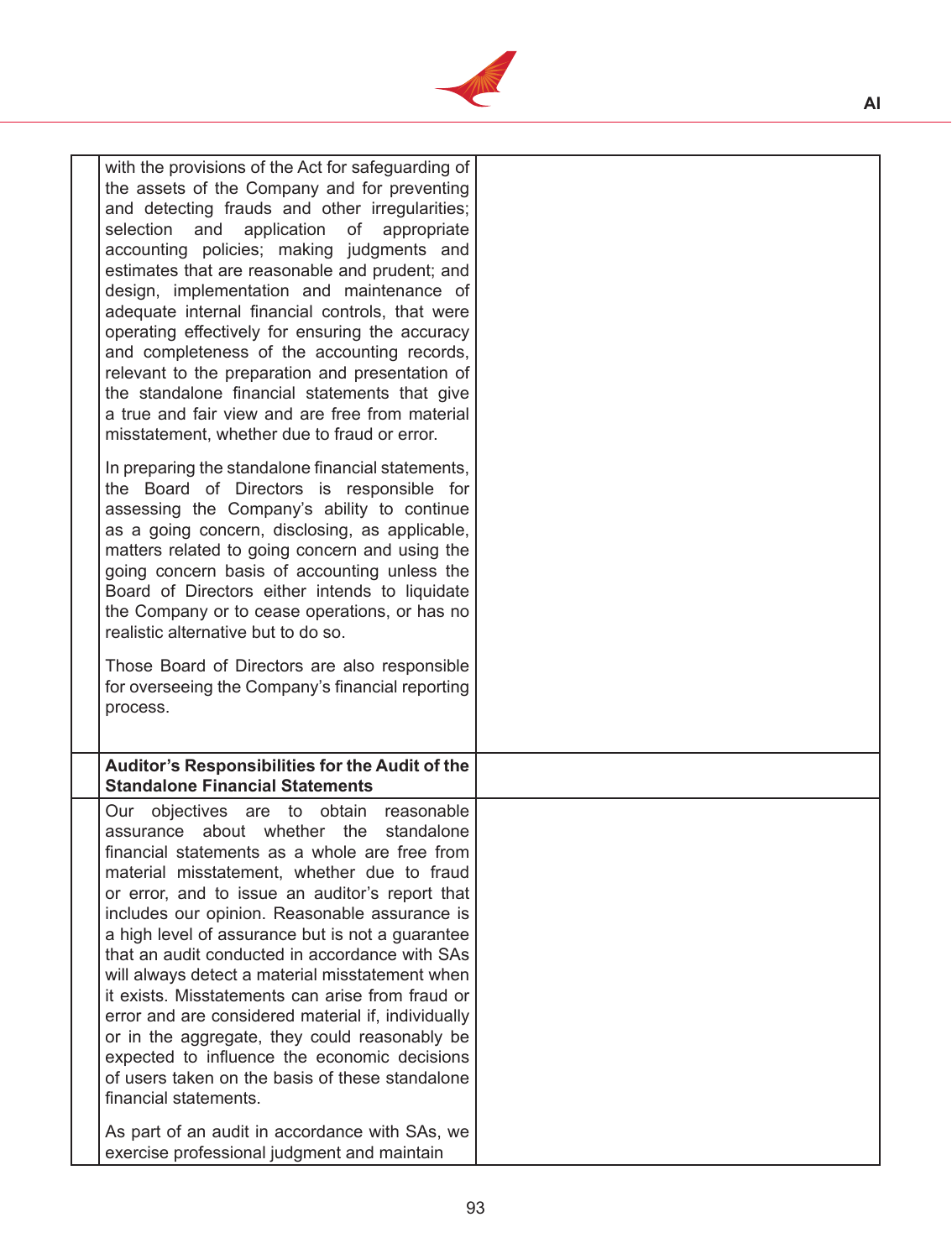| | | |
|---|---|---|
| | with the provisions of the Act for safeguarding of the assets of the Company and for preventing and detecting frauds and other irregularities; selection and application of appropriate accounting policies; making judgments and estimates that are reasonable and prudent; and design, implementation and maintenance of adequate internal financial controls, that were operating effectively for ensuring the accuracy and completeness of the accounting records, relevant to the preparation and presentation of the standalone financial statements that give a true and fair view and are free from material misstatement, whether due to fraud or error.<br><br>In preparing the standalone financial statements, the Board of Directors is responsible for assessing the Company's ability to continue as a going concern, disclosing, as applicable, matters related to going concern and using the going concern basis of accounting unless the Board of Directors either intends to liquidate the Company or to cease operations, or has no realistic alternative but to do so.<br><br>Those Board of Directors are also responsible for overseeing the Company's financial reporting process. | |
| | **Auditor's Responsibilities for the Audit of the Standalone Financial Statements** | |
| | Our objectives are to obtain reasonable assurance about whether the standalone financial statements as a whole are free from material misstatement, whether due to fraud or error, and to issue an auditor's report that includes our opinion. Reasonable assurance is a high level of assurance but is not a guarantee that an audit conducted in accordance with SAs will always detect a material misstatement when it exists. Misstatements can arise from fraud or error and are considered material if, individually or in the aggregate, they could reasonably be expected to influence the economic decisions of users taken on the basis of these standalone financial statements.<br><br>As part of an audit in accordance with SAs, we exercise professional judgment and maintain | |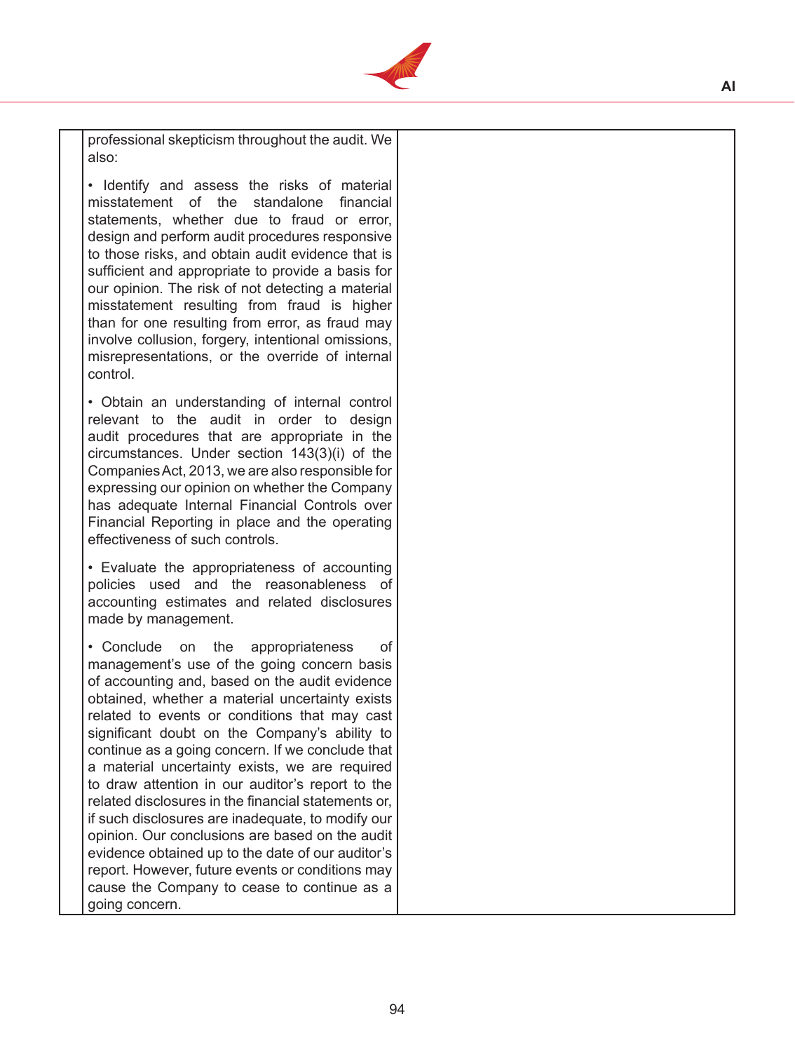| | | |
|---|---|---|
| | professional skepticism throughout the audit. We also:<br><br>• Identify and assess the risks of material misstatement of the standalone financial statements, whether due to fraud or error, design and perform audit procedures responsive to those risks, and obtain audit evidence that is sufficient and appropriate to provide a basis for our opinion. The risk of not detecting a material misstatement resulting from fraud is higher than for one resulting from error, as fraud may involve collusion, forgery, intentional omissions, misrepresentations, or the override of internal control.<br><br>• Obtain an understanding of internal control relevant to the audit in order to design audit procedures that are appropriate in the circumstances. Under section 143(3)(i) of the Companies Act, 2013, we are also responsible for expressing our opinion on whether the Company has adequate Internal Financial Controls over Financial Reporting in place and the operating effectiveness of such controls.<br><br>• Evaluate the appropriateness of accounting policies used and the reasonableness of accounting estimates and related disclosures made by management.<br><br>• Conclude on the appropriateness of management's use of the going concern basis of accounting and, based on the audit evidence obtained, whether a material uncertainty exists related to events or conditions that may cast significant doubt on the Company's ability to continue as a going concern. If we conclude that a material uncertainty exists, we are required to draw attention in our auditor's report to the related disclosures in the financial statements or, if such disclosures are inadequate, to modify our opinion. Our conclusions are based on the audit evidence obtained up to the date of our auditor's report. However, future events or conditions may cause the Company to cease to continue as a going concern. | |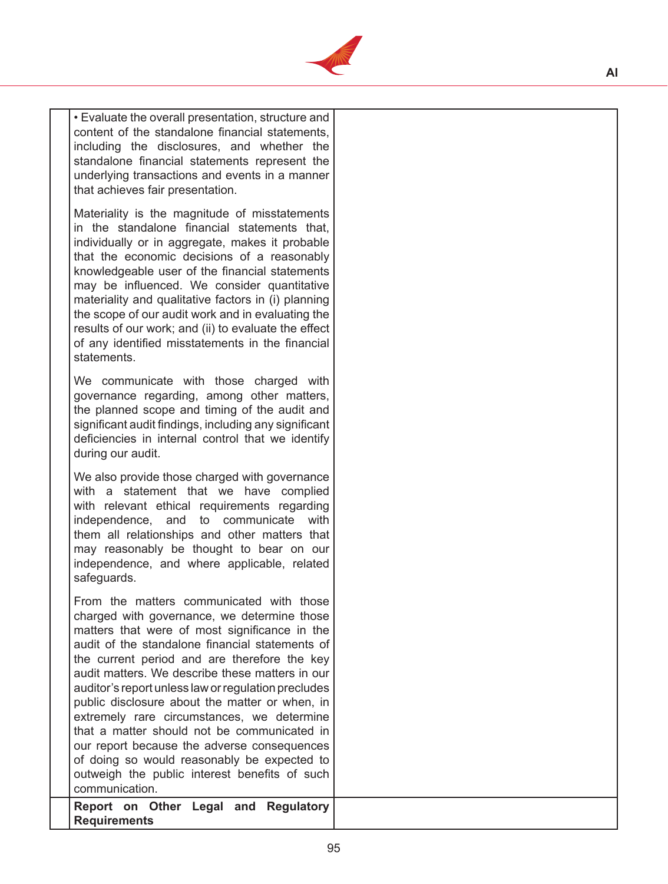| | | |
|---|---|---|
| | • Evaluate the overall presentation, structure and content of the standalone financial statements, including the disclosures, and whether the standalone financial statements represent the underlying transactions and events in a manner that achieves fair presentation.<br><br>Materiality is the magnitude of misstatements in the standalone financial statements that, individually or in aggregate, makes it probable that the economic decisions of a reasonably knowledgeable user of the financial statements may be influenced. We consider quantitative materiality and qualitative factors in (i) planning the scope of our audit work and in evaluating the results of our work; and (ii) to evaluate the effect of any identified misstatements in the financial statements.<br><br>We communicate with those charged with governance regarding, among other matters, the planned scope and timing of the audit and significant audit findings, including any significant deficiencies in internal control that we identify during our audit.<br><br>We also provide those charged with governance with a statement that we have complied with relevant ethical requirements regarding independence, and to communicate with them all relationships and other matters that may reasonably be thought to bear on our independence, and where applicable, related safeguards.<br><br>From the matters communicated with those charged with governance, we determine those matters that were of most significance in the audit of the standalone financial statements of the current period and are therefore the key audit matters. We describe these matters in our auditor's report unless law or regulation precludes public disclosure about the matter or when, in extremely rare circumstances, we determine that a matter should not be communicated in our report because the adverse consequences of doing so would reasonably be expected to outweigh the public interest benefits of such communication. | |
| | **Report on Other Legal and Regulatory Requirements** | |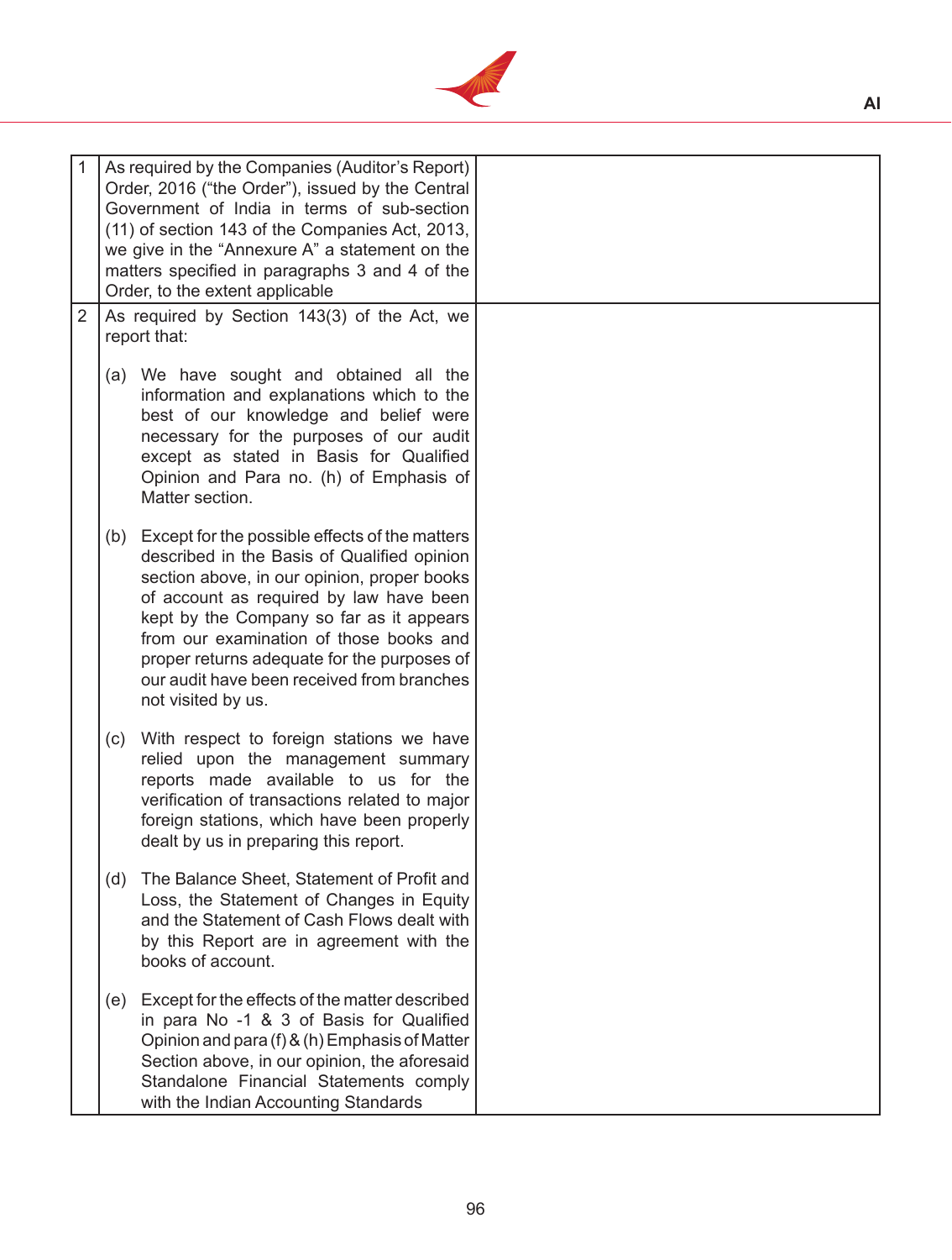| | | |
|---|---|---|
| 1 | As required by the Companies (Auditor's Report) Order, 2016 ("the Order"), issued by the Central Government of India in terms of sub-section (11) of section 143 of the Companies Act, 2013, we give in the "Annexure A" a statement on the matters specified in paragraphs 3 and 4 of the Order, to the extent applicable | |
| 2 | As required by Section 143(3) of the Act, we report that:<br><br>(a) We have sought and obtained all the information and explanations which to the best of our knowledge and belief were necessary for the purposes of our audit except as stated in Basis for Qualified Opinion and Para no. (h) of Emphasis of Matter section.<br><br>(b) Except for the possible effects of the matters described in the Basis of Qualified opinion section above, in our opinion, proper books of account as required by law have been kept by the Company so far as it appears from our examination of those books and proper returns adequate for the purposes of our audit have been received from branches not visited by us.<br><br>(c) With respect to foreign stations we have relied upon the management summary reports made available to us for the verification of transactions related to major foreign stations, which have been properly dealt by us in preparing this report.<br><br>(d) The Balance Sheet, Statement of Profit and Loss, the Statement of Changes in Equity and the Statement of Cash Flows dealt with by this Report are in agreement with the books of account.<br><br>(e) Except for the effects of the matter described in para No -1 & 3 of Basis for Qualified Opinion and para (f) & (h) Emphasis of Matter Section above, in our opinion, the aforesaid Standalone Financial Statements comply with the Indian Accounting Standards | |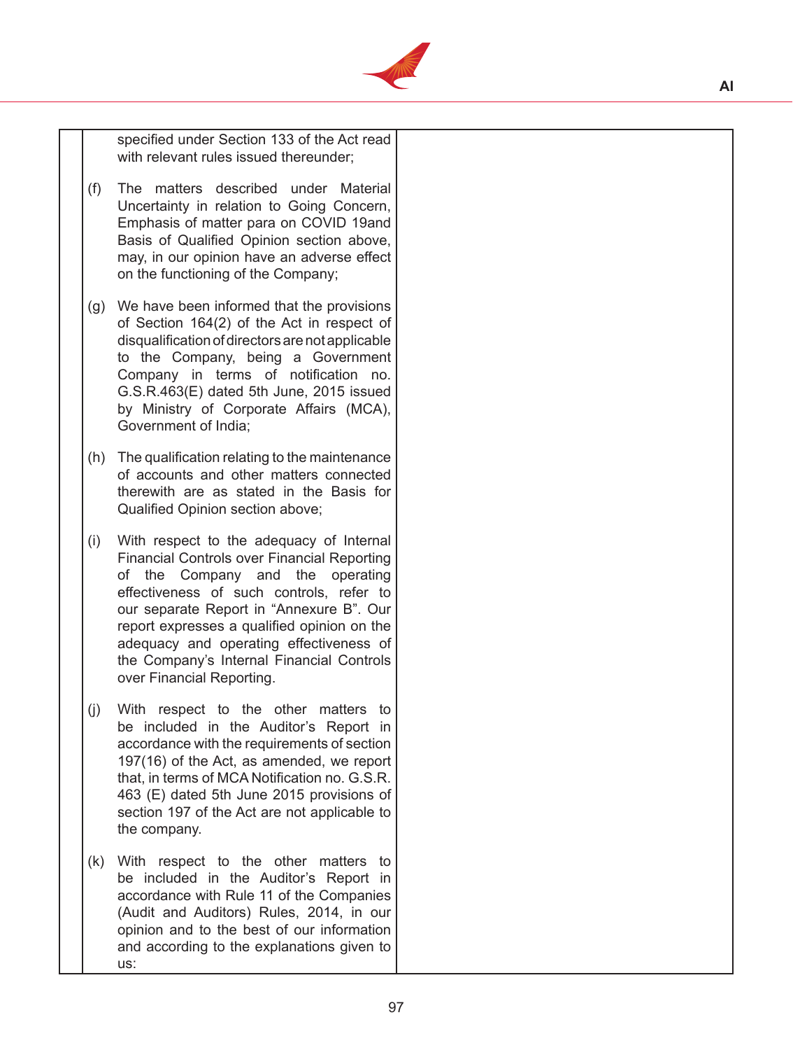| | | |
|---|---|---|
| | specified under Section 133 of the Act read with relevant rules issued thereunder; | |
| | (f) The matters described under Material Uncertainty in relation to Going Concern, Emphasis of matter para on COVID 19and Basis of Qualified Opinion section above, may, in our opinion have an adverse effect on the functioning of the Company; | |
| | (g) We have been informed that the provisions of Section 164(2) of the Act in respect of disqualification of directors are not applicable to the Company, being a Government Company in terms of notification no. G.S.R.463(E) dated 5th June, 2015 issued by Ministry of Corporate Affairs (MCA), Government of India; | |
| | (h) The qualification relating to the maintenance of accounts and other matters connected therewith are as stated in the Basis for Qualified Opinion section above; | |
| | (i) With respect to the adequacy of Internal Financial Controls over Financial Reporting of the Company and the operating effectiveness of such controls, refer to our separate Report in "Annexure B". Our report expresses a qualified opinion on the adequacy and operating effectiveness of the Company's Internal Financial Controls over Financial Reporting. | |
| | (j) With respect to the other matters to be included in the Auditor's Report in accordance with the requirements of section 197(16) of the Act, as amended, we report that, in terms of MCA Notification no. G.S.R. 463 (E) dated 5th June 2015 provisions of section 197 of the Act are not applicable to the company. | |
| | (k) With respect to the other matters to be included in the Auditor's Report in accordance with Rule 11 of the Companies (Audit and Auditors) Rules, 2014, in our opinion and to the best of our information and according to the explanations given to us: | |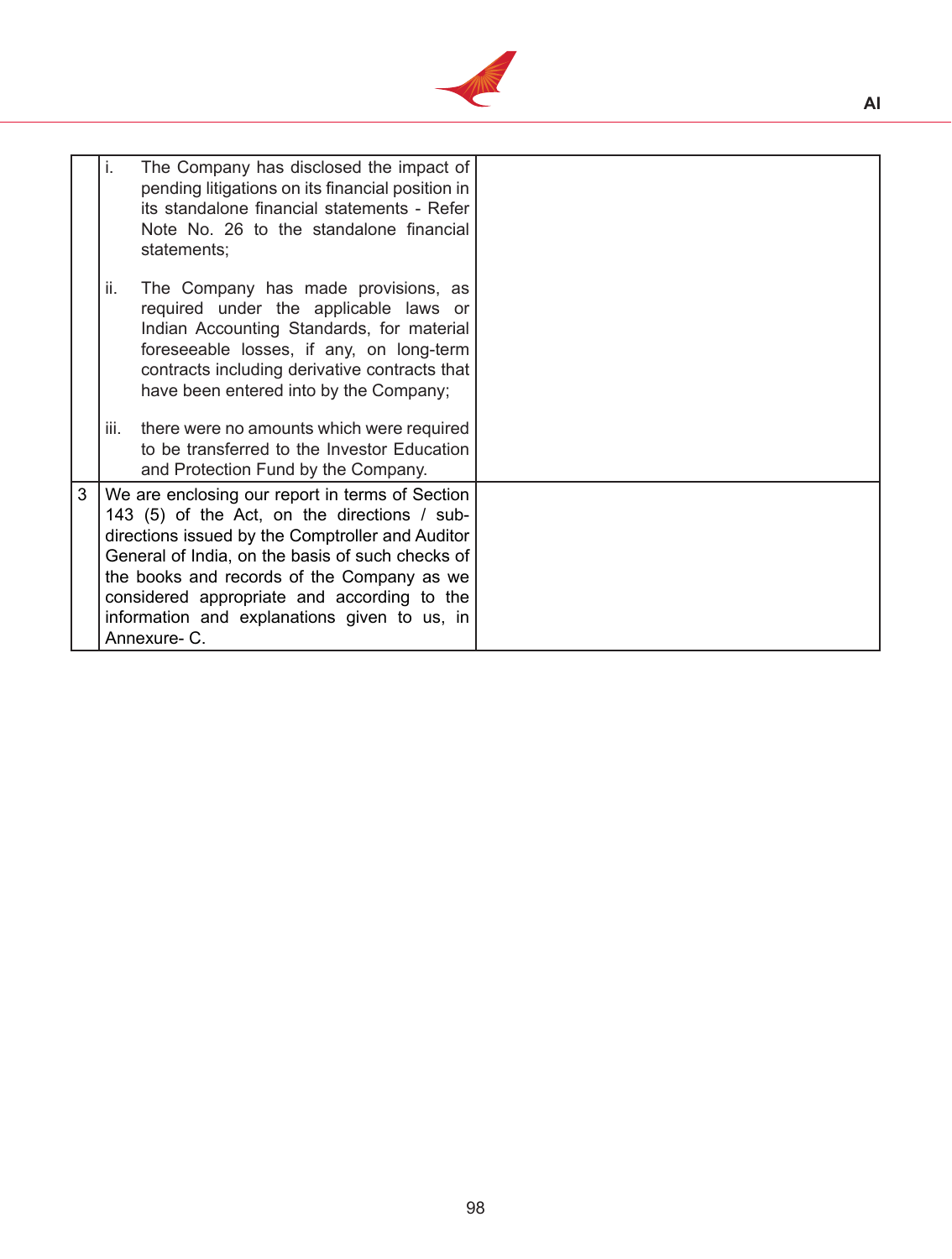| | | |
|---|---|---|
| | i. The Company has disclosed the impact of pending litigations on its financial position in its standalone financial statements - Refer Note No. 26 to the standalone financial statements;<br><br>ii. The Company has made provisions, as required under the applicable laws or Indian Accounting Standards, for material foreseeable losses, if any, on long-term contracts including derivative contracts that have been entered into by the Company;<br><br>iii. there were no amounts which were required to be transferred to the Investor Education and Protection Fund by the Company. | |
| 3 | We are enclosing our report in terms of Section 143 (5) of the Act, on the directions / sub-directions issued by the Comptroller and Auditor General of India, on the basis of such checks of the books and records of the Company as we considered appropriate and according to the information and explanations given to us, in Annexure- C. | |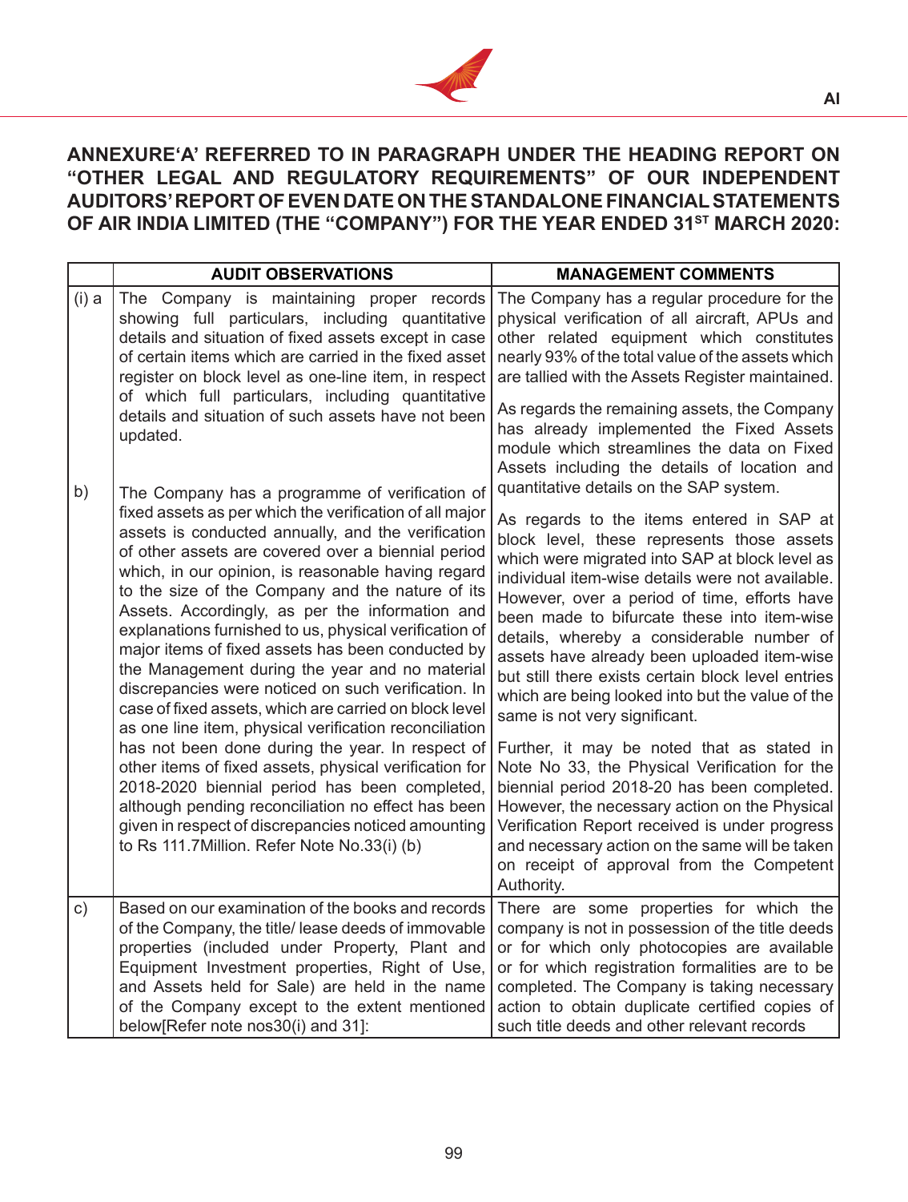## ANNEXURE'A' REFERRED TO IN PARAGRAPH UNDER THE HEADING REPORT ON "OTHER LEGAL AND REGULATORY REQUIREMENTS" OF OUR INDEPENDENT AUDITORS' REPORT OF EVEN DATE ON THE STANDALONE FINANCIAL STATEMENTS OF AIR INDIA LIMITED (THE "COMPANY") FOR THE YEAR ENDED 31ST MARCH 2020:

| | AUDIT OBSERVATIONS | MANAGEMENT COMMENTS |
|---|---|---|
| (i) a | The Company is maintaining proper records showing full particulars, including quantitative details and situation of fixed assets except in case of certain items which are carried in the fixed asset register on block level as one-line item, in respect of which full particulars, including quantitative details and situation of such assets have not been updated. | The Company has a regular procedure for the physical verification of all aircraft, APUs and other related equipment which constitutes nearly 93% of the total value of the assets which are tallied with the Assets Register maintained.<br><br>As regards the remaining assets, the Company has already implemented the Fixed Assets module which streamlines the data on Fixed Assets including the details of location and quantitative details on the SAP system. |
| b) | The Company has a programme of verification of fixed assets as per which the verification of all major assets is conducted annually, and the verification of other assets are covered over a biennial period which, in our opinion, is reasonable having regard to the size of the Company and the nature of its Assets. Accordingly, as per the information and explanations furnished to us, physical verification of major items of fixed assets has been conducted by the Management during the year and no material discrepancies were noticed on such verification. In case of fixed assets, which are carried on block level as one line item, physical verification reconciliation has not been done during the year. In respect of other items of fixed assets, physical verification for 2018-2020 biennial period has been completed, although pending reconciliation no effect has been given in respect of discrepancies noticed amounting to Rs 111.7Million. Refer Note No.33(i) (b) | As regards to the items entered in SAP at block level, these represents those assets which were migrated into SAP at block level as individual item-wise details were not available. However, over a period of time, efforts have been made to bifurcate these into item-wise details, whereby a considerable number of assets have already been uploaded item-wise but still there exists certain block level entries which are being looked into but the value of the same is not very significant.<br><br>Further, it may be noted that as stated in Note No 33, the Physical Verification for the biennial period 2018-20 has been completed. However, the necessary action on the Physical Verification Report received is under progress and necessary action on the same will be taken on receipt of approval from the Competent Authority. |
| c) | Based on our examination of the books and records of the Company, the title/ lease deeds of immovable properties (included under Property, Plant and Equipment Investment properties, Right of Use, and Assets held for Sale) are held in the name of the Company except to the extent mentioned below[Refer note nos30(i) and 31]: | There are some properties for which the company is not in possession of the title deeds or for which only photocopies are available or for which registration formalities are to be completed. The Company is taking necessary action to obtain duplicate certified copies of such title deeds and other relevant records |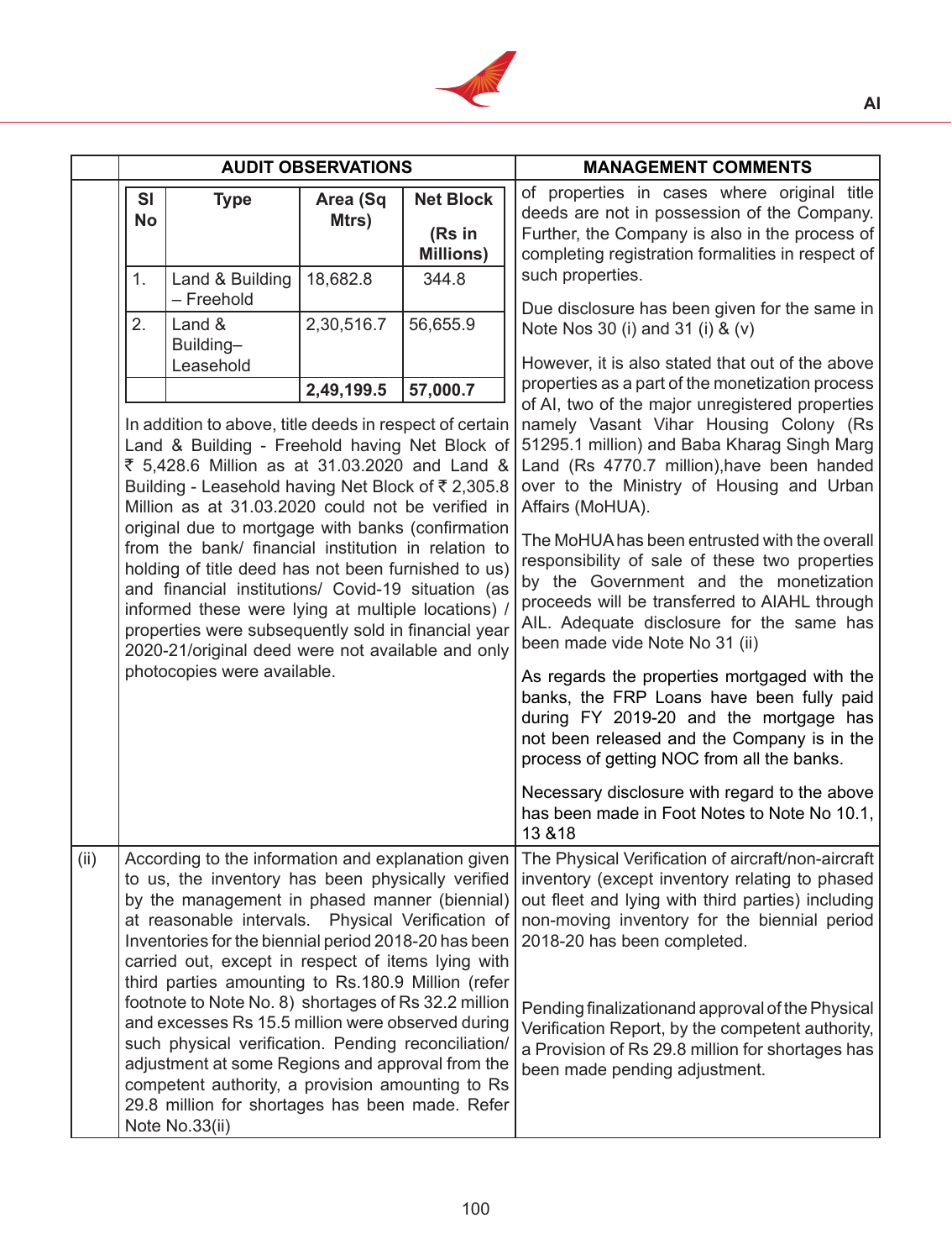| | AUDIT OBSERVATIONS | MANAGEMENT COMMENTS |
|---|---|---|
| | (see table and text below) | of properties in cases where original title deeds are not in possession of the Company. Further, the Company is also in the process of completing registration formalities in respect of such properties.<br><br>Due disclosure has been given for the same in Note Nos 30 (i) and 31 (i) & (v)<br><br>However, it is also stated that out of the above properties as a part of the monetization process of AI, two of the major unregistered properties namely Vasant Vihar Housing Colony (Rs 51295.1 million) and Baba Kharag Singh Marg Land (Rs 4770.7 million),have been handed over to the Ministry of Housing and Urban Affairs (MoHUA).<br><br>The MoHUA has been entrusted with the overall responsibility of sale of these two properties by the Government and the monetization proceeds will be transferred to AIAHL through AIL. Adequate disclosure for the same has been made vide Note No 31 (ii)<br><br>As regards the properties mortgaged with the banks, the FRP Loans have been fully paid during FY 2019-20 and the mortgage has not been released and the Company is in the process of getting NOC from all the banks.<br><br>Necessary disclosure with regard to the above has been made in Foot Notes to Note No 10.1, 13 &18 |
| (ii) | According to the information and explanation given to us, the inventory has been physically verified by the management in phased manner (biennial) at reasonable intervals. Physical Verification of Inventories for the biennial period 2018-20 has been carried out, except in respect of items lying with third parties amounting to Rs.180.9 Million (refer footnote to Note No. 8) shortages of Rs 32.2 million and excesses Rs 15.5 million were observed during such physical verification. Pending reconciliation/ adjustment at some Regions and approval from the competent authority, a provision amounting to Rs 29.8 million for shortages has been made. Refer Note No.33(ii) | The Physical Verification of aircraft/non-aircraft inventory (except inventory relating to phased out fleet and lying with third parties) including non-moving inventory for the biennial period 2018-20 has been completed.<br><br>Pending finalizationand approval of the Physical Verification Report, by the competent authority, a Provision of Rs 29.8 million for shortages has been made pending adjustment. |

| Sl No | Type | Area (Sq Mtrs) | Net Block (Rs in Millions) |
|---|---|---|---|
| 1. | Land & Building – Freehold | 18,682.8 | 344.8 |
| 2. | Land & Building– Leasehold | 2,30,516.7 | 56,655.9 |
| | | **2,49,199.5** | **57,000.7** |

In addition to above, title deeds in respect of certain Land & Building - Freehold having Net Block of ₹ 5,428.6 Million as at 31.03.2020 and Land & Building - Leasehold having Net Block of ₹ 2,305.8 Million as at 31.03.2020 could not be verified in original due to mortgage with banks (confirmation from the bank/ financial institution in relation to holding of title deed has not been furnished to us) and financial institutions/ Covid-19 situation (as informed these were lying at multiple locations) / properties were subsequently sold in financial year 2020-21/original deed were not available and only photocopies were available.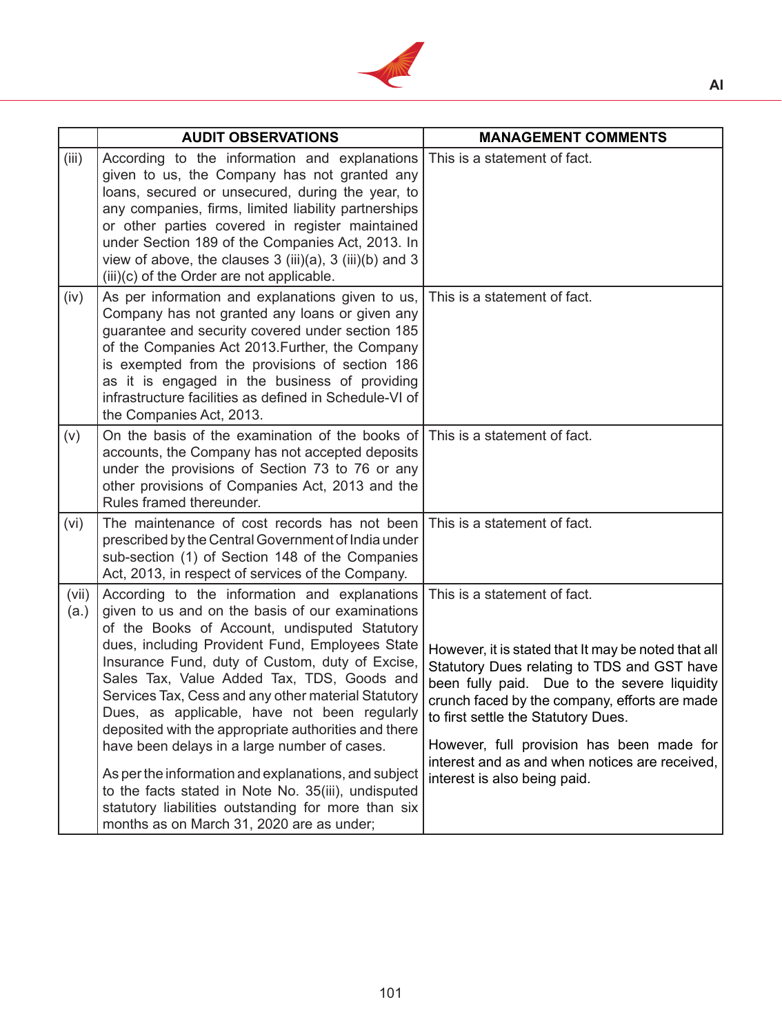| | AUDIT OBSERVATIONS | MANAGEMENT COMMENTS |
|---|---|---|
| (iii) | According to the information and explanations given to us, the Company has not granted any loans, secured or unsecured, during the year, to any companies, firms, limited liability partnerships or other parties covered in register maintained under Section 189 of the Companies Act, 2013. In view of above, the clauses 3 (iii)(a), 3 (iii)(b) and 3 (iii)(c) of the Order are not applicable. | This is a statement of fact. |
| (iv) | As per information and explanations given to us, Company has not granted any loans or given any guarantee and security covered under section 185 of the Companies Act 2013.Further, the Company is exempted from the provisions of section 186 as it is engaged in the business of providing infrastructure facilities as defined in Schedule-VI of the Companies Act, 2013. | This is a statement of fact. |
| (v) | On the basis of the examination of the books of accounts, the Company has not accepted deposits under the provisions of Section 73 to 76 or any other provisions of Companies Act, 2013 and the Rules framed thereunder. | This is a statement of fact. |
| (vi) | The maintenance of cost records has not been prescribed by the Central Government of India under sub-section (1) of Section 148 of the Companies Act, 2013, in respect of services of the Company. | This is a statement of fact. |
| (vii) (a.) | According to the information and explanations given to us and on the basis of our examinations of the Books of Account, undisputed Statutory dues, including Provident Fund, Employees State Insurance Fund, duty of Custom, duty of Excise, Sales Tax, Value Added Tax, TDS, Goods and Services Tax, Cess and any other material Statutory Dues, as applicable, have not been regularly deposited with the appropriate authorities and there have been delays in a large number of cases.<br><br>As per the information and explanations, and subject to the facts stated in Note No. 35(iii), undisputed statutory liabilities outstanding for more than six months as on March 31, 2020 are as under; | This is a statement of fact.<br><br>However, it is stated that It may be noted that all Statutory Dues relating to TDS and GST have been fully paid. Due to the severe liquidity crunch faced by the company, efforts are made to first settle the Statutory Dues.<br><br>However, full provision has been made for interest and as and when notices are received, interest is also being paid. |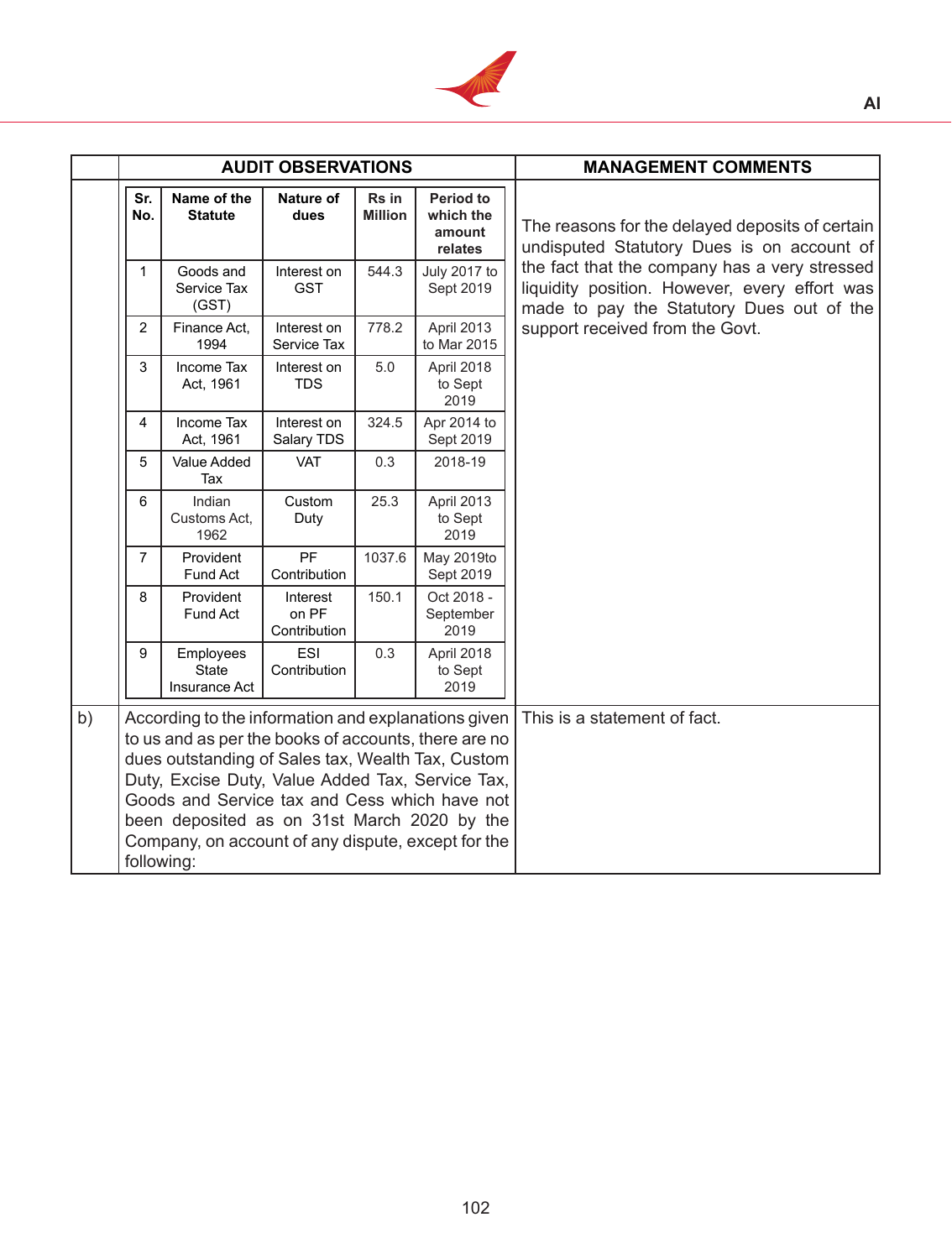| | AUDIT OBSERVATIONS | MANAGEMENT COMMENTS |
|---|---|---|
| | (see table below) | The reasons for the delayed deposits of certain undisputed Statutory Dues is on account of the fact that the company has a very stressed liquidity position. However, every effort was made to pay the Statutory Dues out of the support received from the Govt. |
| b) | According to the information and explanations given to us and as per the books of accounts, there are no dues outstanding of Sales tax, Wealth Tax, Custom Duty, Excise Duty, Value Added Tax, Service Tax, Goods and Service tax and Cess which have not been deposited as on 31st March 2020 by the Company, on account of any dispute, except for the following: | This is a statement of fact. |

| Sr. No. | Name of the Statute | Nature of dues | Rs in Million | Period to which the amount relates |
|---|---|---|---|---|
| 1 | Goods and Service Tax (GST) | Interest on GST | 544.3 | July 2017 to Sept 2019 |
| 2 | Finance Act, 1994 | Interest on Service Tax | 778.2 | April 2013 to Mar 2015 |
| 3 | Income Tax Act, 1961 | Interest on TDS | 5.0 | April 2018 to Sept 2019 |
| 4 | Income Tax Act, 1961 | Interest on Salary TDS | 324.5 | Apr 2014 to Sept 2019 |
| 5 | Value Added Tax | VAT | 0.3 | 2018-19 |
| 6 | Indian Customs Act, 1962 | Custom Duty | 25.3 | April 2013 to Sept 2019 |
| 7 | Provident Fund Act | PF Contribution | 1037.6 | May 2019to Sept 2019 |
| 8 | Provident Fund Act | Interest on PF Contribution | 150.1 | Oct 2018 - September 2019 |
| 9 | Employees State Insurance Act | ESI Contribution | 0.3 | April 2018 to Sept 2019 |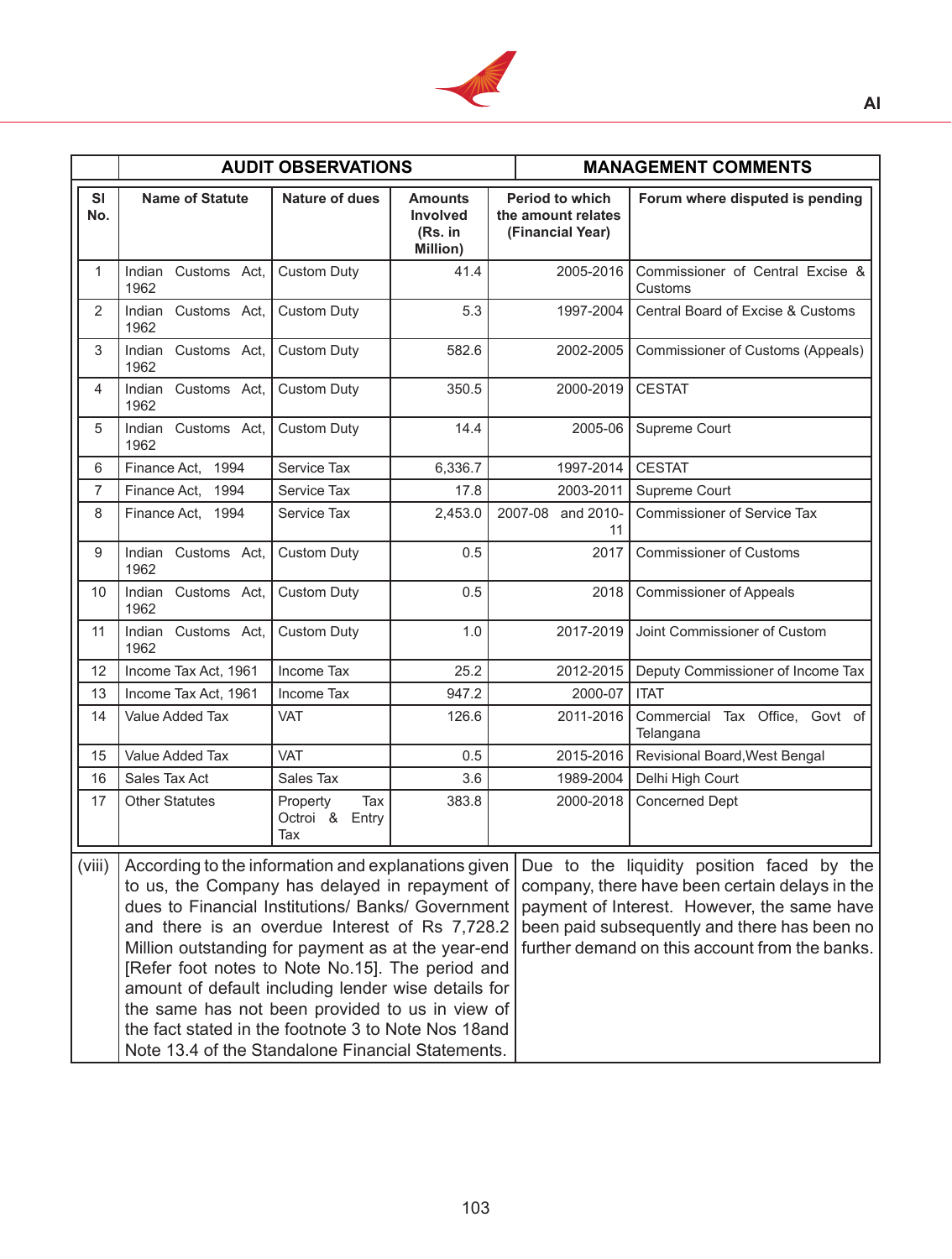| | AUDIT OBSERVATIONS | | | MANAGEMENT COMMENTS | |
|---|---|---|---|---|---|
| Sl No. | Name of Statute | Nature of dues | Amounts Involved (Rs. in Million) | Period to which the amount relates (Financial Year) | Forum where disputed is pending |
| 1 | Indian Customs Act, 1962 | Custom Duty | 41.4 | 2005-2016 | Commissioner of Central Excise & Customs |
| 2 | Indian Customs Act, 1962 | Custom Duty | 5.3 | 1997-2004 | Central Board of Excise & Customs |
| 3 | Indian Customs Act, 1962 | Custom Duty | 582.6 | 2002-2005 | Commissioner of Customs (Appeals) |
| 4 | Indian Customs Act, 1962 | Custom Duty | 350.5 | 2000-2019 | CESTAT |
| 5 | Indian Customs Act, 1962 | Custom Duty | 14.4 | 2005-06 | Supreme Court |
| 6 | Finance Act, 1994 | Service Tax | 6,336.7 | 1997-2014 | CESTAT |
| 7 | Finance Act, 1994 | Service Tax | 17.8 | 2003-2011 | Supreme Court |
| 8 | Finance Act, 1994 | Service Tax | 2,453.0 | 2007-08 and 2010-11 | Commissioner of Service Tax |
| 9 | Indian Customs Act, 1962 | Custom Duty | 0.5 | 2017 | Commissioner of Customs |
| 10 | Indian Customs Act, 1962 | Custom Duty | 0.5 | 2018 | Commissioner of Appeals |
| 11 | Indian Customs Act, 1962 | Custom Duty | 1.0 | 2017-2019 | Joint Commissioner of Custom |
| 12 | Income Tax Act, 1961 | Income Tax | 25.2 | 2012-2015 | Deputy Commissioner of Income Tax |
| 13 | Income Tax Act, 1961 | Income Tax | 947.2 | 2000-07 | ITAT |
| 14 | Value Added Tax | VAT | 126.6 | 2011-2016 | Commercial Tax Office, Govt of Telangana |
| 15 | Value Added Tax | VAT | 0.5 | 2015-2016 | Revisional Board,West Bengal |
| 16 | Sales Tax Act | Sales Tax | 3.6 | 1989-2004 | Delhi High Court |
| 17 | Other Statutes | Property Tax Octroi & Entry Tax | 383.8 | 2000-2018 | Concerned Dept |

| | AUDIT OBSERVATIONS | MANAGEMENT COMMENTS |
|---|---|---|
| (viii) | According to the information and explanations given to us, the Company has delayed in repayment of dues to Financial Institutions/ Banks/ Government and there is an overdue Interest of Rs 7,728.2 Million outstanding for payment as at the year-end [Refer foot notes to Note No.15]. The period and amount of default including lender wise details for the same has not been provided to us in view of the fact stated in the footnote 3 to Note Nos 18and Note 13.4 of the Standalone Financial Statements. | Due to the liquidity position faced by the company, there have been certain delays in the payment of Interest. However, the same have been paid subsequently and there has been no further demand on this account from the banks. |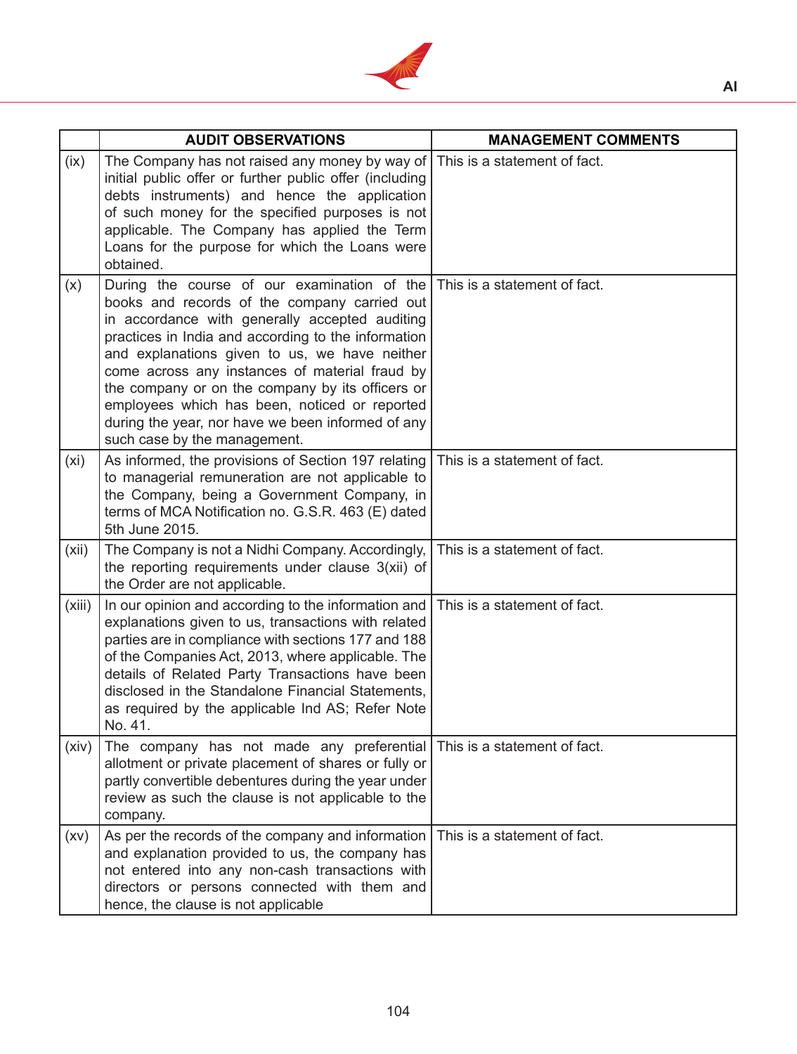| | AUDIT OBSERVATIONS | MANAGEMENT COMMENTS |
|---|---|---|
| (ix) | The Company has not raised any money by way of initial public offer or further public offer (including debts instruments) and hence the application of such money for the specified purposes is not applicable. The Company has applied the Term Loans for the purpose for which the Loans were obtained. | This is a statement of fact. |
| (x) | During the course of our examination of the books and records of the company carried out in accordance with generally accepted auditing practices in India and according to the information and explanations given to us, we have neither come across any instances of material fraud by the company or on the company by its officers or employees which has been, noticed or reported during the year, nor have we been informed of any such case by the management. | This is a statement of fact. |
| (xi) | As informed, the provisions of Section 197 relating to managerial remuneration are not applicable to the Company, being a Government Company, in terms of MCA Notification no. G.S.R. 463 (E) dated 5th June 2015. | This is a statement of fact. |
| (xii) | The Company is not a Nidhi Company. Accordingly, the reporting requirements under clause 3(xii) of the Order are not applicable. | This is a statement of fact. |
| (xiii) | In our opinion and according to the information and explanations given to us, transactions with related parties are in compliance with sections 177 and 188 of the Companies Act, 2013, where applicable. The details of Related Party Transactions have been disclosed in the Standalone Financial Statements, as required by the applicable Ind AS; Refer Note No. 41. | This is a statement of fact. |
| (xiv) | The company has not made any preferential allotment or private placement of shares or fully or partly convertible debentures during the year under review as such the clause is not applicable to the company. | This is a statement of fact. |
| (xv) | As per the records of the company and information and explanation provided to us, the company has not entered into any non-cash transactions with directors or persons connected with them and hence, the clause is not applicable | This is a statement of fact. |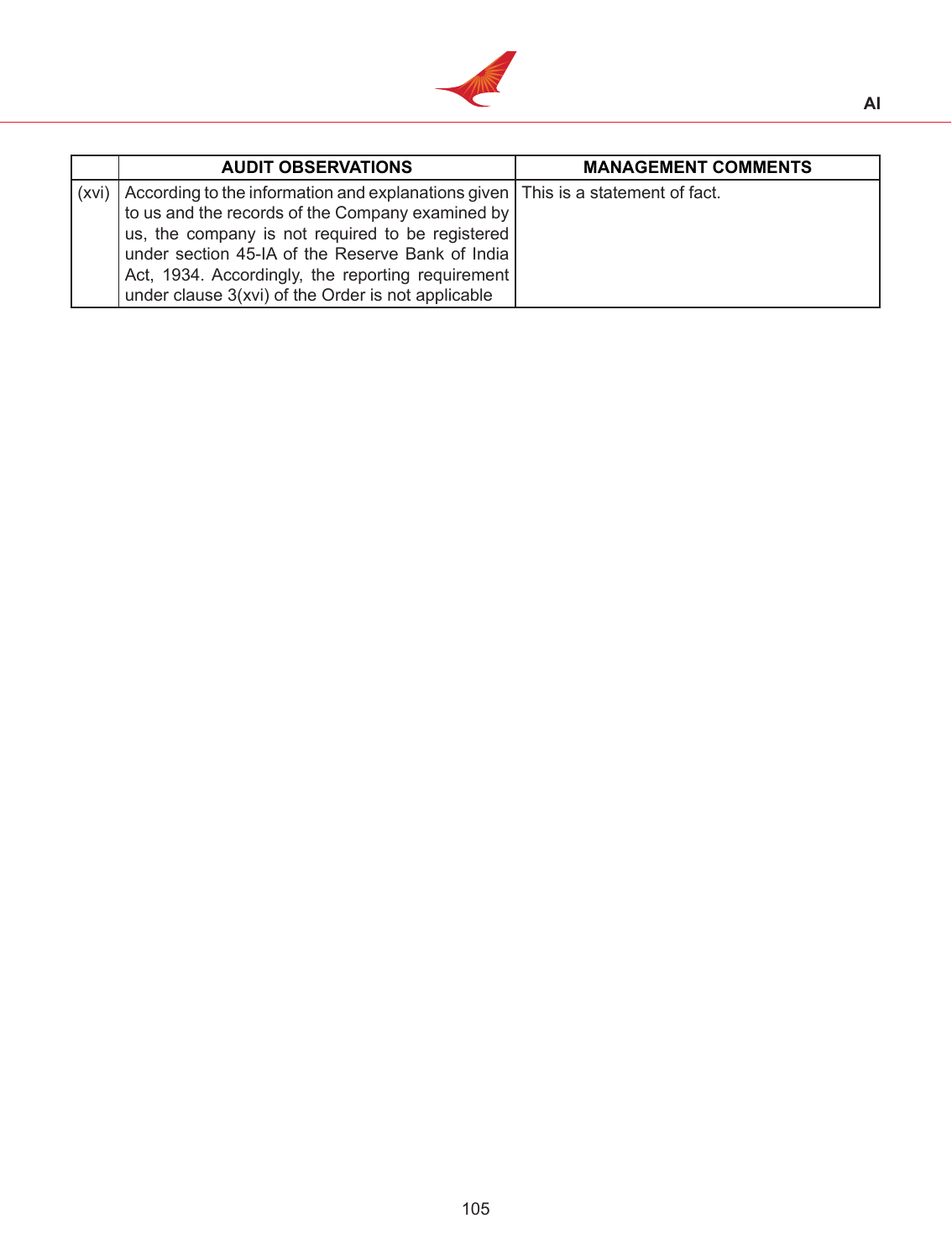|  | AUDIT OBSERVATIONS | MANAGEMENT COMMENTS |
|---|---|---|
| (xvi) | According to the information and explanations given to us and the records of the Company examined by us, the company is not required to be registered under section 45-IA of the Reserve Bank of India Act, 1934. Accordingly, the reporting requirement under clause 3(xvi) of the Order is not applicable | This is a statement of fact. |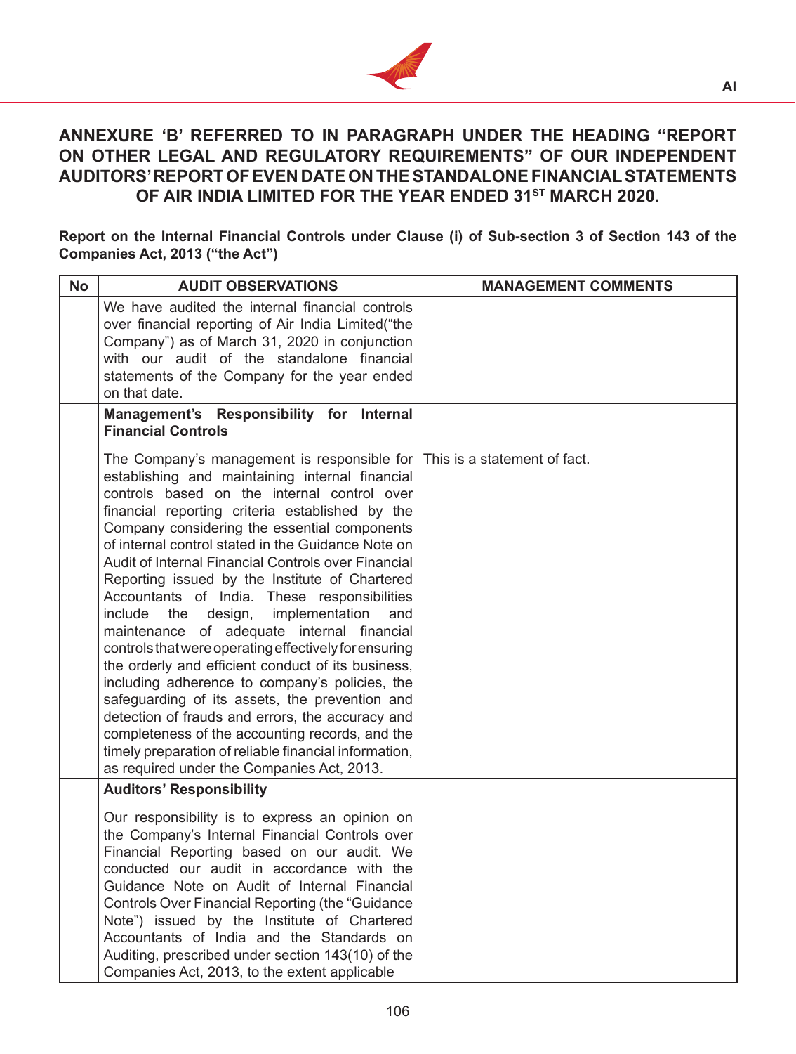## ANNEXURE 'B' REFERRED TO IN PARAGRAPH UNDER THE HEADING "REPORT ON OTHER LEGAL AND REGULATORY REQUIREMENTS" OF OUR INDEPENDENT AUDITORS' REPORT OF EVEN DATE ON THE STANDALONE FINANCIAL STATEMENTS OF AIR INDIA LIMITED FOR THE YEAR ENDED 31ST MARCH 2020.

**Report on the Internal Financial Controls under Clause (i) of Sub-section 3 of Section 143 of the Companies Act, 2013 ("the Act")**

| No | AUDIT OBSERVATIONS | MANAGEMENT COMMENTS |
|---|---|---|
| | We have audited the internal financial controls over financial reporting of Air India Limited("the Company") as of March 31, 2020 in conjunction with our audit of the standalone financial statements of the Company for the year ended on that date. | |
| | **Management's Responsibility for Internal Financial Controls**<br><br>The Company's management is responsible for establishing and maintaining internal financial controls based on the internal control over financial reporting criteria established by the Company considering the essential components of internal control stated in the Guidance Note on Audit of Internal Financial Controls over Financial Reporting issued by the Institute of Chartered Accountants of India. These responsibilities include the design, implementation and maintenance of adequate internal financial controls that were operating effectively for ensuring the orderly and efficient conduct of its business, including adherence to company's policies, the safeguarding of its assets, the prevention and detection of frauds and errors, the accuracy and completeness of the accounting records, and the timely preparation of reliable financial information, as required under the Companies Act, 2013. | This is a statement of fact. |
| | **Auditors' Responsibility**<br><br>Our responsibility is to express an opinion on the Company's Internal Financial Controls over Financial Reporting based on our audit. We conducted our audit in accordance with the Guidance Note on Audit of Internal Financial Controls Over Financial Reporting (the "Guidance Note") issued by the Institute of Chartered Accountants of India and the Standards on Auditing, prescribed under section 143(10) of the Companies Act, 2013, to the extent applicable | |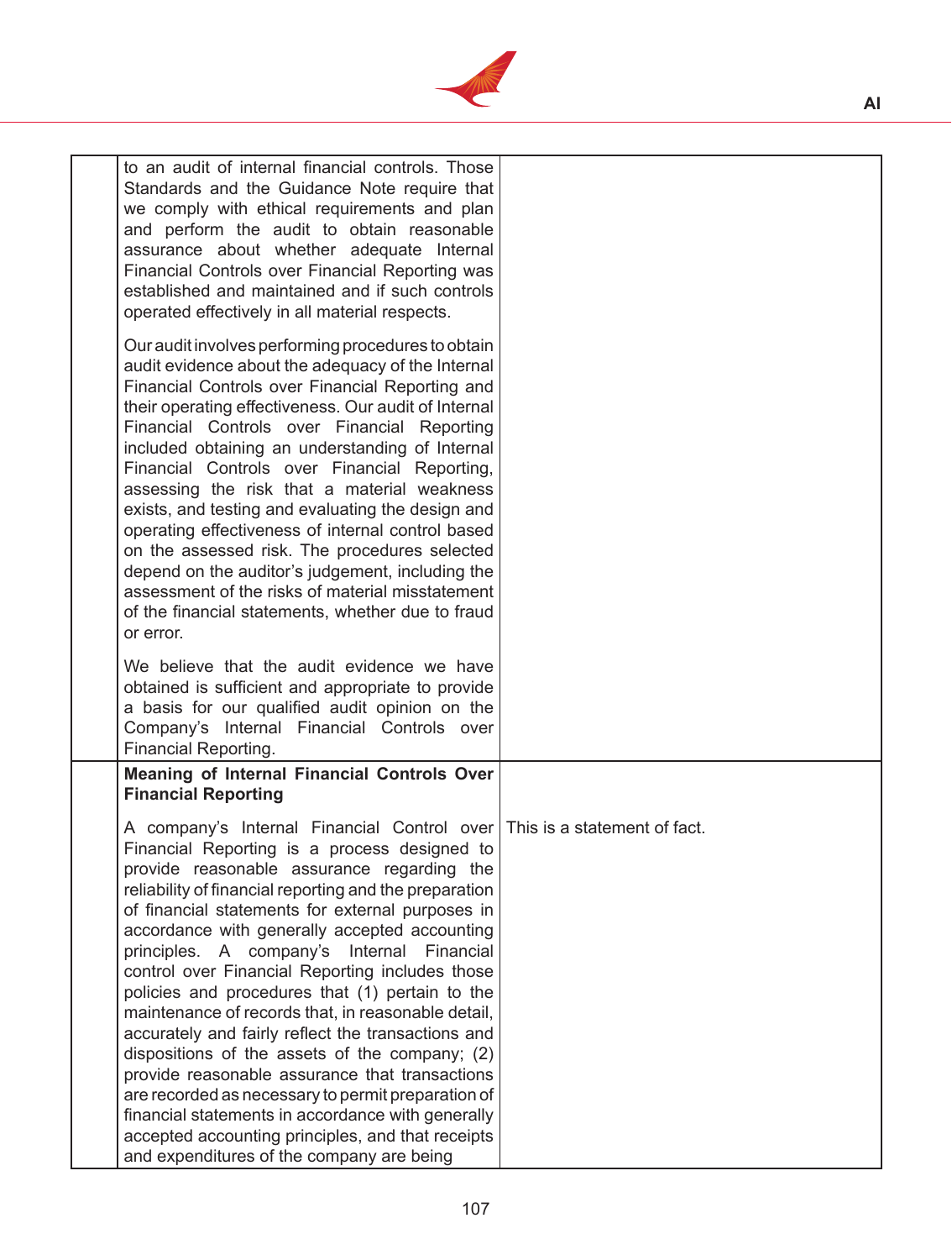| | | |
|---|---|---|
| | to an audit of internal financial controls. Those Standards and the Guidance Note require that we comply with ethical requirements and plan and perform the audit to obtain reasonable assurance about whether adequate Internal Financial Controls over Financial Reporting was established and maintained and if such controls operated effectively in all material respects.<br><br>Our audit involves performing procedures to obtain audit evidence about the adequacy of the Internal Financial Controls over Financial Reporting and their operating effectiveness. Our audit of Internal Financial Controls over Financial Reporting included obtaining an understanding of Internal Financial Controls over Financial Reporting, assessing the risk that a material weakness exists, and testing and evaluating the design and operating effectiveness of internal control based on the assessed risk. The procedures selected depend on the auditor's judgement, including the assessment of the risks of material misstatement of the financial statements, whether due to fraud or error.<br><br>We believe that the audit evidence we have obtained is sufficient and appropriate to provide a basis for our qualified audit opinion on the Company's Internal Financial Controls over Financial Reporting. | |
| | **Meaning of Internal Financial Controls Over Financial Reporting**<br><br>A company's Internal Financial Control over Financial Reporting is a process designed to provide reasonable assurance regarding the reliability of financial reporting and the preparation of financial statements for external purposes in accordance with generally accepted accounting principles. A company's Internal Financial control over Financial Reporting includes those policies and procedures that (1) pertain to the maintenance of records that, in reasonable detail, accurately and fairly reflect the transactions and dispositions of the assets of the company; (2) provide reasonable assurance that transactions are recorded as necessary to permit preparation of financial statements in accordance with generally accepted accounting principles, and that receipts and expenditures of the company are being | This is a statement of fact. |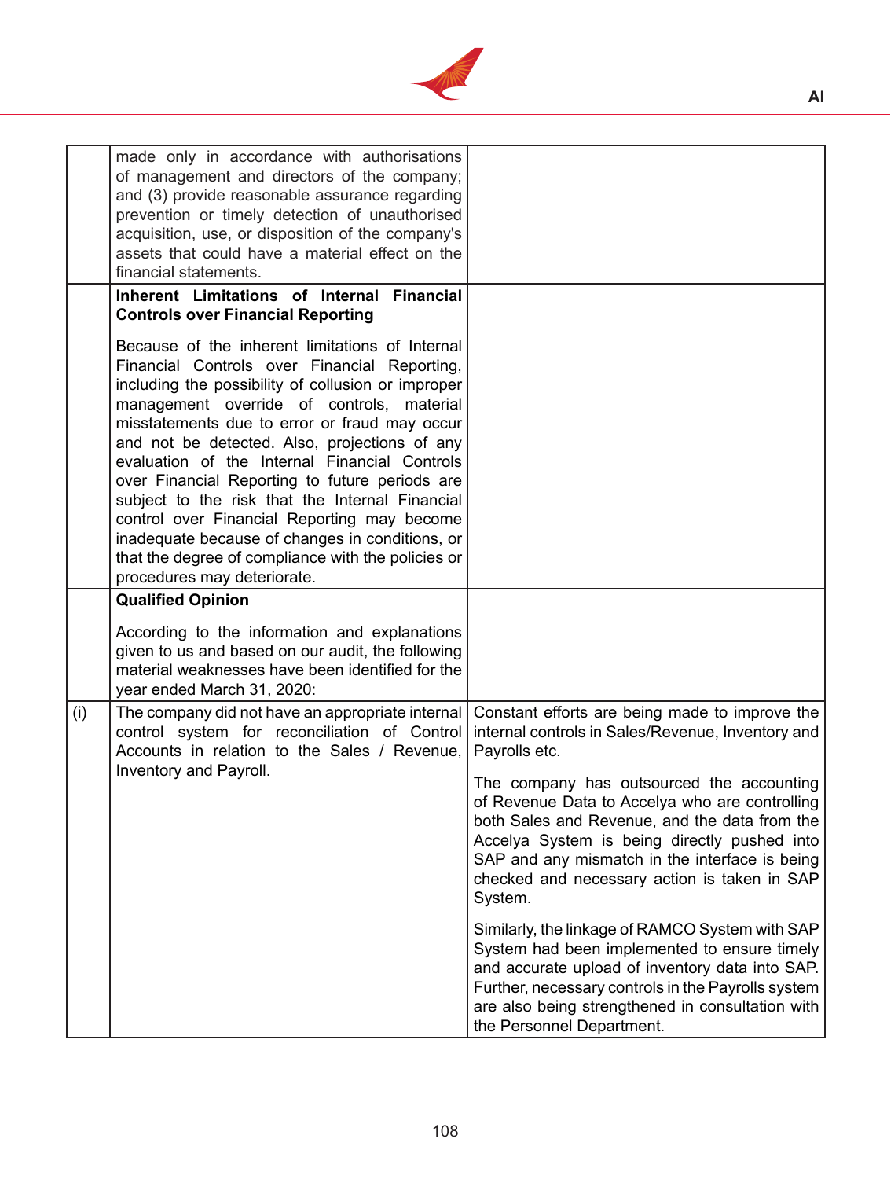| | | |
|---|---|---|
| | made only in accordance with authorisations of management and directors of the company; and (3) provide reasonable assurance regarding prevention or timely detection of unauthorised acquisition, use, or disposition of the company's assets that could have a material effect on the financial statements. | |
| | **Inherent Limitations of Internal Financial Controls over Financial Reporting**<br><br>Because of the inherent limitations of Internal Financial Controls over Financial Reporting, including the possibility of collusion or improper management override of controls, material misstatements due to error or fraud may occur and not be detected. Also, projections of any evaluation of the Internal Financial Controls over Financial Reporting to future periods are subject to the risk that the Internal Financial control over Financial Reporting may become inadequate because of changes in conditions, or that the degree of compliance with the policies or procedures may deteriorate. | |
| | **Qualified Opinion**<br><br>According to the information and explanations given to us and based on our audit, the following material weaknesses have been identified for the year ended March 31, 2020: | |
| (i) | The company did not have an appropriate internal control system for reconciliation of Control Accounts in relation to the Sales / Revenue, Inventory and Payroll. | Constant efforts are being made to improve the internal controls in Sales/Revenue, Inventory and Payrolls etc.<br><br>The company has outsourced the accounting of Revenue Data to Accelya who are controlling both Sales and Revenue, and the data from the Accelya System is being directly pushed into SAP and any mismatch in the interface is being checked and necessary action is taken in SAP System.<br><br>Similarly, the linkage of RAMCO System with SAP System had been implemented to ensure timely and accurate upload of inventory data into SAP. Further, necessary controls in the Payrolls system are also being strengthened in consultation with the Personnel Department. |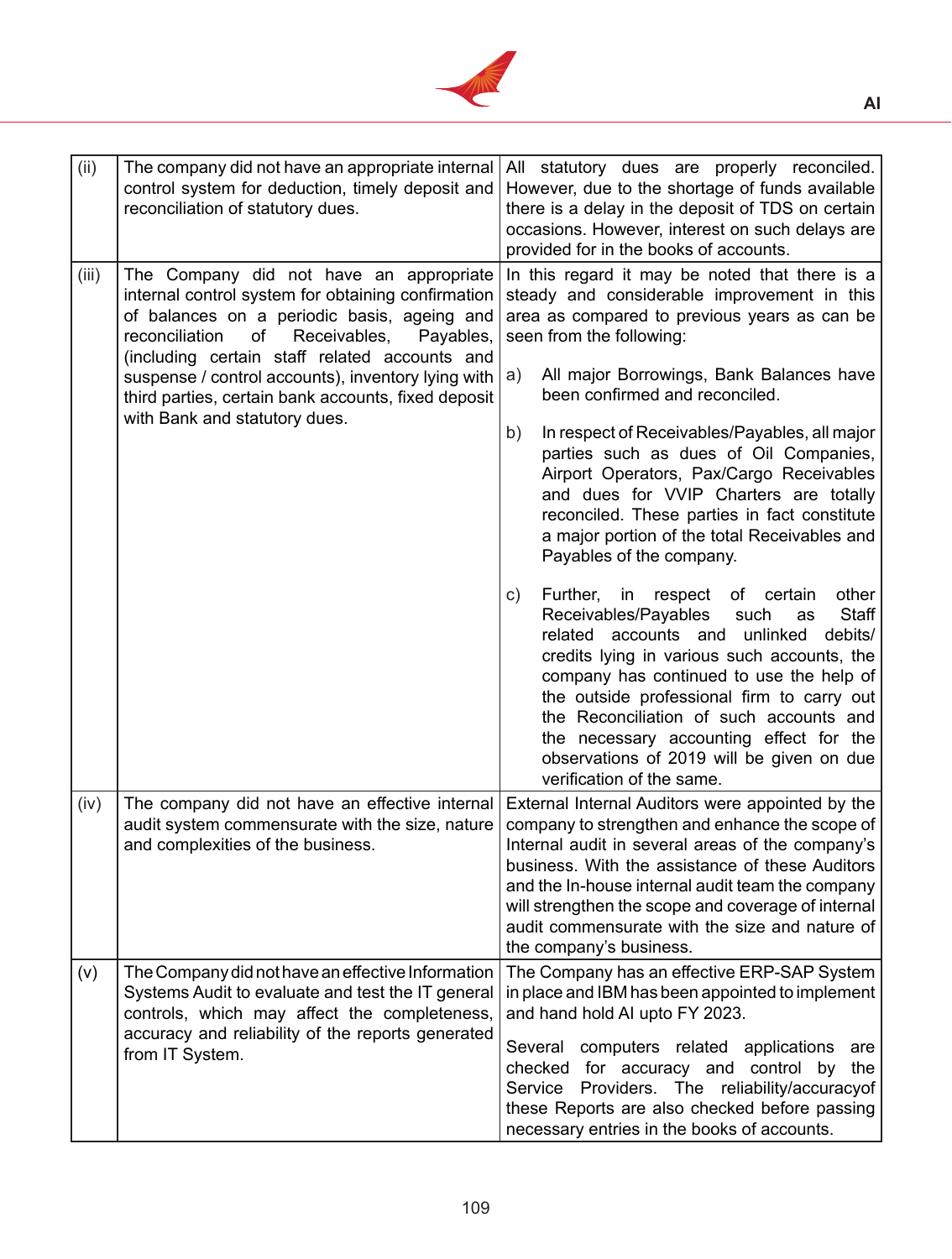| (ii) | The company did not have an appropriate internal control system for deduction, timely deposit and reconciliation of statutory dues. | All statutory dues are properly reconciled. However, due to the shortage of funds available there is a delay in the deposit of TDS on certain occasions. However, interest on such delays are provided for in the books of accounts. |
|---|---|---|
| (iii) | The Company did not have an appropriate internal control system for obtaining confirmation of balances on a periodic basis, ageing and reconciliation of Receivables, Payables, (including certain staff related accounts and suspense / control accounts), inventory lying with third parties, certain bank accounts, fixed deposit with Bank and statutory dues. | In this regard it may be noted that there is a steady and considerable improvement in this area as compared to previous years as can be seen from the following:<br><br>a) All major Borrowings, Bank Balances have been confirmed and reconciled.<br><br>b) In respect of Receivables/Payables, all major parties such as dues of Oil Companies, Airport Operators, Pax/Cargo Receivables and dues for VVIP Charters are totally reconciled. These parties in fact constitute a major portion of the total Receivables and Payables of the company.<br><br>c) Further, in respect of certain other Receivables/Payables such as Staff related accounts and unlinked debits/ credits lying in various such accounts, the company has continued to use the help of the outside professional firm to carry out the Reconciliation of such accounts and the necessary accounting effect for the observations of 2019 will be given on due verification of the same. |
| (iv) | The company did not have an effective internal audit system commensurate with the size, nature and complexities of the business. | External Internal Auditors were appointed by the company to strengthen and enhance the scope of Internal audit in several areas of the company's business. With the assistance of these Auditors and the In-house internal audit team the company will strengthen the scope and coverage of internal audit commensurate with the size and nature of the company's business. |
| (v) | The Company did not have an effective Information Systems Audit to evaluate and test the IT general controls, which may affect the completeness, accuracy and reliability of the reports generated from IT System. | The Company has an effective ERP-SAP System in place and IBM has been appointed to implement and hand hold AI upto FY 2023.<br><br>Several computers related applications are checked for accuracy and control by the Service Providers. The reliability/accuracyof these Reports are also checked before passing necessary entries in the books of accounts. |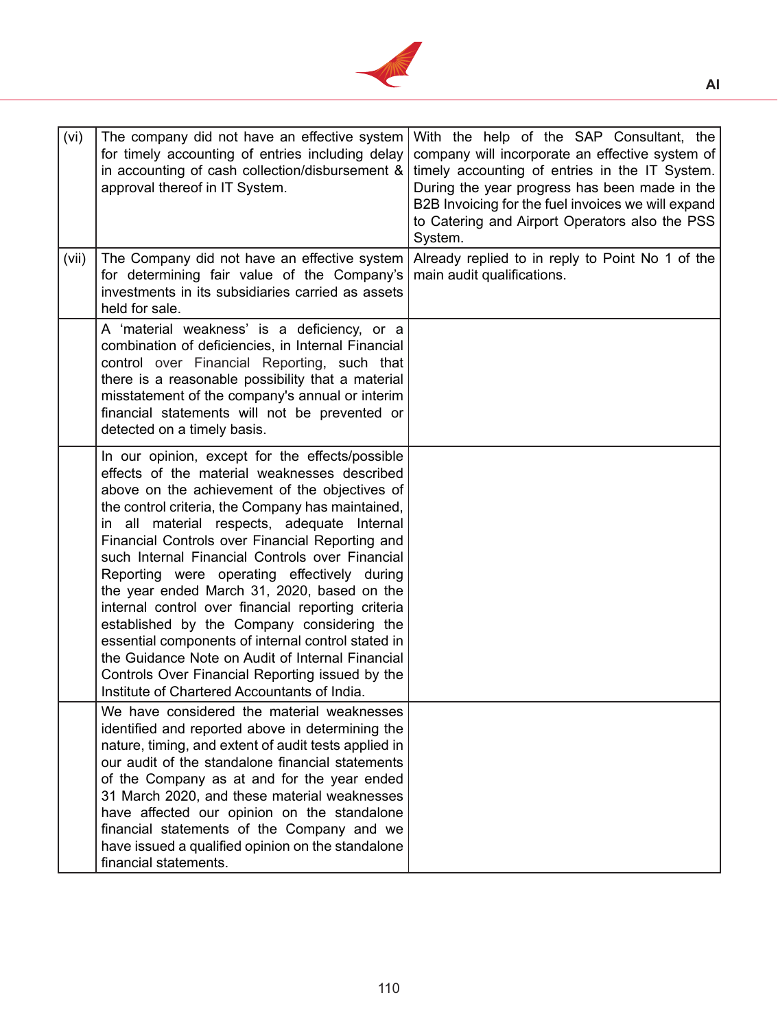| | | |
|---|---|---|
| (vi) | The company did not have an effective system for timely accounting of entries including delay in accounting of cash collection/disbursement & approval thereof in IT System. | With the help of the SAP Consultant, the company will incorporate an effective system of timely accounting of entries in the IT System. During the year progress has been made in the B2B Invoicing for the fuel invoices we will expand to Catering and Airport Operators also the PSS System. |
| (vii) | The Company did not have an effective system for determining fair value of the Company's investments in its subsidiaries carried as assets held for sale. | Already replied to in reply to Point No 1 of the main audit qualifications. |
| | A 'material weakness' is a deficiency, or a combination of deficiencies, in Internal Financial control over Financial Reporting, such that there is a reasonable possibility that a material misstatement of the company's annual or interim financial statements will not be prevented or detected on a timely basis. | |
| | In our opinion, except for the effects/possible effects of the material weaknesses described above on the achievement of the objectives of the control criteria, the Company has maintained, in all material respects, adequate Internal Financial Controls over Financial Reporting and such Internal Financial Controls over Financial Reporting were operating effectively during the year ended March 31, 2020, based on the internal control over financial reporting criteria established by the Company considering the essential components of internal control stated in the Guidance Note on Audit of Internal Financial Controls Over Financial Reporting issued by the Institute of Chartered Accountants of India. | |
| | We have considered the material weaknesses identified and reported above in determining the nature, timing, and extent of audit tests applied in our audit of the standalone financial statements of the Company as at and for the year ended 31 March 2020, and these material weaknesses have affected our opinion on the standalone financial statements of the Company and we have issued a qualified opinion on the standalone financial statements. | |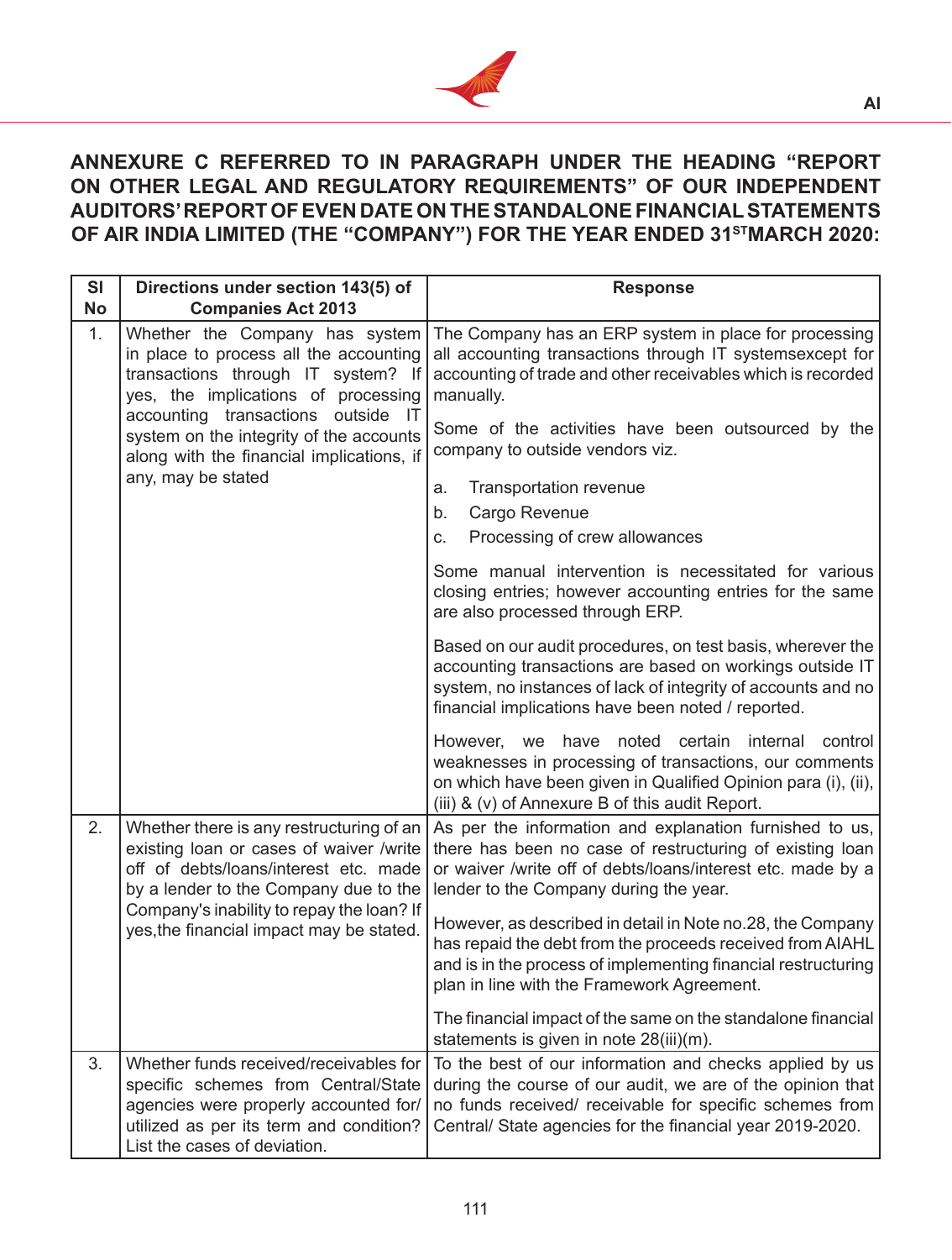## ANNEXURE C REFERRED TO IN PARAGRAPH UNDER THE HEADING "REPORT ON OTHER LEGAL AND REGULATORY REQUIREMENTS" OF OUR INDEPENDENT AUDITORS' REPORT OF EVEN DATE ON THE STANDALONE FINANCIAL STATEMENTS OF AIR INDIA LIMITED (THE "COMPANY") FOR THE YEAR ENDED 31ST MARCH 2020:

| Sl No | Directions under section 143(5) of Companies Act 2013 | Response |
|---|---|---|
| 1. | Whether the Company has system in place to process all the accounting transactions through IT system? If yes, the implications of processing accounting transactions outside IT system on the integrity of the accounts along with the financial implications, if any, may be stated | The Company has an ERP system in place for processing all accounting transactions through IT systemsexcept for accounting of trade and other receivables which is recorded manually.<br><br>Some of the activities have been outsourced by the company to outside vendors viz.<br><br>a. Transportation revenue<br>b. Cargo Revenue<br>c. Processing of crew allowances<br><br>Some manual intervention is necessitated for various closing entries; however accounting entries for the same are also processed through ERP.<br><br>Based on our audit procedures, on test basis, wherever the accounting transactions are based on workings outside IT system, no instances of lack of integrity of accounts and no financial implications have been noted / reported.<br><br>However, we have noted certain internal control weaknesses in processing of transactions, our comments on which have been given in Qualified Opinion para (i), (ii), (iii) & (v) of Annexure B of this audit Report. |
| 2. | Whether there is any restructuring of an existing loan or cases of waiver /write off of debts/loans/interest etc. made by a lender to the Company due to the Company's inability to repay the loan? If yes,the financial impact may be stated. | As per the information and explanation furnished to us, there has been no case of restructuring of existing loan or waiver /write off of debts/loans/interest etc. made by a lender to the Company during the year.<br><br>However, as described in detail in Note no.28, the Company has repaid the debt from the proceeds received from AIAHL and is in the process of implementing financial restructuring plan in line with the Framework Agreement.<br><br>The financial impact of the same on the standalone financial statements is given in note 28(iii)(m). |
| 3. | Whether funds received/receivables for specific schemes from Central/State agencies were properly accounted for/ utilized as per its term and condition? List the cases of deviation. | To the best of our information and checks applied by us during the course of our audit, we are of the opinion that no funds received/ receivable for specific schemes from Central/ State agencies for the financial year 2019-2020. |